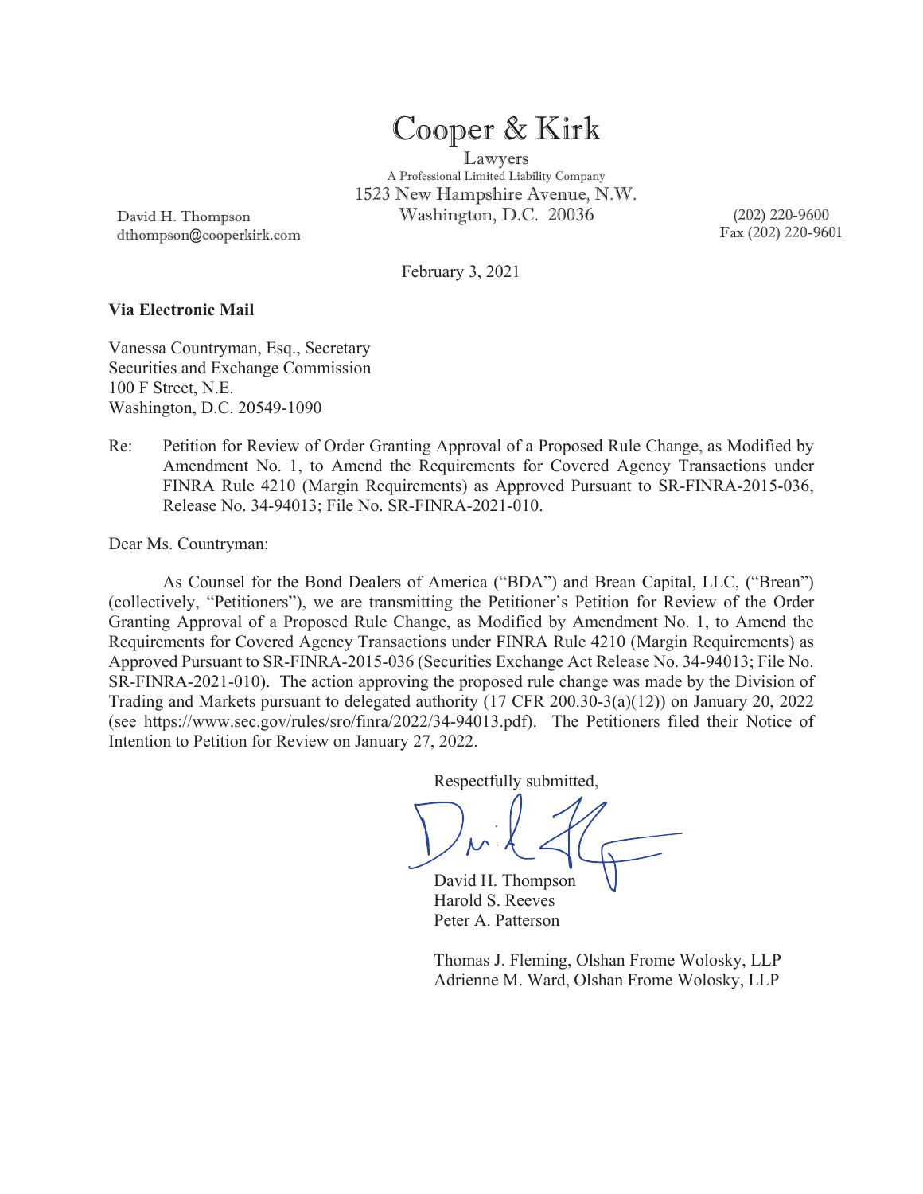# Cooper & Kirk

Lawyers

A Professional Limited Liability Company

1523 New Hampshire Avenue, N.W.

Washington, D.C. 20036

David H. Thompson
dthompson@cooperkirk.com

(202) 220-9600
Fax (202) 220-9601

February 3, 2021

**Via Electronic Mail**

Vanessa Countryman, Esq., Secretary
Securities and Exchange Commission
100 F Street, N.E.
Washington, D.C. 20549-1090

Re: Petition for Review of Order Granting Approval of a Proposed Rule Change, as Modified by Amendment No. 1, to Amend the Requirements for Covered Agency Transactions under FINRA Rule 4210 (Margin Requirements) as Approved Pursuant to SR-FINRA-2015-036, Release No. 34-94013; File No. SR-FINRA-2021-010.

Dear Ms. Countryman:

As Counsel for the Bond Dealers of America ("BDA") and Brean Capital, LLC, ("Brean") (collectively, "Petitioners"), we are transmitting the Petitioner's Petition for Review of the Order Granting Approval of a Proposed Rule Change, as Modified by Amendment No. 1, to Amend the Requirements for Covered Agency Transactions under FINRA Rule 4210 (Margin Requirements) as Approved Pursuant to SR-FINRA-2015-036 (Securities Exchange Act Release No. 34-94013; File No. SR-FINRA-2021-010). The action approving the proposed rule change was made by the Division of Trading and Markets pursuant to delegated authority (17 CFR 200.30-3(a)(12)) on January 20, 2022 (see https://www.sec.gov/rules/sro/finra/2022/34-94013.pdf). The Petitioners filed their Notice of Intention to Petition for Review on January 27, 2022.

Respectfully submitted,

David H. Thompson
Harold S. Reeves
Peter A. Patterson

Thomas J. Fleming, Olshan Frome Wolosky, LLP
Adrienne M. Ward, Olshan Frome Wolosky, LLP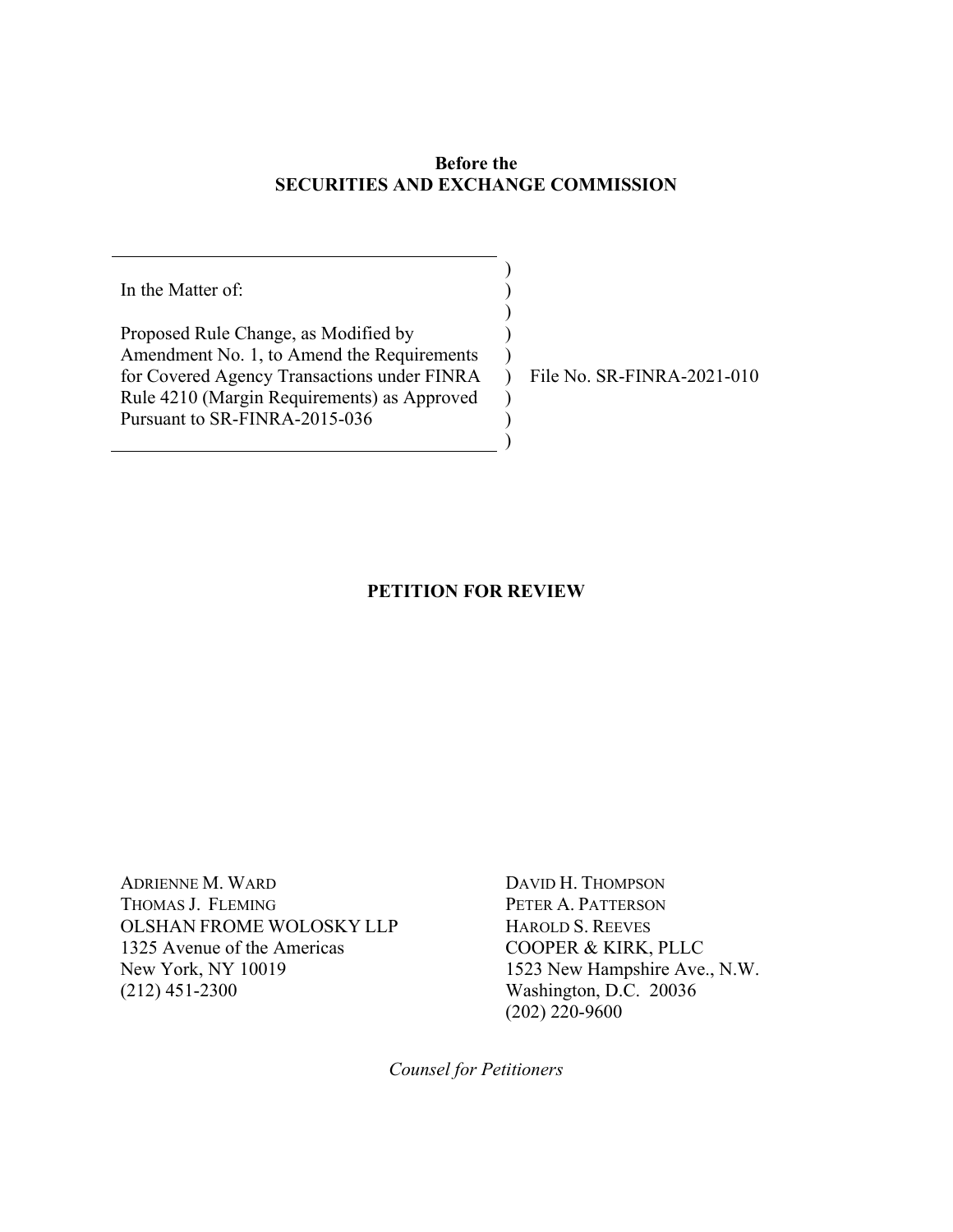**Before the**
**SECURITIES AND EXCHANGE COMMISSION**

In the Matter of:

Proposed Rule Change, as Modified by Amendment No. 1, to Amend the Requirements for Covered Agency Transactions under FINRA Rule 4210 (Margin Requirements) as Approved Pursuant to SR-FINRA-2015-036

File No. SR-FINRA-2021-010

# PETITION FOR REVIEW

ADRIENNE M. WARD
THOMAS J. FLEMING
OLSHAN FROME WOLOSKY LLP
1325 Avenue of the Americas
New York, NY 10019
(212) 451-2300

DAVID H. THOMPSON
PETER A. PATTERSON
HAROLD S. REEVES
COOPER & KIRK, PLLC
1523 New Hampshire Ave., N.W.
Washington, D.C. 20036
(202) 220-9600

*Counsel for Petitioners*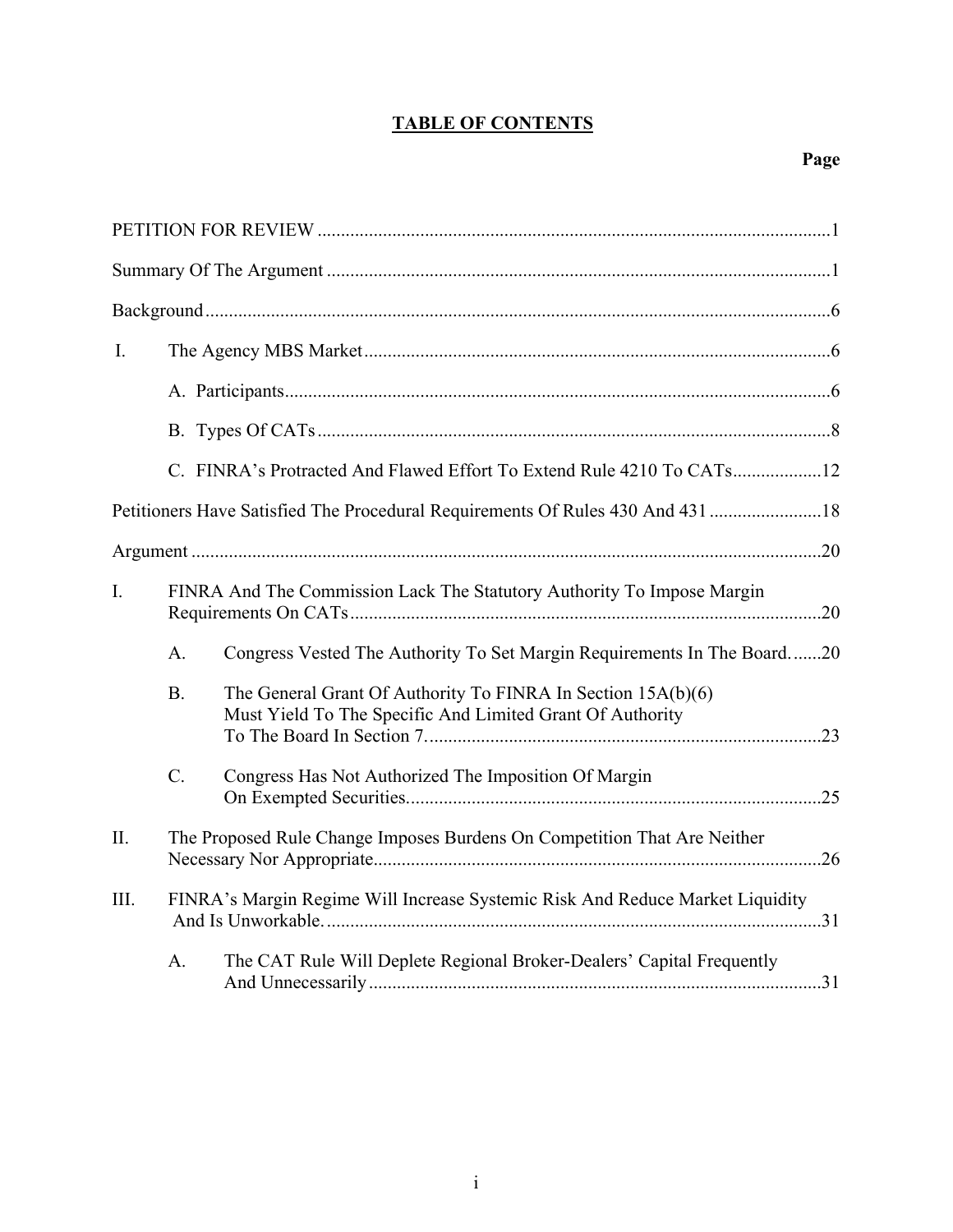# TABLE OF CONTENTS

| | | Page |
|---|---|---|
| PETITION FOR REVIEW | | 1 |
| Summary Of The Argument | | 1 |
| Background | | 6 |
| I. | The Agency MBS Market | 6 |
| | A. Participants | 6 |
| | B. Types Of CATs | 8 |
| | C. FINRA's Protracted And Flawed Effort To Extend Rule 4210 To CATs | 12 |
| Petitioners Have Satisfied The Procedural Requirements Of Rules 430 And 431 | | 18 |
| Argument | | 20 |
| I. | FINRA And The Commission Lack The Statutory Authority To Impose Margin Requirements On CATs | 20 |
| | A. Congress Vested The Authority To Set Margin Requirements In The Board. | 20 |
| | B. The General Grant Of Authority To FINRA In Section 15A(b)(6) Must Yield To The Specific And Limited Grant Of Authority To The Board In Section 7. | 23 |
| | C. Congress Has Not Authorized The Imposition Of Margin On Exempted Securities. | 25 |
| II. | The Proposed Rule Change Imposes Burdens On Competition That Are Neither Necessary Nor Appropriate | 26 |
| III. | FINRA's Margin Regime Will Increase Systemic Risk And Reduce Market Liquidity And Is Unworkable. | 31 |
| | A. The CAT Rule Will Deplete Regional Broker-Dealers' Capital Frequently And Unnecessarily | 31 |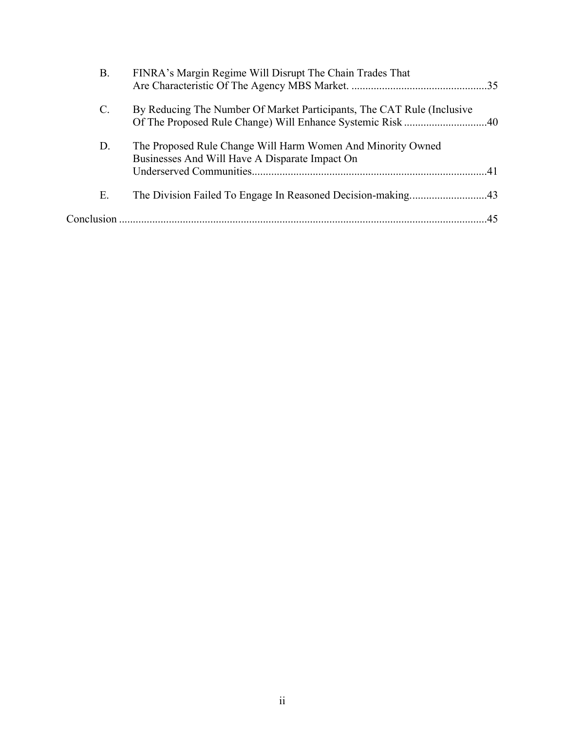B. FINRA's Margin Regime Will Disrupt The Chain Trades That Are Characteristic Of The Agency MBS Market. ....................................................35

C. By Reducing The Number Of Market Participants, The CAT Rule (Inclusive Of The Proposed Rule Change) Will Enhance Systemic Risk ..............................40

D. The Proposed Rule Change Will Harm Women And Minority Owned Businesses And Will Have A Disparate Impact On Underserved Communities....................................................................................41

E. The Division Failed To Engage In Reasoned Decision-making............................43

Conclusion ....................................................................................................................................45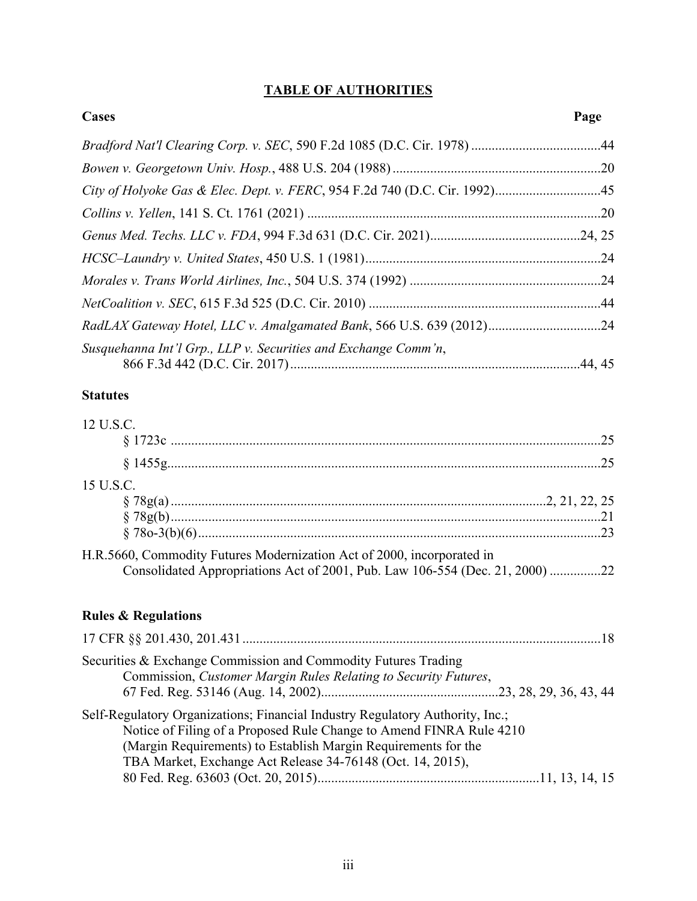# TABLE OF AUTHORITIES

**Cases** **Page**

*Bradford Nat'l Clearing Corp. v. SEC*, 590 F.2d 1085 (D.C. Cir. 1978) ......................................44

*Bowen v. Georgetown Univ. Hosp.*, 488 U.S. 204 (1988) .............................................................20

*City of Holyoke Gas & Elec. Dept. v. FERC*, 954 F.2d 740 (D.C. Cir. 1992)...............................45

*Collins v. Yellen*, 141 S. Ct. 1761 (2021) ......................................................................................20

*Genus Med. Techs. LLC v. FDA*, 994 F.3d 631 (D.C. Cir. 2021)............................................24, 25

*HCSC–Laundry v. United States*, 450 U.S. 1 (1981).....................................................................24

*Morales v. Trans World Airlines, Inc.*, 504 U.S. 374 (1992) ........................................................24

*NetCoalition v. SEC*, 615 F.3d 525 (D.C. Cir. 2010) ...................................................................44

*RadLAX Gateway Hotel, LLC v. Amalgamated Bank*, 566 U.S. 639 (2012).................................24

*Susquehanna Int'l Grp., LLP v. Securities and Exchange Comm'n*,
866 F.3d 442 (D.C. Cir. 2017).....................................................................................44, 45

**Statutes**

12 U.S.C.
§ 1723c ..............................................................................................................................25
§ 1455g...............................................................................................................................25

15 U.S.C.
§ 78g(a) .............................................................................................................2, 21, 22, 25
§ 78g(b)..............................................................................................................................21
§ 78o-3(b)(6)......................................................................................................................23

H.R.5660, Commodity Futures Modernization Act of 2000, incorporated in
Consolidated Appropriations Act of 2001, Pub. Law 106-554 (Dec. 21, 2000) ...............22

**Rules & Regulations**

17 CFR §§ 201.430, 201.431 .........................................................................................................18

Securities & Exchange Commission and Commodity Futures Trading
Commission, *Customer Margin Rules Relating to Security Futures*,
67 Fed. Reg. 53146 (Aug. 14, 2002)....................................................23, 28, 29, 36, 43, 44

Self-Regulatory Organizations; Financial Industry Regulatory Authority, Inc.;
Notice of Filing of a Proposed Rule Change to Amend FINRA Rule 4210
(Margin Requirements) to Establish Margin Requirements for the
TBA Market, Exchange Act Release 34-76148 (Oct. 14, 2015),
80 Fed. Reg. 63603 (Oct. 20, 2015)................................................................11, 13, 14, 15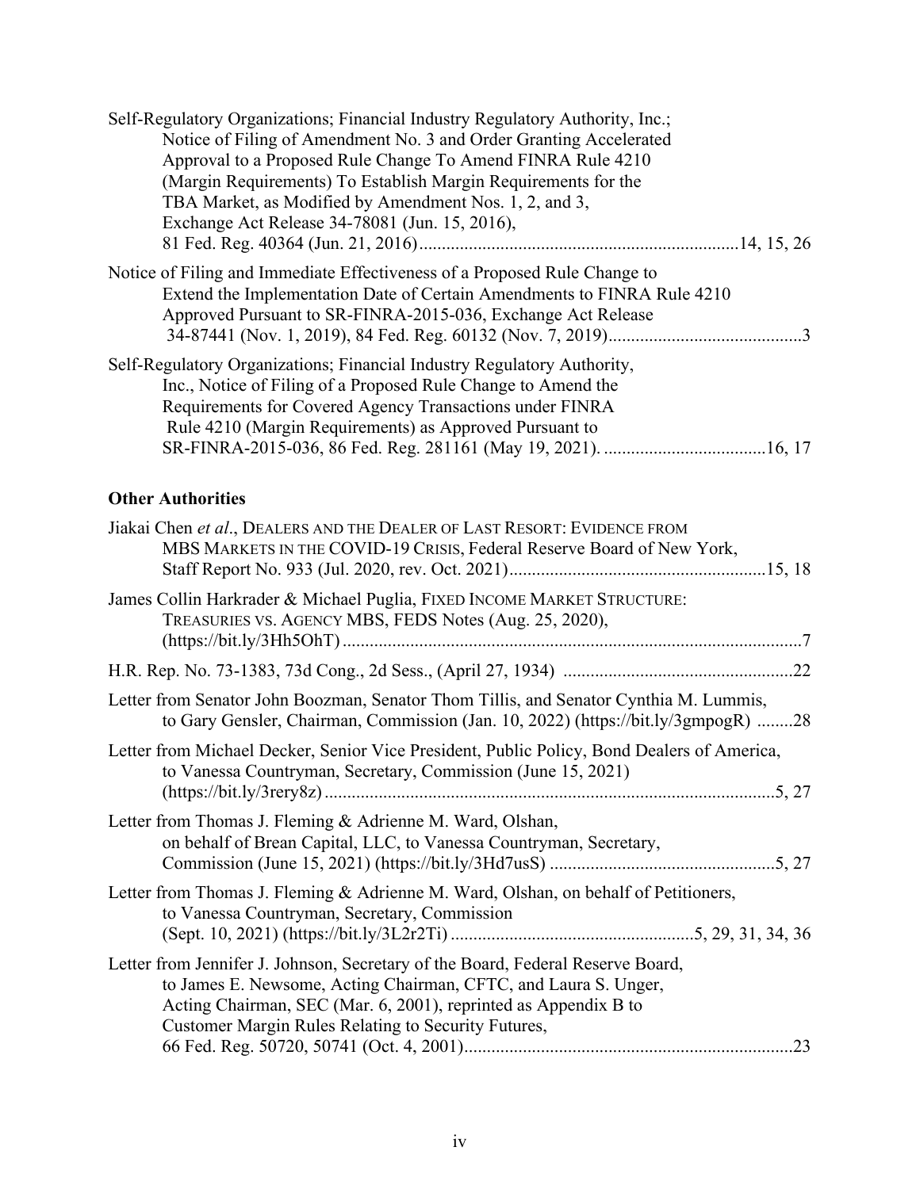Self-Regulatory Organizations; Financial Industry Regulatory Authority, Inc.; Notice of Filing of Amendment No. 3 and Order Granting Accelerated Approval to a Proposed Rule Change To Amend FINRA Rule 4210 (Margin Requirements) To Establish Margin Requirements for the TBA Market, as Modified by Amendment Nos. 1, 2, and 3, Exchange Act Release 34-78081 (Jun. 15, 2016), 81 Fed. Reg. 40364 (Jun. 21, 2016) ....................................................................... 14, 15, 26

Notice of Filing and Immediate Effectiveness of a Proposed Rule Change to Extend the Implementation Date of Certain Amendments to FINRA Rule 4210 Approved Pursuant to SR-FINRA-2015-036, Exchange Act Release 34-87441 (Nov. 1, 2019), 84 Fed. Reg. 60132 (Nov. 7, 2019) ........................................... 3

Self-Regulatory Organizations; Financial Industry Regulatory Authority, Inc., Notice of Filing of a Proposed Rule Change to Amend the Requirements for Covered Agency Transactions under FINRA Rule 4210 (Margin Requirements) as Approved Pursuant to SR-FINRA-2015-036, 86 Fed. Reg. 281161 (May 19, 2021). .................................... 16, 17

## Other Authorities

Jiakai Chen *et al*., DEALERS AND THE DEALER OF LAST RESORT: EVIDENCE FROM MBS MARKETS IN THE COVID-19 CRISIS, Federal Reserve Board of New York, Staff Report No. 933 (Jul. 2020, rev. Oct. 2021) ......................................................... 15, 18

James Collin Harkrader & Michael Puglia, FIXED INCOME MARKET STRUCTURE: TREASURIES VS. AGENCY MBS, FEDS Notes (Aug. 25, 2020), (https://bit.ly/3Hh5OhT) ..................................................................................................... 7

H.R. Rep. No. 73-1383, 73d Cong., 2d Sess., (April 27, 1934) ................................................... 22

Letter from Senator John Boozman, Senator Thom Tillis, and Senator Cynthia M. Lummis, to Gary Gensler, Chairman, Commission (Jan. 10, 2022) (https://bit.ly/3gmpogR) ........ 28

Letter from Michael Decker, Senior Vice President, Public Policy, Bond Dealers of America, to Vanessa Countryman, Secretary, Commission (June 15, 2021) (https://bit.ly/3rery8z) .................................................................................................... 5, 27

Letter from Thomas J. Fleming & Adrienne M. Ward, Olshan, on behalf of Brean Capital, LLC, to Vanessa Countryman, Secretary, Commission (June 15, 2021) (https://bit.ly/3Hd7usS) .................................................. 5, 27

Letter from Thomas J. Fleming & Adrienne M. Ward, Olshan, on behalf of Petitioners, to Vanessa Countryman, Secretary, Commission (Sept. 10, 2021) (https://bit.ly/3L2r2Ti) ...................................................... 5, 29, 31, 34, 36

Letter from Jennifer J. Johnson, Secretary of the Board, Federal Reserve Board, to James E. Newsome, Acting Chairman, CFTC, and Laura S. Unger, Acting Chairman, SEC (Mar. 6, 2001), reprinted as Appendix B to Customer Margin Rules Relating to Security Futures, 66 Fed. Reg. 50720, 50741 (Oct. 4, 2001) ......................................................................... 23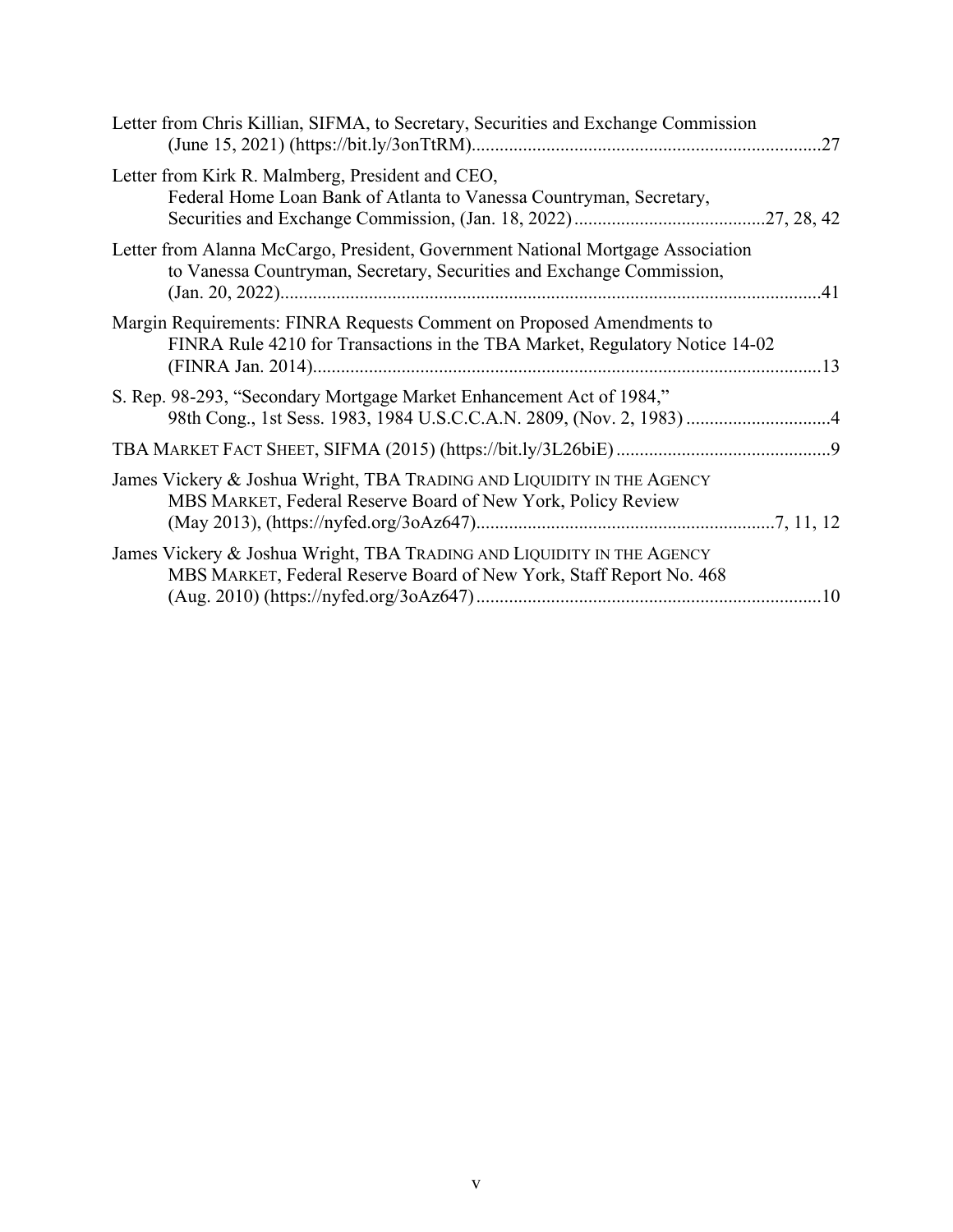Letter from Chris Killian, SIFMA, to Secretary, Securities and Exchange Commission (June 15, 2021) (https://bit.ly/3onTtRM)..........................................................................27

Letter from Kirk R. Malmberg, President and CEO, Federal Home Loan Bank of Atlanta to Vanessa Countryman, Secretary, Securities and Exchange Commission, (Jan. 18, 2022).........................................27, 28, 42

Letter from Alanna McCargo, President, Government National Mortgage Association to Vanessa Countryman, Secretary, Securities and Exchange Commission, (Jan. 20, 2022)...................................................................................................................41

Margin Requirements: FINRA Requests Comment on Proposed Amendments to FINRA Rule 4210 for Transactions in the TBA Market, Regulatory Notice 14-02 (FINRA Jan. 2014)............................................................................................................13

S. Rep. 98-293, "Secondary Mortgage Market Enhancement Act of 1984," 98th Cong., 1st Sess. 1983, 1984 U.S.C.C.A.N. 2809, (Nov. 2, 1983) ...............................4

TBA MARKET FACT SHEET, SIFMA (2015) (https://bit.ly/3L26biE) ..............................................9

James Vickery & Joshua Wright, TBA TRADING AND LIQUIDITY IN THE AGENCY MBS MARKET, Federal Reserve Board of New York, Policy Review (May 2013), (https://nyfed.org/3oAz647)...............................................................7, 11, 12

James Vickery & Joshua Wright, TBA TRADING AND LIQUIDITY IN THE AGENCY MBS MARKET, Federal Reserve Board of New York, Staff Report No. 468 (Aug. 2010) (https://nyfed.org/3oAz647).........................................................................10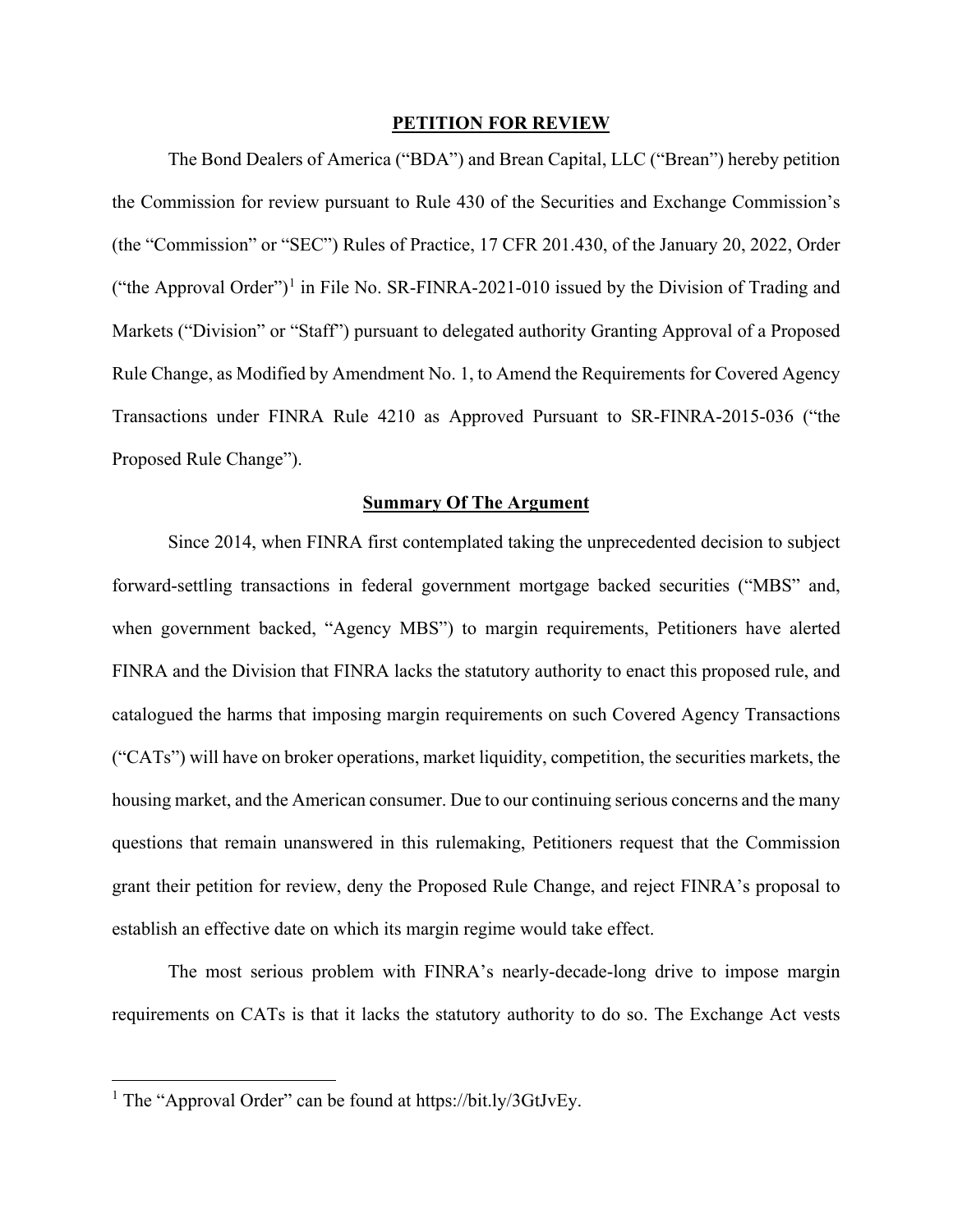## PETITION FOR REVIEW

The Bond Dealers of America ("BDA") and Brean Capital, LLC ("Brean") hereby petition the Commission for review pursuant to Rule 430 of the Securities and Exchange Commission's (the "Commission" or "SEC") Rules of Practice, 17 CFR 201.430, of the January 20, 2022, Order ("the Approval Order")[1] in File No. SR-FINRA-2021-010 issued by the Division of Trading and Markets ("Division" or "Staff") pursuant to delegated authority Granting Approval of a Proposed Rule Change, as Modified by Amendment No. 1, to Amend the Requirements for Covered Agency Transactions under FINRA Rule 4210 as Approved Pursuant to SR-FINRA-2015-036 ("the Proposed Rule Change").

### Summary Of The Argument

Since 2014, when FINRA first contemplated taking the unprecedented decision to subject forward-settling transactions in federal government mortgage backed securities ("MBS" and, when government backed, "Agency MBS") to margin requirements, Petitioners have alerted FINRA and the Division that FINRA lacks the statutory authority to enact this proposed rule, and catalogued the harms that imposing margin requirements on such Covered Agency Transactions ("CATs") will have on broker operations, market liquidity, competition, the securities markets, the housing market, and the American consumer. Due to our continuing serious concerns and the many questions that remain unanswered in this rulemaking, Petitioners request that the Commission grant their petition for review, deny the Proposed Rule Change, and reject FINRA's proposal to establish an effective date on which its margin regime would take effect.

The most serious problem with FINRA's nearly-decade-long drive to impose margin requirements on CATs is that it lacks the statutory authority to do so. The Exchange Act vests

[1] The "Approval Order" can be found at https://bit.ly/3GtJvEy.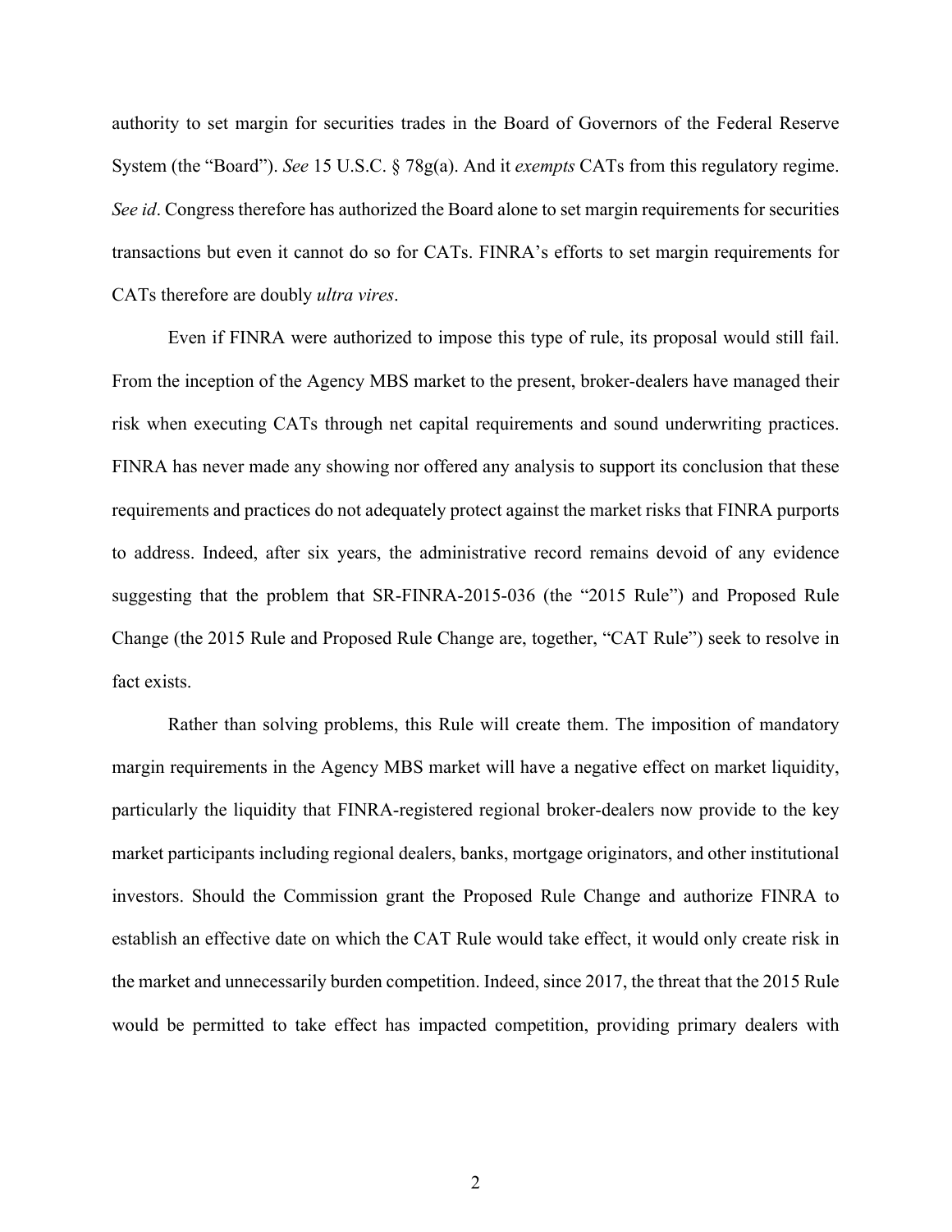authority to set margin for securities trades in the Board of Governors of the Federal Reserve System (the "Board"). *See* 15 U.S.C. § 78g(a). And it *exempts* CATs from this regulatory regime. *See id*. Congress therefore has authorized the Board alone to set margin requirements for securities transactions but even it cannot do so for CATs. FINRA's efforts to set margin requirements for CATs therefore are doubly *ultra vires*.

Even if FINRA were authorized to impose this type of rule, its proposal would still fail. From the inception of the Agency MBS market to the present, broker-dealers have managed their risk when executing CATs through net capital requirements and sound underwriting practices. FINRA has never made any showing nor offered any analysis to support its conclusion that these requirements and practices do not adequately protect against the market risks that FINRA purports to address. Indeed, after six years, the administrative record remains devoid of any evidence suggesting that the problem that SR-FINRA-2015-036 (the "2015 Rule") and Proposed Rule Change (the 2015 Rule and Proposed Rule Change are, together, "CAT Rule") seek to resolve in fact exists.

Rather than solving problems, this Rule will create them. The imposition of mandatory margin requirements in the Agency MBS market will have a negative effect on market liquidity, particularly the liquidity that FINRA-registered regional broker-dealers now provide to the key market participants including regional dealers, banks, mortgage originators, and other institutional investors. Should the Commission grant the Proposed Rule Change and authorize FINRA to establish an effective date on which the CAT Rule would take effect, it would only create risk in the market and unnecessarily burden competition. Indeed, since 2017, the threat that the 2015 Rule would be permitted to take effect has impacted competition, providing primary dealers with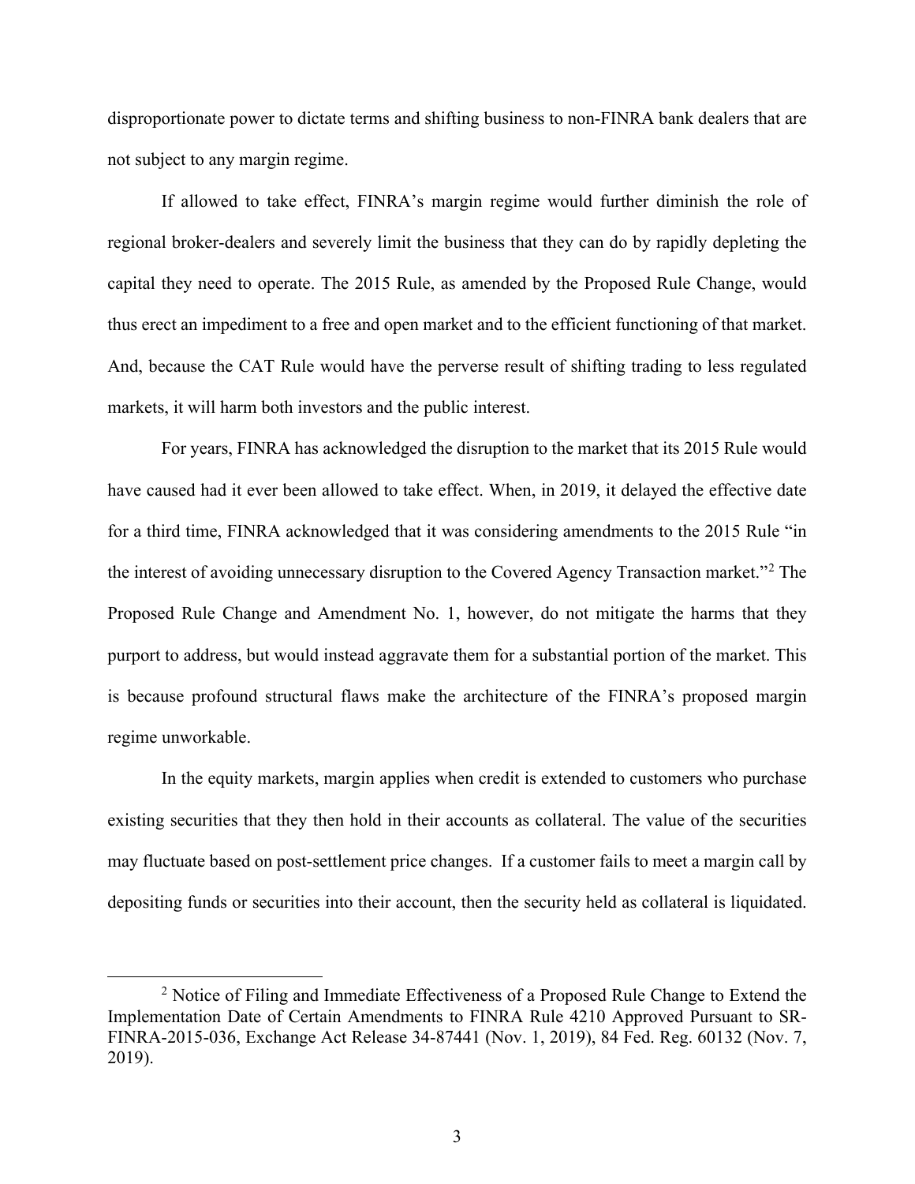disproportionate power to dictate terms and shifting business to non-FINRA bank dealers that are not subject to any margin regime.

If allowed to take effect, FINRA's margin regime would further diminish the role of regional broker-dealers and severely limit the business that they can do by rapidly depleting the capital they need to operate. The 2015 Rule, as amended by the Proposed Rule Change, would thus erect an impediment to a free and open market and to the efficient functioning of that market. And, because the CAT Rule would have the perverse result of shifting trading to less regulated markets, it will harm both investors and the public interest.

For years, FINRA has acknowledged the disruption to the market that its 2015 Rule would have caused had it ever been allowed to take effect. When, in 2019, it delayed the effective date for a third time, FINRA acknowledged that it was considering amendments to the 2015 Rule "in the interest of avoiding unnecessary disruption to the Covered Agency Transaction market."[2] The Proposed Rule Change and Amendment No. 1, however, do not mitigate the harms that they purport to address, but would instead aggravate them for a substantial portion of the market. This is because profound structural flaws make the architecture of the FINRA's proposed margin regime unworkable.

In the equity markets, margin applies when credit is extended to customers who purchase existing securities that they then hold in their accounts as collateral. The value of the securities may fluctuate based on post-settlement price changes. If a customer fails to meet a margin call by depositing funds or securities into their account, then the security held as collateral is liquidated.

[2] Notice of Filing and Immediate Effectiveness of a Proposed Rule Change to Extend the Implementation Date of Certain Amendments to FINRA Rule 4210 Approved Pursuant to SR-FINRA-2015-036, Exchange Act Release 34-87441 (Nov. 1, 2019), 84 Fed. Reg. 60132 (Nov. 7, 2019).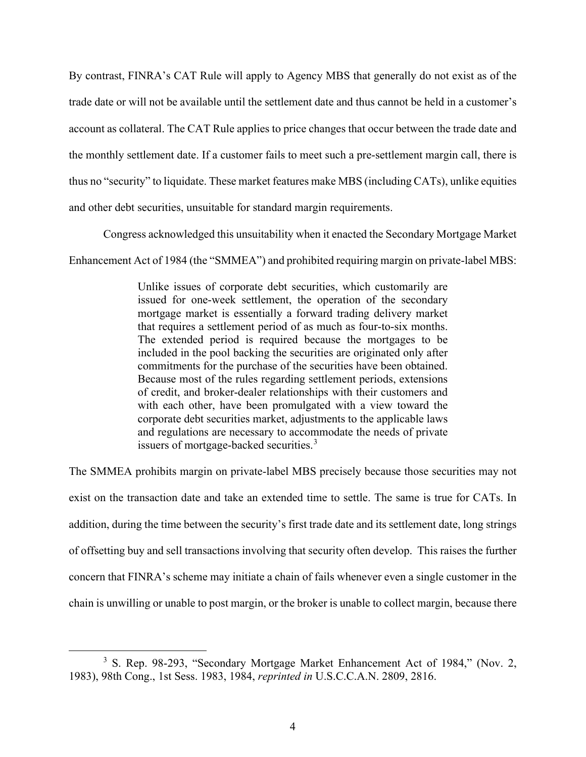By contrast, FINRA's CAT Rule will apply to Agency MBS that generally do not exist as of the trade date or will not be available until the settlement date and thus cannot be held in a customer's account as collateral. The CAT Rule applies to price changes that occur between the trade date and the monthly settlement date. If a customer fails to meet such a pre-settlement margin call, there is thus no "security" to liquidate. These market features make MBS (including CATs), unlike equities and other debt securities, unsuitable for standard margin requirements.

Congress acknowledged this unsuitability when it enacted the Secondary Mortgage Market Enhancement Act of 1984 (the "SMMEA") and prohibited requiring margin on private-label MBS:

> Unlike issues of corporate debt securities, which customarily are issued for one-week settlement, the operation of the secondary mortgage market is essentially a forward trading delivery market that requires a settlement period of as much as four-to-six months. The extended period is required because the mortgages to be included in the pool backing the securities are originated only after commitments for the purchase of the securities have been obtained. Because most of the rules regarding settlement periods, extensions of credit, and broker-dealer relationships with their customers and with each other, have been promulgated with a view toward the corporate debt securities market, adjustments to the applicable laws and regulations are necessary to accommodate the needs of private issuers of mortgage-backed securities.[3]

The SMMEA prohibits margin on private-label MBS precisely because those securities may not exist on the transaction date and take an extended time to settle. The same is true for CATs. In addition, during the time between the security's first trade date and its settlement date, long strings of offsetting buy and sell transactions involving that security often develop. This raises the further concern that FINRA's scheme may initiate a chain of fails whenever even a single customer in the chain is unwilling or unable to post margin, or the broker is unable to collect margin, because there

---

[3] S. Rep. 98-293, "Secondary Mortgage Market Enhancement Act of 1984," (Nov. 2, 1983), 98th Cong., 1st Sess. 1983, 1984, *reprinted in* U.S.C.C.A.N. 2809, 2816.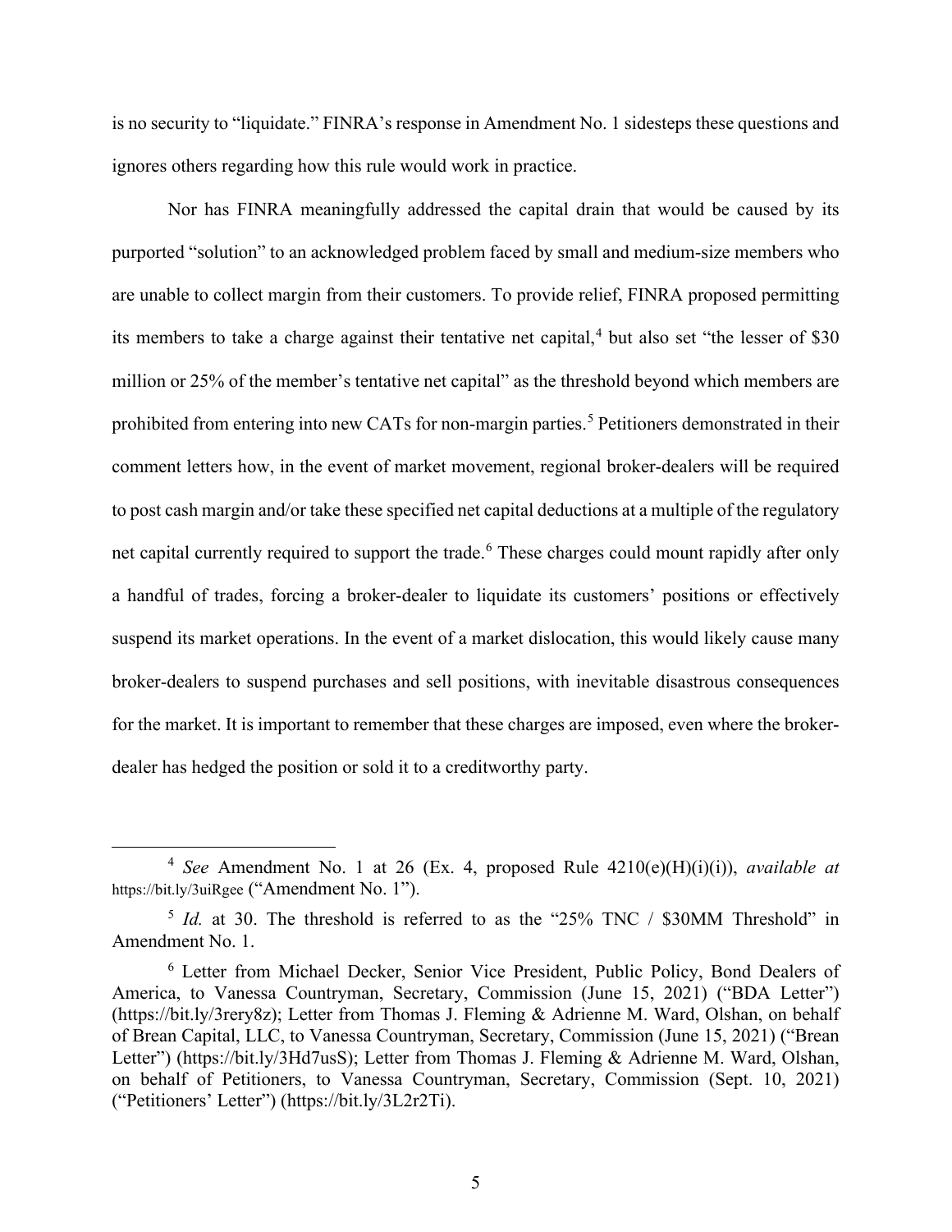is no security to "liquidate." FINRA's response in Amendment No. 1 sidesteps these questions and ignores others regarding how this rule would work in practice.

Nor has FINRA meaningfully addressed the capital drain that would be caused by its purported "solution" to an acknowledged problem faced by small and medium-size members who are unable to collect margin from their customers. To provide relief, FINRA proposed permitting its members to take a charge against their tentative net capital,[4] but also set "the lesser of $30 million or 25% of the member's tentative net capital" as the threshold beyond which members are prohibited from entering into new CATs for non-margin parties.[5] Petitioners demonstrated in their comment letters how, in the event of market movement, regional broker-dealers will be required to post cash margin and/or take these specified net capital deductions at a multiple of the regulatory net capital currently required to support the trade.[6] These charges could mount rapidly after only a handful of trades, forcing a broker-dealer to liquidate its customers' positions or effectively suspend its market operations. In the event of a market dislocation, this would likely cause many broker-dealers to suspend purchases and sell positions, with inevitable disastrous consequences for the market. It is important to remember that these charges are imposed, even where the broker-dealer has hedged the position or sold it to a creditworthy party.

---

[4] *See* Amendment No. 1 at 26 (Ex. 4, proposed Rule 4210(e)(H)(i)(i)), *available at* https://bit.ly/3uiRgee ("Amendment No. 1").

[5] *Id.* at 30. The threshold is referred to as the "25% TNC / $30MM Threshold" in Amendment No. 1.

[6] Letter from Michael Decker, Senior Vice President, Public Policy, Bond Dealers of America, to Vanessa Countryman, Secretary, Commission (June 15, 2021) ("BDA Letter") (https://bit.ly/3rery8z); Letter from Thomas J. Fleming & Adrienne M. Ward, Olshan, on behalf of Brean Capital, LLC, to Vanessa Countryman, Secretary, Commission (June 15, 2021) ("Brean Letter") (https://bit.ly/3Hd7usS); Letter from Thomas J. Fleming & Adrienne M. Ward, Olshan, on behalf of Petitioners, to Vanessa Countryman, Secretary, Commission (Sept. 10, 2021) ("Petitioners' Letter") (https://bit.ly/3L2r2Ti).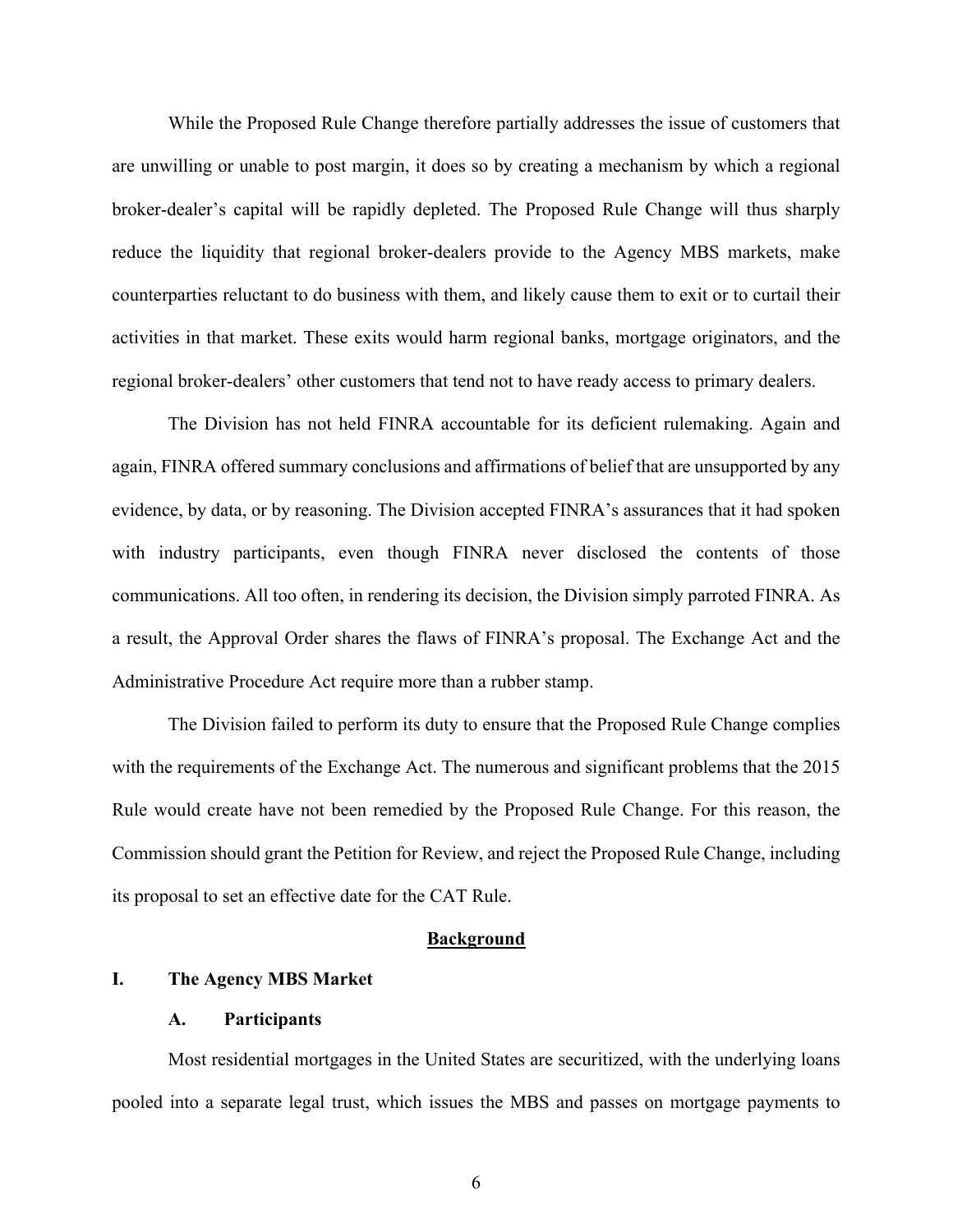While the Proposed Rule Change therefore partially addresses the issue of customers that are unwilling or unable to post margin, it does so by creating a mechanism by which a regional broker-dealer's capital will be rapidly depleted. The Proposed Rule Change will thus sharply reduce the liquidity that regional broker-dealers provide to the Agency MBS markets, make counterparties reluctant to do business with them, and likely cause them to exit or to curtail their activities in that market. These exits would harm regional banks, mortgage originators, and the regional broker-dealers' other customers that tend not to have ready access to primary dealers.

The Division has not held FINRA accountable for its deficient rulemaking. Again and again, FINRA offered summary conclusions and affirmations of belief that are unsupported by any evidence, by data, or by reasoning. The Division accepted FINRA's assurances that it had spoken with industry participants, even though FINRA never disclosed the contents of those communications. All too often, in rendering its decision, the Division simply parroted FINRA. As a result, the Approval Order shares the flaws of FINRA's proposal. The Exchange Act and the Administrative Procedure Act require more than a rubber stamp.

The Division failed to perform its duty to ensure that the Proposed Rule Change complies with the requirements of the Exchange Act. The numerous and significant problems that the 2015 Rule would create have not been remedied by the Proposed Rule Change. For this reason, the Commission should grant the Petition for Review, and reject the Proposed Rule Change, including its proposal to set an effective date for the CAT Rule.

## Background

### I. The Agency MBS Market

#### A. Participants

Most residential mortgages in the United States are securitized, with the underlying loans pooled into a separate legal trust, which issues the MBS and passes on mortgage payments to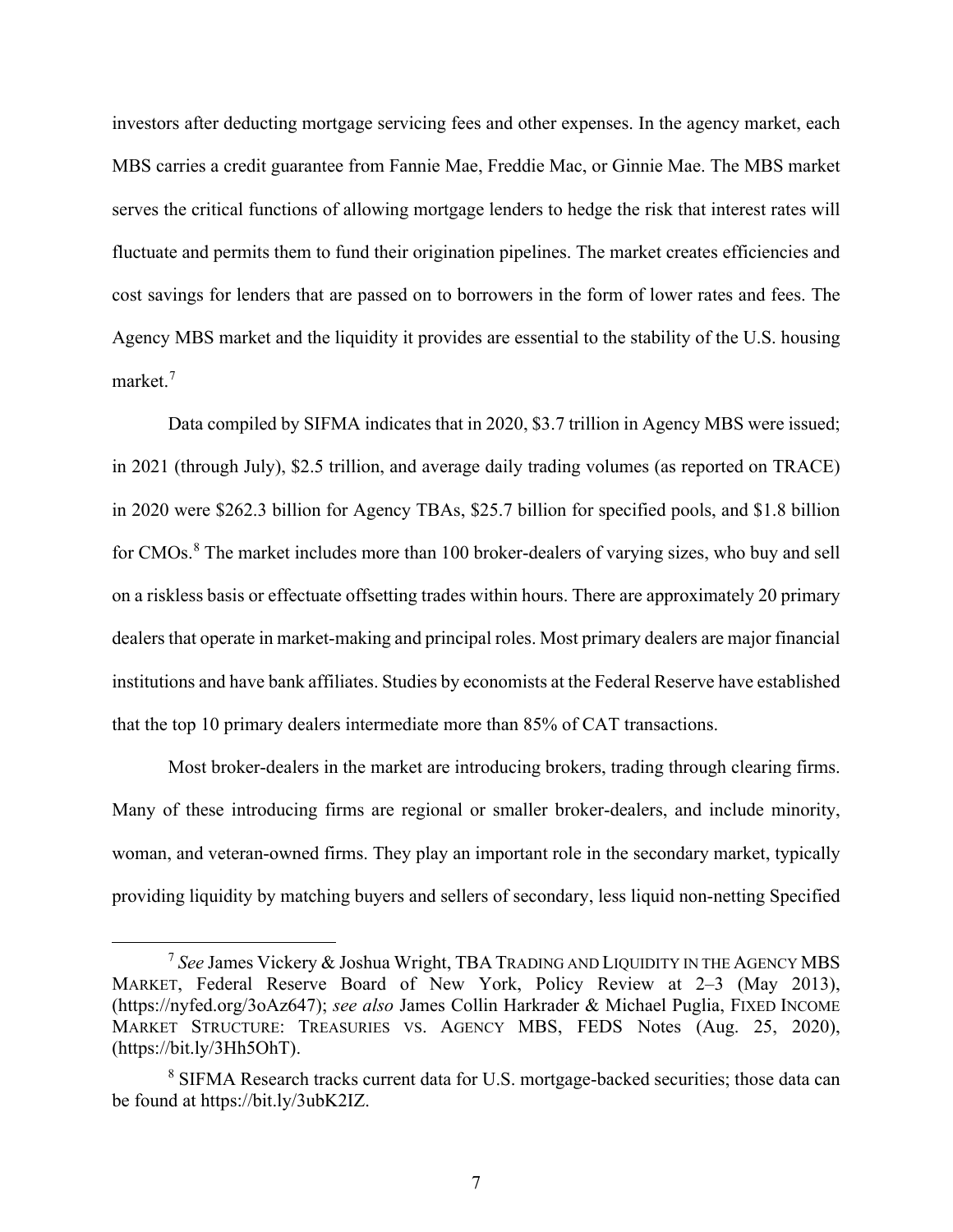investors after deducting mortgage servicing fees and other expenses. In the agency market, each MBS carries a credit guarantee from Fannie Mae, Freddie Mac, or Ginnie Mae. The MBS market serves the critical functions of allowing mortgage lenders to hedge the risk that interest rates will fluctuate and permits them to fund their origination pipelines. The market creates efficiencies and cost savings for lenders that are passed on to borrowers in the form of lower rates and fees. The Agency MBS market and the liquidity it provides are essential to the stability of the U.S. housing market.[7]

Data compiled by SIFMA indicates that in 2020, $3.7 trillion in Agency MBS were issued; in 2021 (through July), $2.5 trillion, and average daily trading volumes (as reported on TRACE) in 2020 were $262.3 billion for Agency TBAs, $25.7 billion for specified pools, and $1.8 billion for CMOs.[8] The market includes more than 100 broker-dealers of varying sizes, who buy and sell on a riskless basis or effectuate offsetting trades within hours. There are approximately 20 primary dealers that operate in market-making and principal roles. Most primary dealers are major financial institutions and have bank affiliates. Studies by economists at the Federal Reserve have established that the top 10 primary dealers intermediate more than 85% of CAT transactions.

Most broker-dealers in the market are introducing brokers, trading through clearing firms. Many of these introducing firms are regional or smaller broker-dealers, and include minority, woman, and veteran-owned firms. They play an important role in the secondary market, typically providing liquidity by matching buyers and sellers of secondary, less liquid non-netting Specified

---

[7] *See* James Vickery & Joshua Wright, TBA TRADING AND LIQUIDITY IN THE AGENCY MBS MARKET, Federal Reserve Board of New York, Policy Review at 2–3 (May 2013), (https://nyfed.org/3oAz647); *see also* James Collin Harkrader & Michael Puglia, FIXED INCOME MARKET STRUCTURE: TREASURIES VS. AGENCY MBS, FEDS Notes (Aug. 25, 2020), (https://bit.ly/3Hh5OhT).

[8] SIFMA Research tracks current data for U.S. mortgage-backed securities; those data can be found at https://bit.ly/3ubK2IZ.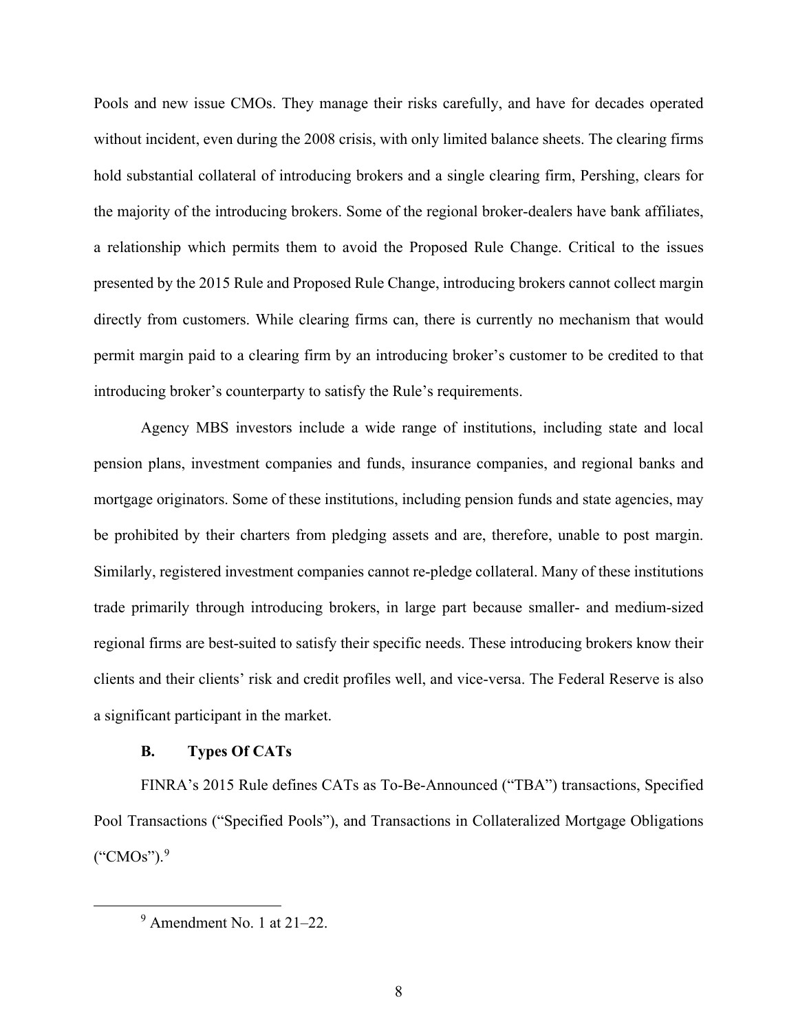Pools and new issue CMOs. They manage their risks carefully, and have for decades operated without incident, even during the 2008 crisis, with only limited balance sheets. The clearing firms hold substantial collateral of introducing brokers and a single clearing firm, Pershing, clears for the majority of the introducing brokers. Some of the regional broker-dealers have bank affiliates, a relationship which permits them to avoid the Proposed Rule Change. Critical to the issues presented by the 2015 Rule and Proposed Rule Change, introducing brokers cannot collect margin directly from customers. While clearing firms can, there is currently no mechanism that would permit margin paid to a clearing firm by an introducing broker's customer to be credited to that introducing broker's counterparty to satisfy the Rule's requirements.

Agency MBS investors include a wide range of institutions, including state and local pension plans, investment companies and funds, insurance companies, and regional banks and mortgage originators. Some of these institutions, including pension funds and state agencies, may be prohibited by their charters from pledging assets and are, therefore, unable to post margin. Similarly, registered investment companies cannot re-pledge collateral. Many of these institutions trade primarily through introducing brokers, in large part because smaller- and medium-sized regional firms are best-suited to satisfy their specific needs. These introducing brokers know their clients and their clients' risk and credit profiles well, and vice-versa. The Federal Reserve is also a significant participant in the market.

### B. Types Of CATs

FINRA's 2015 Rule defines CATs as To-Be-Announced ("TBA") transactions, Specified Pool Transactions ("Specified Pools"), and Transactions in Collateralized Mortgage Obligations ("CMOs").[9]

---

[9] Amendment No. 1 at 21–22.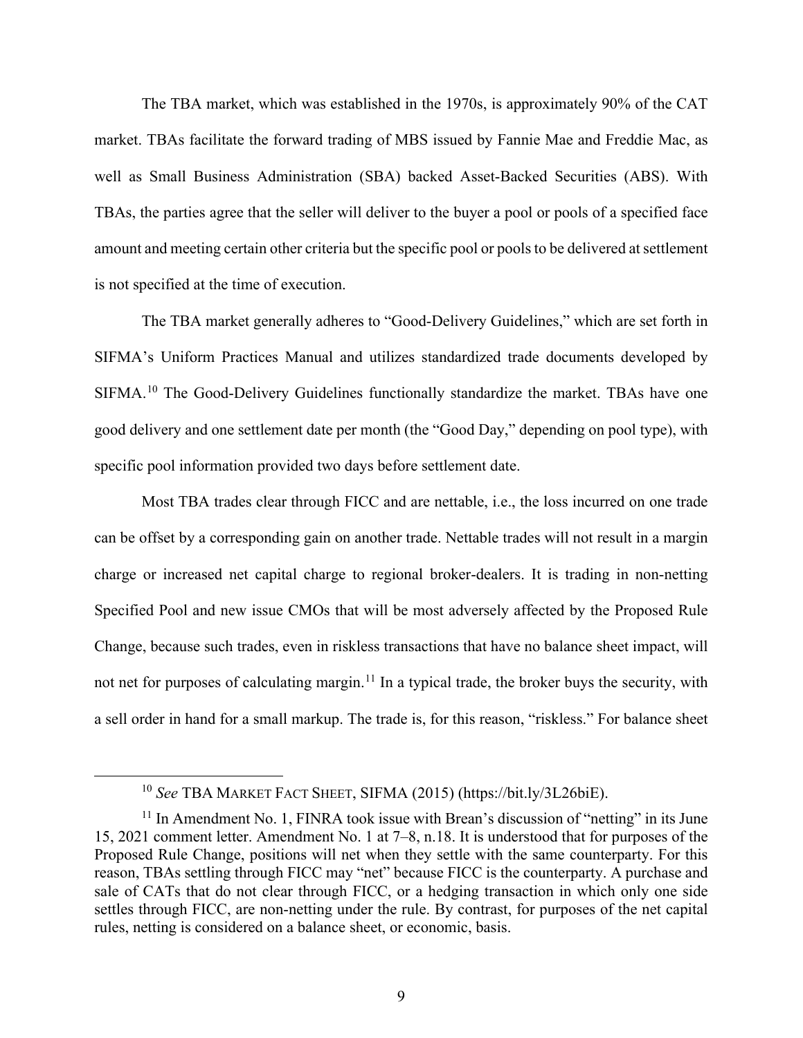The TBA market, which was established in the 1970s, is approximately 90% of the CAT market. TBAs facilitate the forward trading of MBS issued by Fannie Mae and Freddie Mac, as well as Small Business Administration (SBA) backed Asset-Backed Securities (ABS). With TBAs, the parties agree that the seller will deliver to the buyer a pool or pools of a specified face amount and meeting certain other criteria but the specific pool or pools to be delivered at settlement is not specified at the time of execution.

The TBA market generally adheres to "Good-Delivery Guidelines," which are set forth in SIFMA's Uniform Practices Manual and utilizes standardized trade documents developed by SIFMA.[10] The Good-Delivery Guidelines functionally standardize the market. TBAs have one good delivery and one settlement date per month (the "Good Day," depending on pool type), with specific pool information provided two days before settlement date.

Most TBA trades clear through FICC and are nettable, i.e., the loss incurred on one trade can be offset by a corresponding gain on another trade. Nettable trades will not result in a margin charge or increased net capital charge to regional broker-dealers. It is trading in non-netting Specified Pool and new issue CMOs that will be most adversely affected by the Proposed Rule Change, because such trades, even in riskless transactions that have no balance sheet impact, will not net for purposes of calculating margin.[11] In a typical trade, the broker buys the security, with a sell order in hand for a small markup. The trade is, for this reason, "riskless." For balance sheet

---

[10] *See* TBA MARKET FACT SHEET, SIFMA (2015) (https://bit.ly/3L26biE).

[11] In Amendment No. 1, FINRA took issue with Brean's discussion of "netting" in its June 15, 2021 comment letter. Amendment No. 1 at 7–8, n.18. It is understood that for purposes of the Proposed Rule Change, positions will net when they settle with the same counterparty. For this reason, TBAs settling through FICC may "net" because FICC is the counterparty. A purchase and sale of CATs that do not clear through FICC, or a hedging transaction in which only one side settles through FICC, are non-netting under the rule. By contrast, for purposes of the net capital rules, netting is considered on a balance sheet, or economic, basis.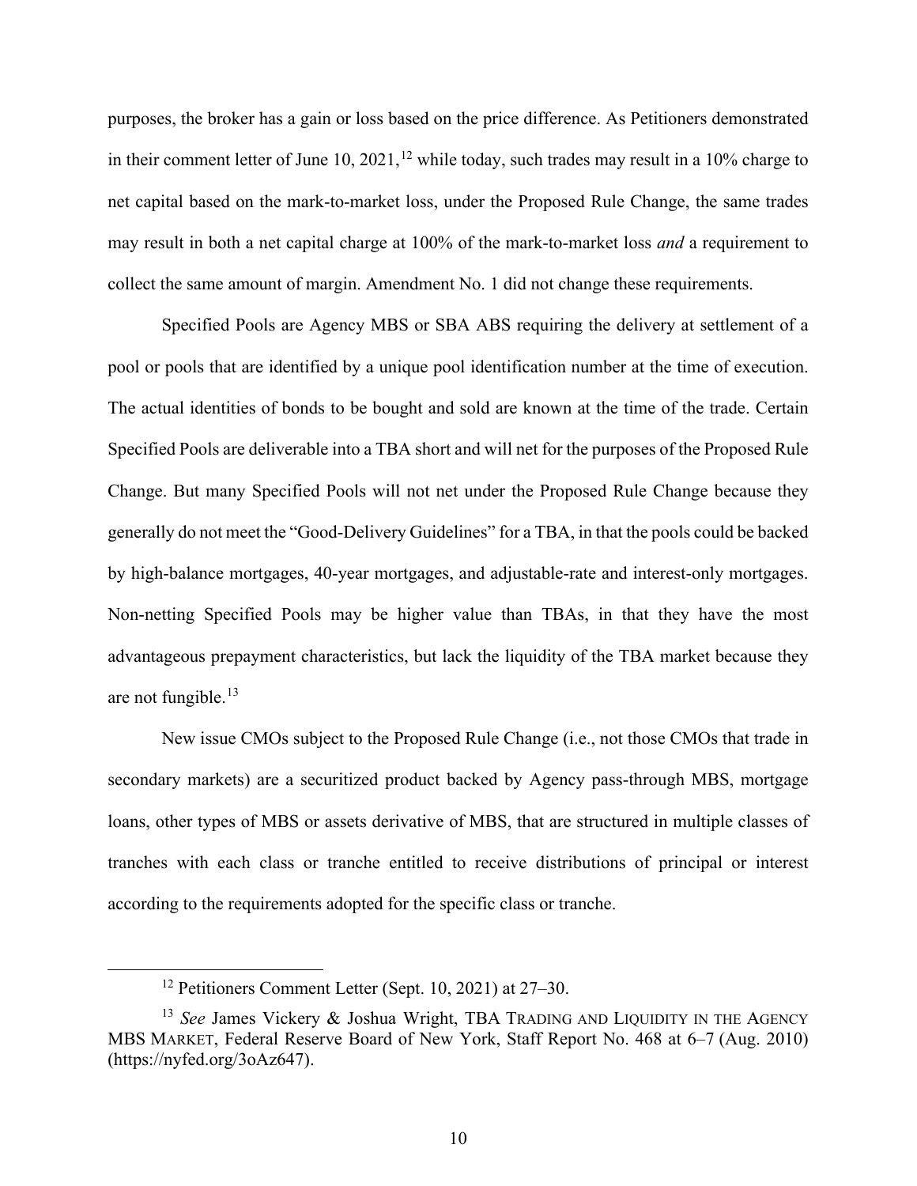purposes, the broker has a gain or loss based on the price difference. As Petitioners demonstrated in their comment letter of June 10, 2021,[12] while today, such trades may result in a 10% charge to net capital based on the mark-to-market loss, under the Proposed Rule Change, the same trades may result in both a net capital charge at 100% of the mark-to-market loss *and* a requirement to collect the same amount of margin. Amendment No. 1 did not change these requirements.

Specified Pools are Agency MBS or SBA ABS requiring the delivery at settlement of a pool or pools that are identified by a unique pool identification number at the time of execution. The actual identities of bonds to be bought and sold are known at the time of the trade. Certain Specified Pools are deliverable into a TBA short and will net for the purposes of the Proposed Rule Change. But many Specified Pools will not net under the Proposed Rule Change because they generally do not meet the "Good-Delivery Guidelines" for a TBA, in that the pools could be backed by high-balance mortgages, 40-year mortgages, and adjustable-rate and interest-only mortgages. Non-netting Specified Pools may be higher value than TBAs, in that they have the most advantageous prepayment characteristics, but lack the liquidity of the TBA market because they are not fungible.[13]

New issue CMOs subject to the Proposed Rule Change (i.e., not those CMOs that trade in secondary markets) are a securitized product backed by Agency pass-through MBS, mortgage loans, other types of MBS or assets derivative of MBS, that are structured in multiple classes of tranches with each class or tranche entitled to receive distributions of principal or interest according to the requirements adopted for the specific class or tranche.

---

[12] Petitioners Comment Letter (Sept. 10, 2021) at 27–30.

[13] *See* James Vickery & Joshua Wright, TBA TRADING AND LIQUIDITY IN THE AGENCY MBS MARKET, Federal Reserve Board of New York, Staff Report No. 468 at 6–7 (Aug. 2010) (https://nyfed.org/3oAz647).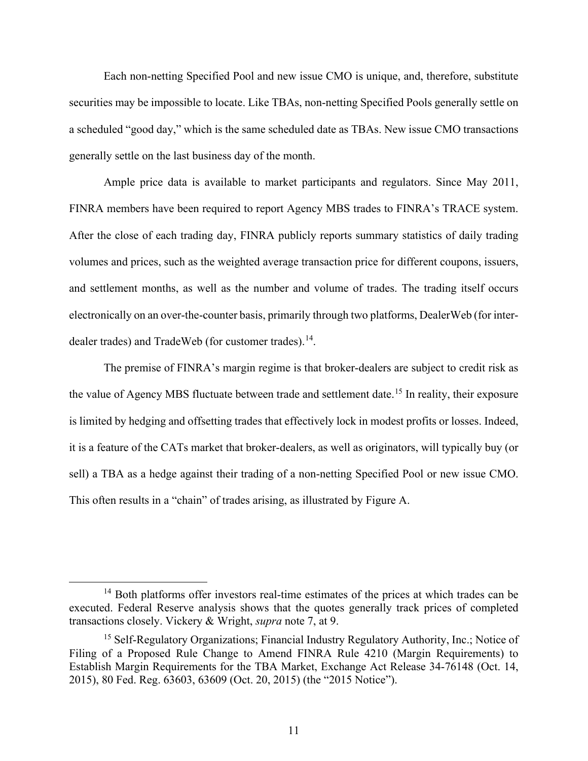Each non-netting Specified Pool and new issue CMO is unique, and, therefore, substitute securities may be impossible to locate. Like TBAs, non-netting Specified Pools generally settle on a scheduled "good day," which is the same scheduled date as TBAs. New issue CMO transactions generally settle on the last business day of the month.

Ample price data is available to market participants and regulators. Since May 2011, FINRA members have been required to report Agency MBS trades to FINRA's TRACE system. After the close of each trading day, FINRA publicly reports summary statistics of daily trading volumes and prices, such as the weighted average transaction price for different coupons, issuers, and settlement months, as well as the number and volume of trades. The trading itself occurs electronically on an over-the-counter basis, primarily through two platforms, DealerWeb (for inter-dealer trades) and TradeWeb (for customer trades).[14].

The premise of FINRA's margin regime is that broker-dealers are subject to credit risk as the value of Agency MBS fluctuate between trade and settlement date.[15] In reality, their exposure is limited by hedging and offsetting trades that effectively lock in modest profits or losses. Indeed, it is a feature of the CATs market that broker-dealers, as well as originators, will typically buy (or sell) a TBA as a hedge against their trading of a non-netting Specified Pool or new issue CMO. This often results in a "chain" of trades arising, as illustrated by Figure A.

---

[14] Both platforms offer investors real-time estimates of the prices at which trades can be executed. Federal Reserve analysis shows that the quotes generally track prices of completed transactions closely. Vickery & Wright, *supra* note 7, at 9.

[15] Self-Regulatory Organizations; Financial Industry Regulatory Authority, Inc.; Notice of Filing of a Proposed Rule Change to Amend FINRA Rule 4210 (Margin Requirements) to Establish Margin Requirements for the TBA Market, Exchange Act Release 34-76148 (Oct. 14, 2015), 80 Fed. Reg. 63603, 63609 (Oct. 20, 2015) (the "2015 Notice").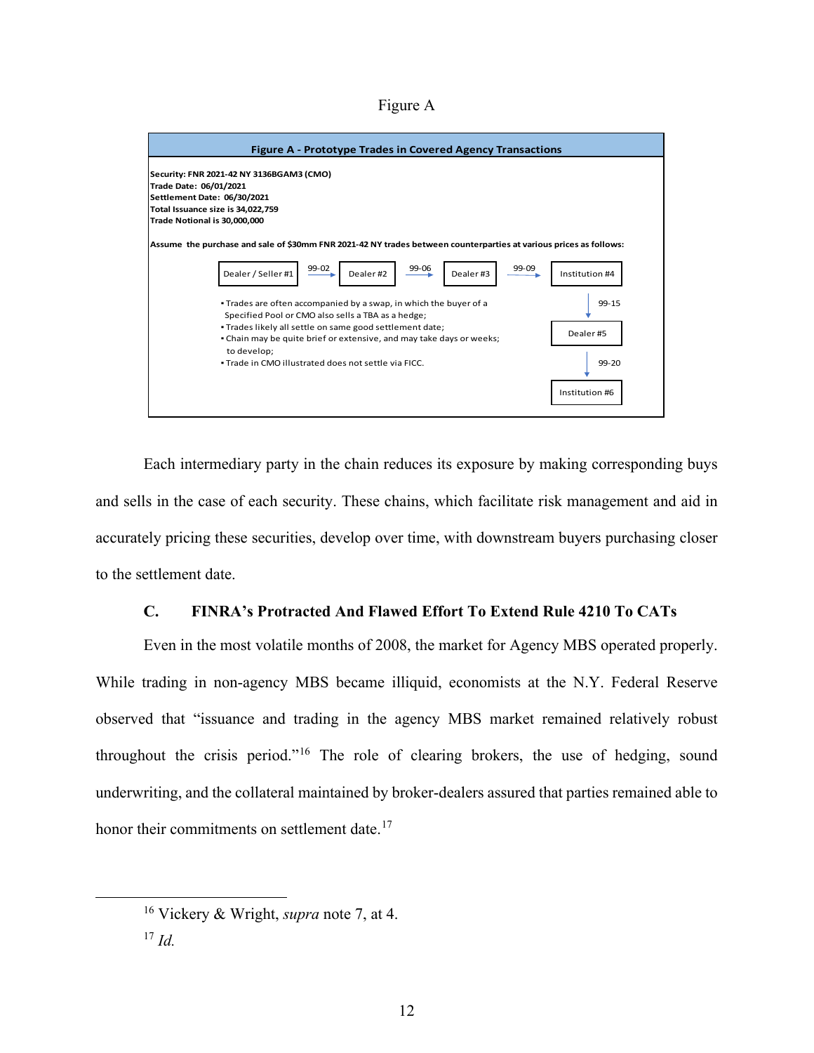Figure A

**Figure A - Prototype Trades in Covered Agency Transactions**

**Security: FNR 2021-42 NY 3136BGAM3 (CMO)**
**Trade Date: 06/01/2021**
**Settlement Date: 06/30/2021**
**Total Issuance size is 34,022,759**
**Trade Notional is 30,000,000**

**Assume the purchase and sale of $30mm FNR 2021-42 NY trades between counterparties at various prices as follows:**

Dealer / Seller #1 → (99-02) → Dealer #2 → (99-06) → Dealer #3 → (99-09) → Institution #4 → (99-15) → Dealer #5 → (99-20) → Institution #6

- Trades are often accompanied by a swap, in which the buyer of a Specified Pool or CMO also sells a TBA as a hedge;
- Trades likely all settle on same good settlement date;
- Chain may be quite brief or extensive, and may take days or weeks; to develop;
- Trade in CMO illustrated does not settle via FICC.

Each intermediary party in the chain reduces its exposure by making corresponding buys and sells in the case of each security. These chains, which facilitate risk management and aid in accurately pricing these securities, develop over time, with downstream buyers purchasing closer to the settlement date.

### C. FINRA's Protracted And Flawed Effort To Extend Rule 4210 To CATs

Even in the most volatile months of 2008, the market for Agency MBS operated properly. While trading in non-agency MBS became illiquid, economists at the N.Y. Federal Reserve observed that "issuance and trading in the agency MBS market remained relatively robust throughout the crisis period."[16] The role of clearing brokers, the use of hedging, sound underwriting, and the collateral maintained by broker-dealers assured that parties remained able to honor their commitments on settlement date.[17]

---

[16] Vickery & Wright, *supra* note 7, at 4.

[17] *Id.*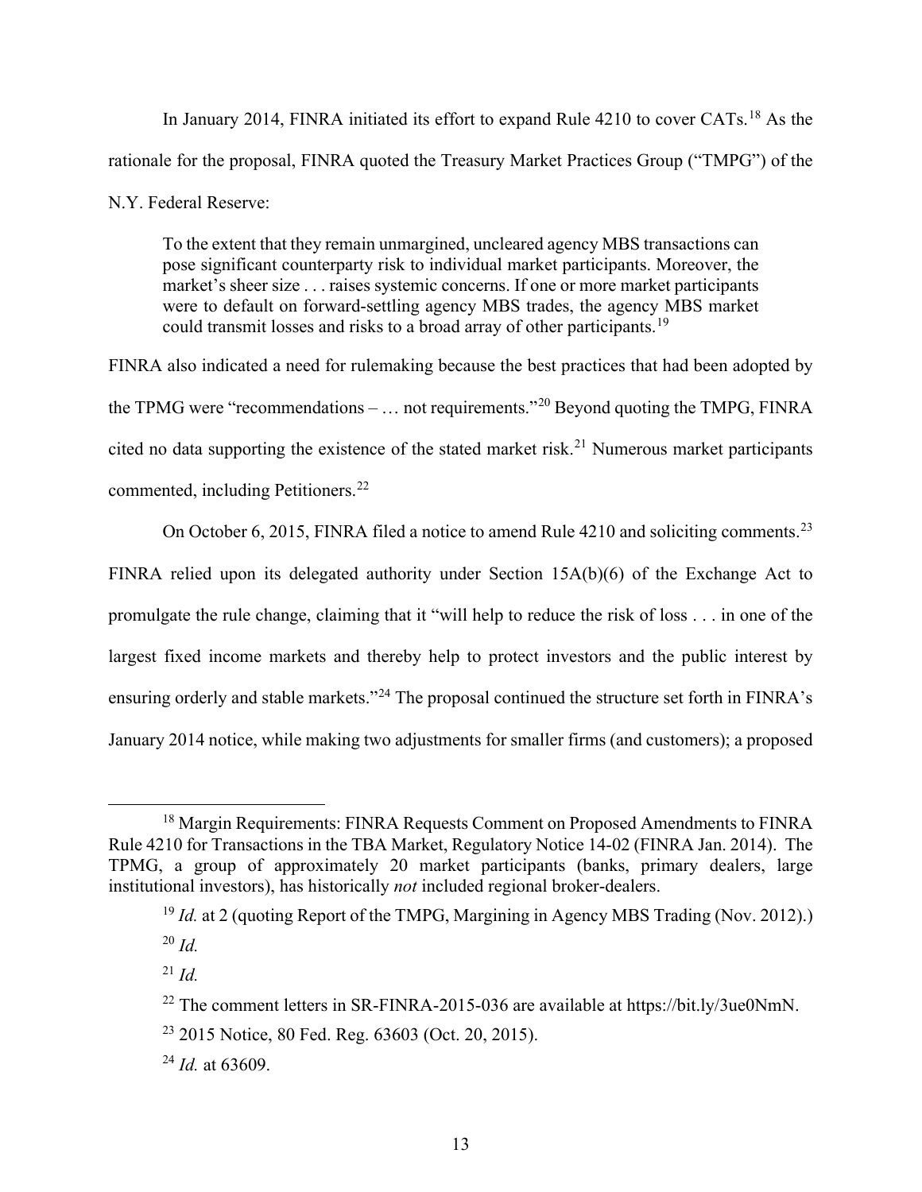In January 2014, FINRA initiated its effort to expand Rule 4210 to cover CATs.[18] As the rationale for the proposal, FINRA quoted the Treasury Market Practices Group ("TMPG") of the N.Y. Federal Reserve:

> To the extent that they remain unmargined, uncleared agency MBS transactions can pose significant counterparty risk to individual market participants. Moreover, the market's sheer size . . . raises systemic concerns. If one or more market participants were to default on forward-settling agency MBS trades, the agency MBS market could transmit losses and risks to a broad array of other participants.[19]

FINRA also indicated a need for rulemaking because the best practices that had been adopted by the TPMG were "recommendations – … not requirements."[20] Beyond quoting the TMPG, FINRA cited no data supporting the existence of the stated market risk.[21] Numerous market participants commented, including Petitioners.[22]

On October 6, 2015, FINRA filed a notice to amend Rule 4210 and soliciting comments.[23] FINRA relied upon its delegated authority under Section 15A(b)(6) of the Exchange Act to promulgate the rule change, claiming that it "will help to reduce the risk of loss . . . in one of the largest fixed income markets and thereby help to protect investors and the public interest by ensuring orderly and stable markets."[24] The proposal continued the structure set forth in FINRA's January 2014 notice, while making two adjustments for smaller firms (and customers); a proposed

---

[18] Margin Requirements: FINRA Requests Comment on Proposed Amendments to FINRA Rule 4210 for Transactions in the TBA Market, Regulatory Notice 14-02 (FINRA Jan. 2014). The TPMG, a group of approximately 20 market participants (banks, primary dealers, large institutional investors), has historically *not* included regional broker-dealers.

[19] *Id.* at 2 (quoting Report of the TMPG, Margining in Agency MBS Trading (Nov. 2012).)

[20] *Id.*

[21] *Id.*

[22] The comment letters in SR-FINRA-2015-036 are available at https://bit.ly/3ue0NmN.

[23] 2015 Notice, 80 Fed. Reg. 63603 (Oct. 20, 2015).

[24] *Id.* at 63609.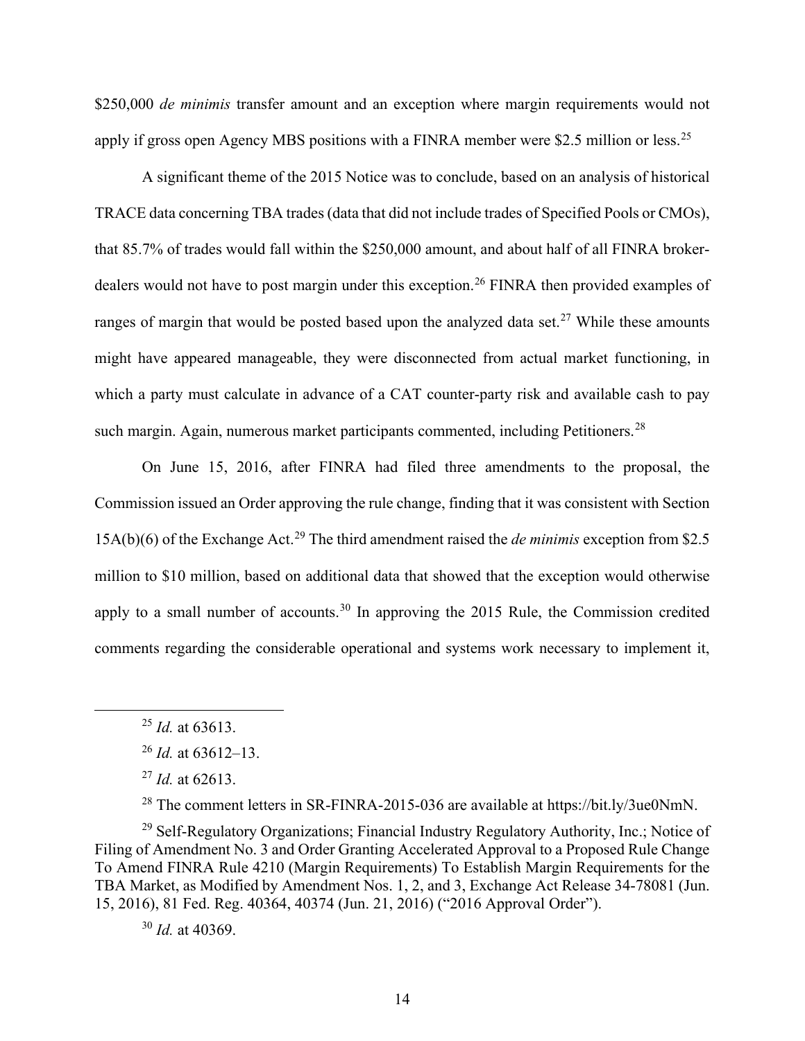$250,000 *de minimis* transfer amount and an exception where margin requirements would not apply if gross open Agency MBS positions with a FINRA member were $2.5 million or less.[25]

A significant theme of the 2015 Notice was to conclude, based on an analysis of historical TRACE data concerning TBA trades (data that did not include trades of Specified Pools or CMOs), that 85.7% of trades would fall within the $250,000 amount, and about half of all FINRA broker-dealers would not have to post margin under this exception.[26] FINRA then provided examples of ranges of margin that would be posted based upon the analyzed data set.[27] While these amounts might have appeared manageable, they were disconnected from actual market functioning, in which a party must calculate in advance of a CAT counter-party risk and available cash to pay such margin. Again, numerous market participants commented, including Petitioners.[28]

On June 15, 2016, after FINRA had filed three amendments to the proposal, the Commission issued an Order approving the rule change, finding that it was consistent with Section 15A(b)(6) of the Exchange Act.[29] The third amendment raised the *de minimis* exception from $2.5 million to $10 million, based on additional data that showed that the exception would otherwise apply to a small number of accounts.[30] In approving the 2015 Rule, the Commission credited comments regarding the considerable operational and systems work necessary to implement it,

---

[25] *Id.* at 63613.

[26] *Id.* at 63612–13.

[27] *Id.* at 62613.

[28] The comment letters in SR-FINRA-2015-036 are available at https://bit.ly/3ue0NmN.

[29] Self-Regulatory Organizations; Financial Industry Regulatory Authority, Inc.; Notice of Filing of Amendment No. 3 and Order Granting Accelerated Approval to a Proposed Rule Change To Amend FINRA Rule 4210 (Margin Requirements) To Establish Margin Requirements for the TBA Market, as Modified by Amendment Nos. 1, 2, and 3, Exchange Act Release 34-78081 (Jun. 15, 2016), 81 Fed. Reg. 40364, 40374 (Jun. 21, 2016) ("2016 Approval Order").

[30] *Id.* at 40369.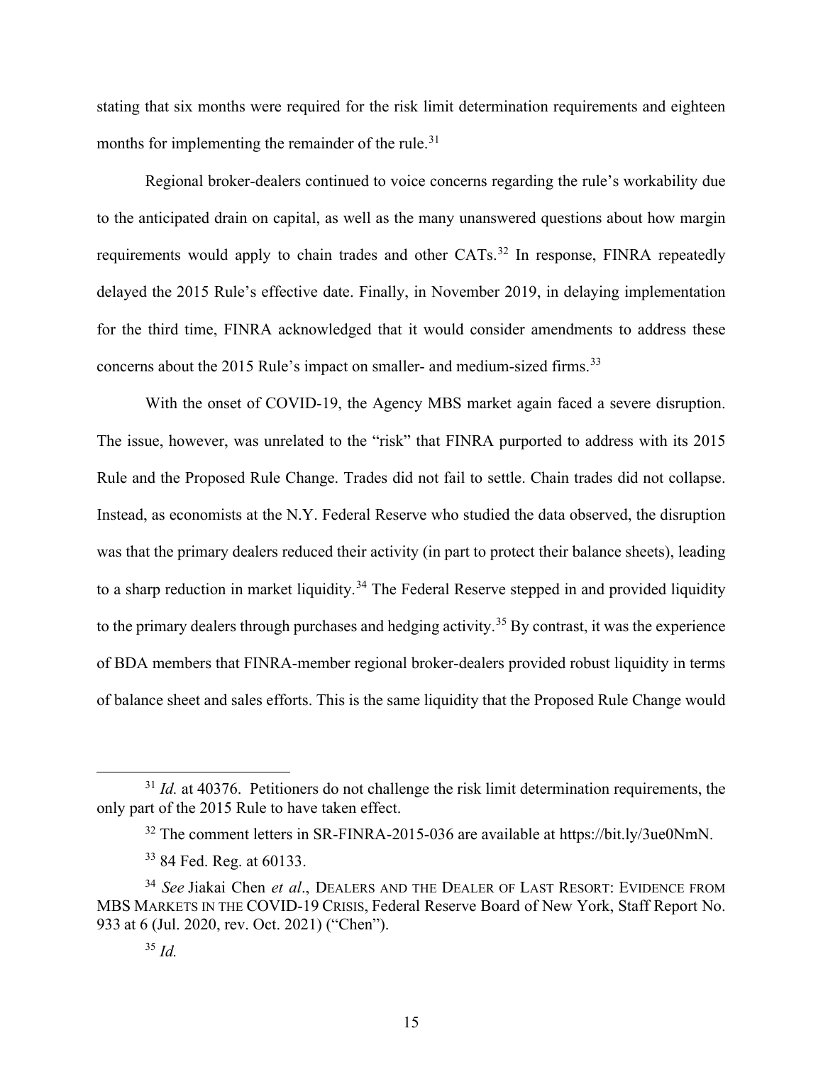stating that six months were required for the risk limit determination requirements and eighteen months for implementing the remainder of the rule.[31]

Regional broker-dealers continued to voice concerns regarding the rule's workability due to the anticipated drain on capital, as well as the many unanswered questions about how margin requirements would apply to chain trades and other CATs.[32] In response, FINRA repeatedly delayed the 2015 Rule's effective date. Finally, in November 2019, in delaying implementation for the third time, FINRA acknowledged that it would consider amendments to address these concerns about the 2015 Rule's impact on smaller- and medium-sized firms.[33]

With the onset of COVID-19, the Agency MBS market again faced a severe disruption. The issue, however, was unrelated to the "risk" that FINRA purported to address with its 2015 Rule and the Proposed Rule Change. Trades did not fail to settle. Chain trades did not collapse. Instead, as economists at the N.Y. Federal Reserve who studied the data observed, the disruption was that the primary dealers reduced their activity (in part to protect their balance sheets), leading to a sharp reduction in market liquidity.[34] The Federal Reserve stepped in and provided liquidity to the primary dealers through purchases and hedging activity.[35] By contrast, it was the experience of BDA members that FINRA-member regional broker-dealers provided robust liquidity in terms of balance sheet and sales efforts. This is the same liquidity that the Proposed Rule Change would

---

[31] *Id.* at 40376. Petitioners do not challenge the risk limit determination requirements, the only part of the 2015 Rule to have taken effect.

[32] The comment letters in SR-FINRA-2015-036 are available at https://bit.ly/3ue0NmN.

[33] 84 Fed. Reg. at 60133.

[34] *See* Jiakai Chen *et al*., DEALERS AND THE DEALER OF LAST RESORT: EVIDENCE FROM MBS MARKETS IN THE COVID-19 CRISIS, Federal Reserve Board of New York, Staff Report No. 933 at 6 (Jul. 2020, rev. Oct. 2021) ("Chen").

[35] *Id.*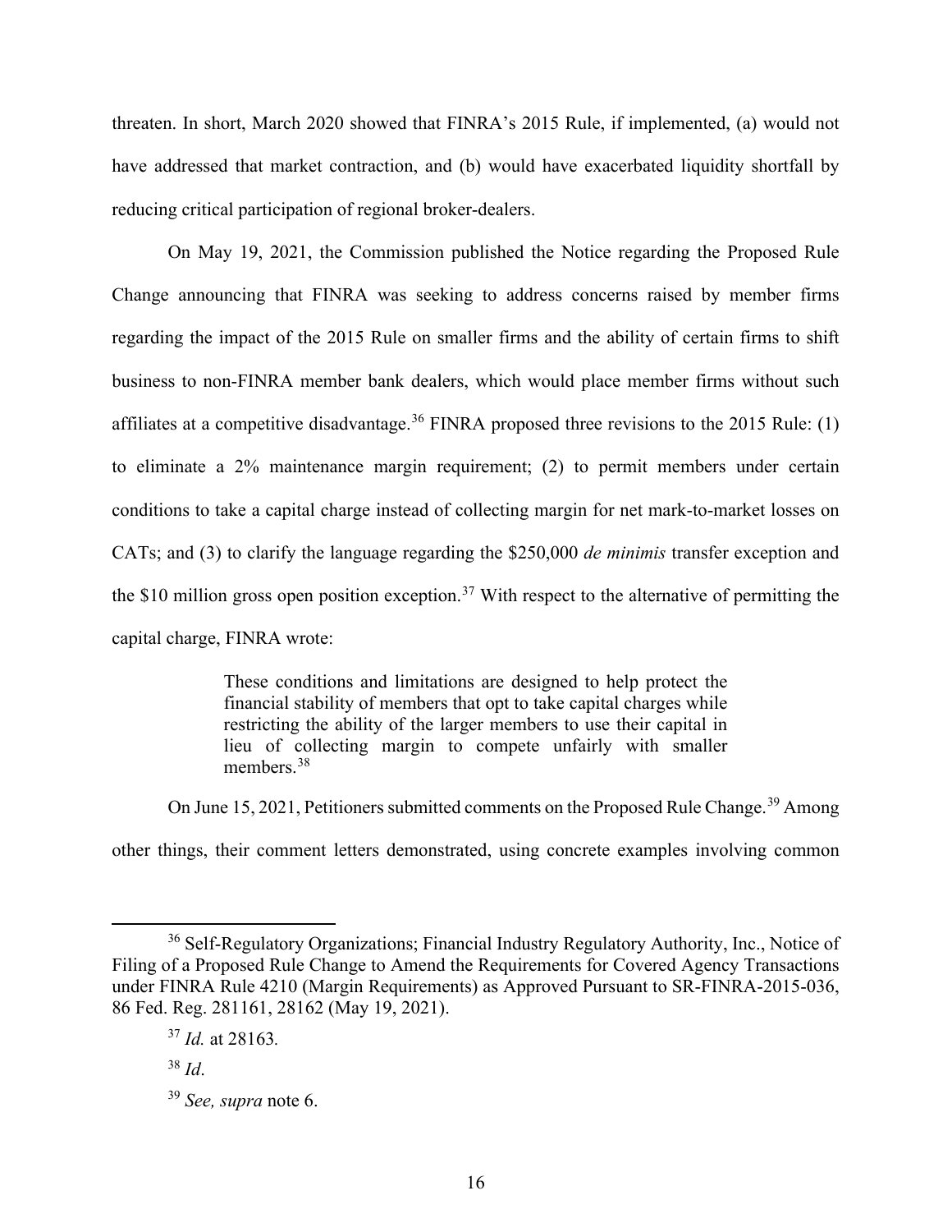threaten. In short, March 2020 showed that FINRA's 2015 Rule, if implemented, (a) would not have addressed that market contraction, and (b) would have exacerbated liquidity shortfall by reducing critical participation of regional broker-dealers.

On May 19, 2021, the Commission published the Notice regarding the Proposed Rule Change announcing that FINRA was seeking to address concerns raised by member firms regarding the impact of the 2015 Rule on smaller firms and the ability of certain firms to shift business to non-FINRA member bank dealers, which would place member firms without such affiliates at a competitive disadvantage.[36] FINRA proposed three revisions to the 2015 Rule: (1) to eliminate a 2% maintenance margin requirement; (2) to permit members under certain conditions to take a capital charge instead of collecting margin for net mark-to-market losses on CATs; and (3) to clarify the language regarding the $250,000 *de minimis* transfer exception and the $10 million gross open position exception.[37] With respect to the alternative of permitting the capital charge, FINRA wrote:

> These conditions and limitations are designed to help protect the financial stability of members that opt to take capital charges while restricting the ability of the larger members to use their capital in lieu of collecting margin to compete unfairly with smaller members.[38]

On June 15, 2021, Petitioners submitted comments on the Proposed Rule Change.[39] Among other things, their comment letters demonstrated, using concrete examples involving common

---

[36] Self-Regulatory Organizations; Financial Industry Regulatory Authority, Inc., Notice of Filing of a Proposed Rule Change to Amend the Requirements for Covered Agency Transactions under FINRA Rule 4210 (Margin Requirements) as Approved Pursuant to SR-FINRA-2015-036, 86 Fed. Reg. 281161, 28162 (May 19, 2021).

[37] *Id.* at 28163.

[38] *Id*.

[39] *See, supra* note 6.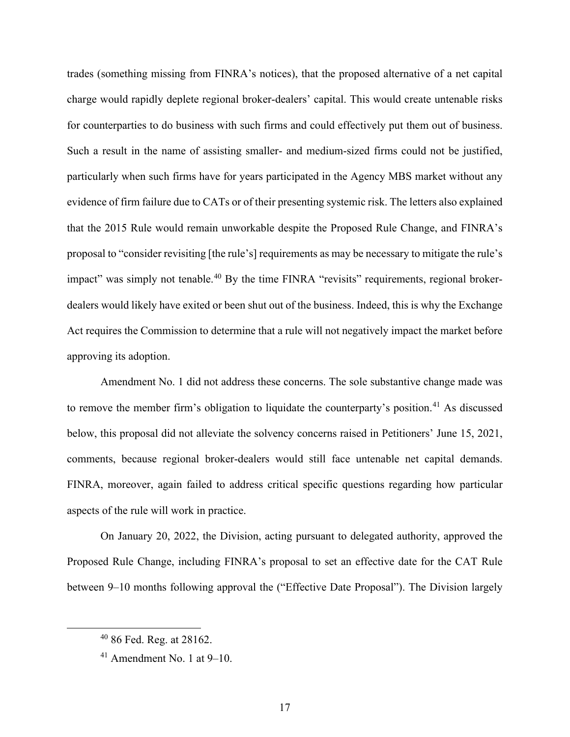trades (something missing from FINRA's notices), that the proposed alternative of a net capital charge would rapidly deplete regional broker-dealers' capital. This would create untenable risks for counterparties to do business with such firms and could effectively put them out of business. Such a result in the name of assisting smaller- and medium-sized firms could not be justified, particularly when such firms have for years participated in the Agency MBS market without any evidence of firm failure due to CATs or of their presenting systemic risk. The letters also explained that the 2015 Rule would remain unworkable despite the Proposed Rule Change, and FINRA's proposal to "consider revisiting [the rule's] requirements as may be necessary to mitigate the rule's impact" was simply not tenable.[40] By the time FINRA "revisits" requirements, regional broker-dealers would likely have exited or been shut out of the business. Indeed, this is why the Exchange Act requires the Commission to determine that a rule will not negatively impact the market before approving its adoption.

Amendment No. 1 did not address these concerns. The sole substantive change made was to remove the member firm's obligation to liquidate the counterparty's position.[41] As discussed below, this proposal did not alleviate the solvency concerns raised in Petitioners' June 15, 2021, comments, because regional broker-dealers would still face untenable net capital demands. FINRA, moreover, again failed to address critical specific questions regarding how particular aspects of the rule will work in practice.

On January 20, 2022, the Division, acting pursuant to delegated authority, approved the Proposed Rule Change, including FINRA's proposal to set an effective date for the CAT Rule between 9–10 months following approval the ("Effective Date Proposal"). The Division largely

[40] 86 Fed. Reg. at 28162.

[41] Amendment No. 1 at 9–10.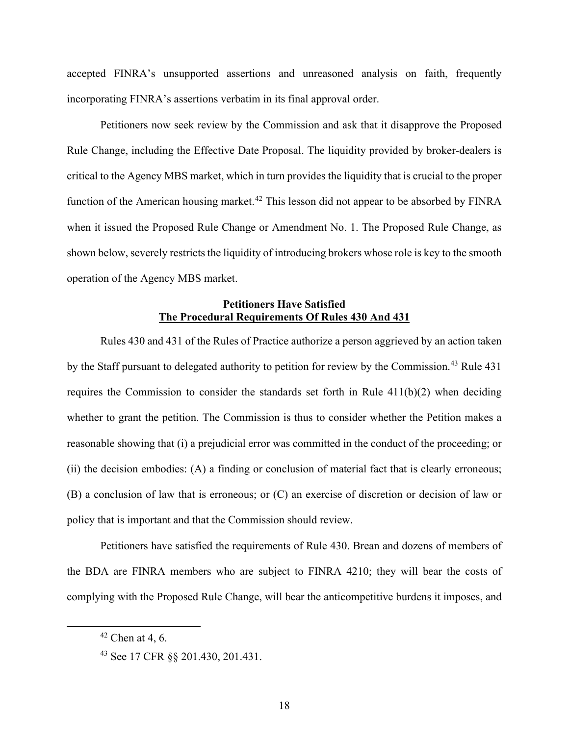accepted FINRA's unsupported assertions and unreasoned analysis on faith, frequently incorporating FINRA's assertions verbatim in its final approval order.

Petitioners now seek review by the Commission and ask that it disapprove the Proposed Rule Change, including the Effective Date Proposal. The liquidity provided by broker-dealers is critical to the Agency MBS market, which in turn provides the liquidity that is crucial to the proper function of the American housing market.[42] This lesson did not appear to be absorbed by FINRA when it issued the Proposed Rule Change or Amendment No. 1. The Proposed Rule Change, as shown below, severely restricts the liquidity of introducing brokers whose role is key to the smooth operation of the Agency MBS market.

**Petitioners Have Satisfied**
**The Procedural Requirements Of Rules 430 And 431**

Rules 430 and 431 of the Rules of Practice authorize a person aggrieved by an action taken by the Staff pursuant to delegated authority to petition for review by the Commission.[43] Rule 431 requires the Commission to consider the standards set forth in Rule 411(b)(2) when deciding whether to grant the petition. The Commission is thus to consider whether the Petition makes a reasonable showing that (i) a prejudicial error was committed in the conduct of the proceeding; or (ii) the decision embodies: (A) a finding or conclusion of material fact that is clearly erroneous; (B) a conclusion of law that is erroneous; or (C) an exercise of discretion or decision of law or policy that is important and that the Commission should review.

Petitioners have satisfied the requirements of Rule 430. Brean and dozens of members of the BDA are FINRA members who are subject to FINRA 4210; they will bear the costs of complying with the Proposed Rule Change, will bear the anticompetitive burdens it imposes, and

---

[42] Chen at 4, 6.

[43] See 17 CFR §§ 201.430, 201.431.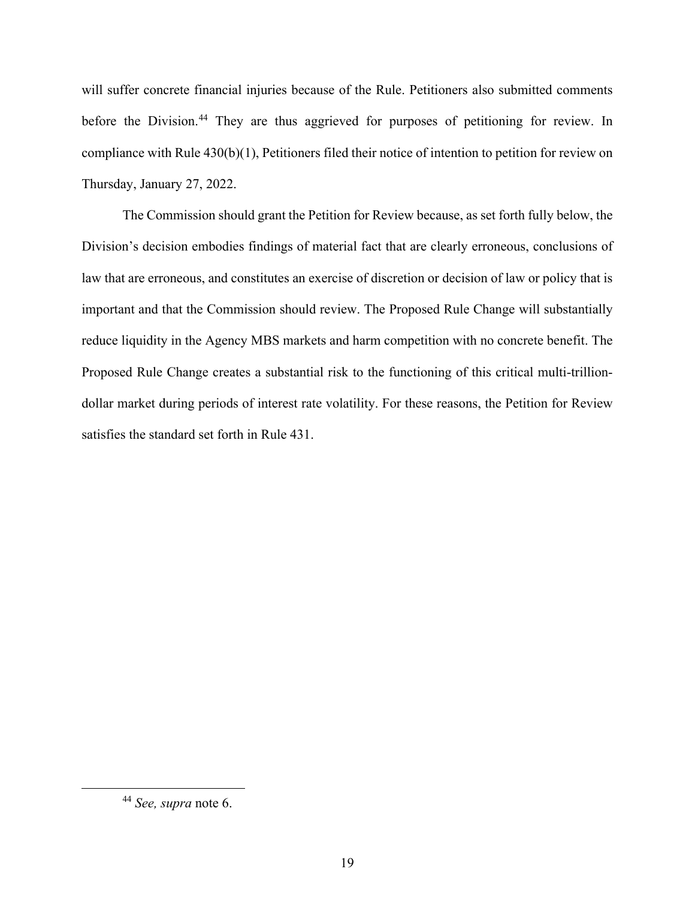will suffer concrete financial injuries because of the Rule. Petitioners also submitted comments before the Division.[44] They are thus aggrieved for purposes of petitioning for review. In compliance with Rule 430(b)(1), Petitioners filed their notice of intention to petition for review on Thursday, January 27, 2022.

The Commission should grant the Petition for Review because, as set forth fully below, the Division's decision embodies findings of material fact that are clearly erroneous, conclusions of law that are erroneous, and constitutes an exercise of discretion or decision of law or policy that is important and that the Commission should review. The Proposed Rule Change will substantially reduce liquidity in the Agency MBS markets and harm competition with no concrete benefit. The Proposed Rule Change creates a substantial risk to the functioning of this critical multi-trillion-dollar market during periods of interest rate volatility. For these reasons, the Petition for Review satisfies the standard set forth in Rule 431.

---

[44] *See, supra* note 6.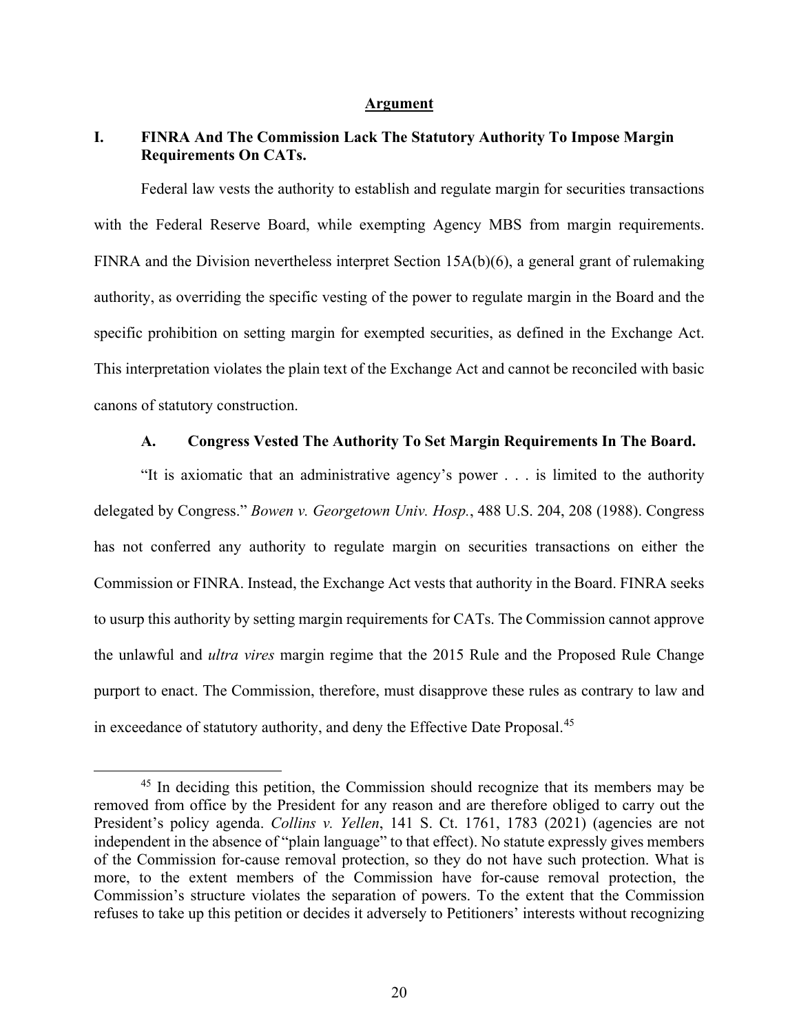## Argument

### I. FINRA And The Commission Lack The Statutory Authority To Impose Margin Requirements On CATs.

Federal law vests the authority to establish and regulate margin for securities transactions with the Federal Reserve Board, while exempting Agency MBS from margin requirements. FINRA and the Division nevertheless interpret Section 15A(b)(6), a general grant of rulemaking authority, as overriding the specific vesting of the power to regulate margin in the Board and the specific prohibition on setting margin for exempted securities, as defined in the Exchange Act. This interpretation violates the plain text of the Exchange Act and cannot be reconciled with basic canons of statutory construction.

#### A. Congress Vested The Authority To Set Margin Requirements In The Board.

"It is axiomatic that an administrative agency's power . . . is limited to the authority delegated by Congress." *Bowen v. Georgetown Univ. Hosp.*, 488 U.S. 204, 208 (1988). Congress has not conferred any authority to regulate margin on securities transactions on either the Commission or FINRA. Instead, the Exchange Act vests that authority in the Board. FINRA seeks to usurp this authority by setting margin requirements for CATs. The Commission cannot approve the unlawful and *ultra vires* margin regime that the 2015 Rule and the Proposed Rule Change purport to enact. The Commission, therefore, must disapprove these rules as contrary to law and in exceedance of statutory authority, and deny the Effective Date Proposal.[45]

[45] In deciding this petition, the Commission should recognize that its members may be removed from office by the President for any reason and are therefore obliged to carry out the President's policy agenda. *Collins v. Yellen*, 141 S. Ct. 1761, 1783 (2021) (agencies are not independent in the absence of "plain language" to that effect). No statute expressly gives members of the Commission for-cause removal protection, so they do not have such protection. What is more, to the extent members of the Commission have for-cause removal protection, the Commission's structure violates the separation of powers. To the extent that the Commission refuses to take up this petition or decides it adversely to Petitioners' interests without recognizing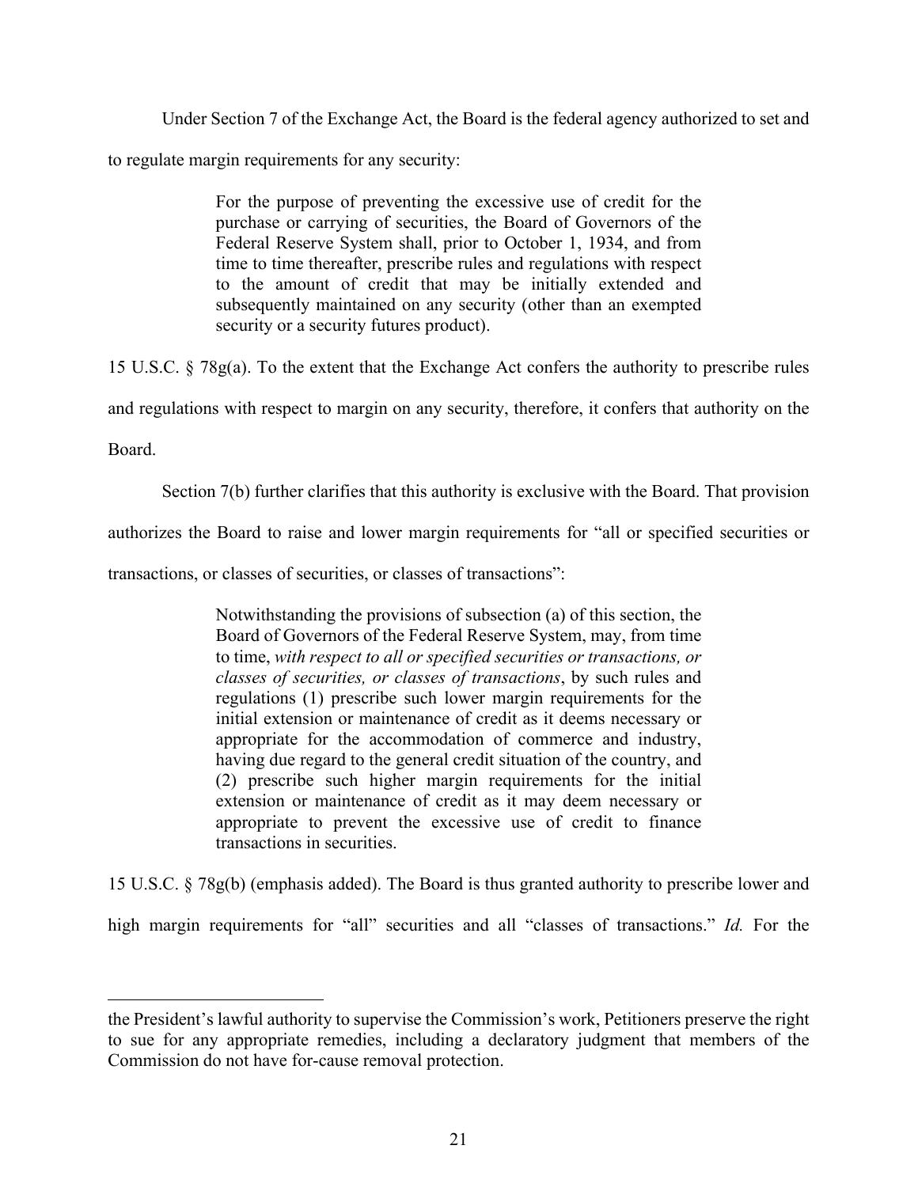Under Section 7 of the Exchange Act, the Board is the federal agency authorized to set and to regulate margin requirements for any security:

> For the purpose of preventing the excessive use of credit for the purchase or carrying of securities, the Board of Governors of the Federal Reserve System shall, prior to October 1, 1934, and from time to time thereafter, prescribe rules and regulations with respect to the amount of credit that may be initially extended and subsequently maintained on any security (other than an exempted security or a security futures product).

15 U.S.C. § 78g(a). To the extent that the Exchange Act confers the authority to prescribe rules and regulations with respect to margin on any security, therefore, it confers that authority on the Board.

Section 7(b) further clarifies that this authority is exclusive with the Board. That provision authorizes the Board to raise and lower margin requirements for "all or specified securities or transactions, or classes of securities, or classes of transactions":

> Notwithstanding the provisions of subsection (a) of this section, the Board of Governors of the Federal Reserve System, may, from time to time, *with respect to all or specified securities or transactions, or classes of securities, or classes of transactions*, by such rules and regulations (1) prescribe such lower margin requirements for the initial extension or maintenance of credit as it deems necessary or appropriate for the accommodation of commerce and industry, having due regard to the general credit situation of the country, and (2) prescribe such higher margin requirements for the initial extension or maintenance of credit as it may deem necessary or appropriate to prevent the excessive use of credit to finance transactions in securities.

15 U.S.C. § 78g(b) (emphasis added). The Board is thus granted authority to prescribe lower and high margin requirements for "all" securities and all "classes of transactions." *Id.* For the

---

the President's lawful authority to supervise the Commission's work, Petitioners preserve the right to sue for any appropriate remedies, including a declaratory judgment that members of the Commission do not have for-cause removal protection.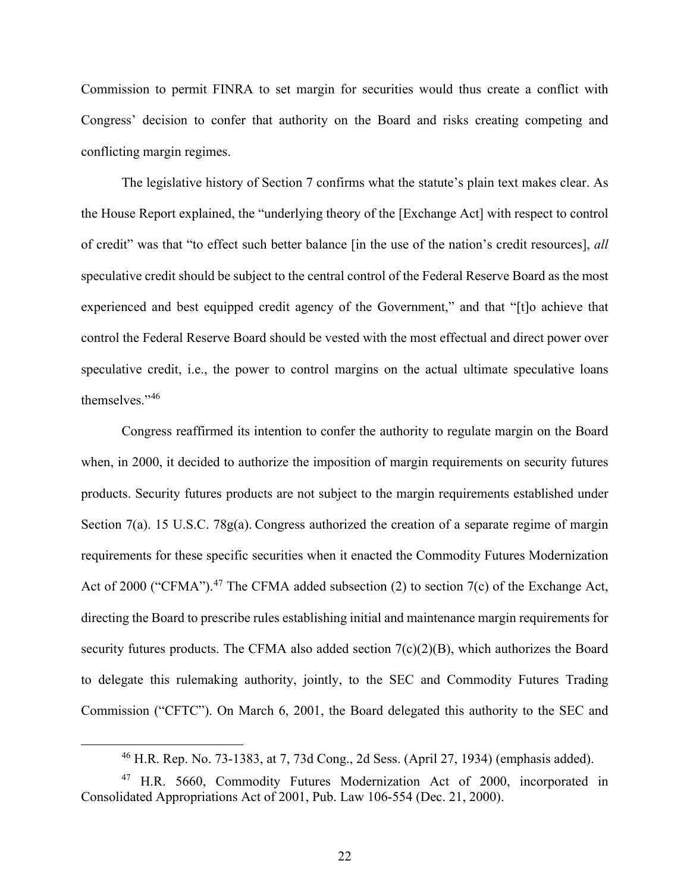Commission to permit FINRA to set margin for securities would thus create a conflict with Congress' decision to confer that authority on the Board and risks creating competing and conflicting margin regimes.

The legislative history of Section 7 confirms what the statute's plain text makes clear. As the House Report explained, the "underlying theory of the [Exchange Act] with respect to control of credit" was that "to effect such better balance [in the use of the nation's credit resources], *all* speculative credit should be subject to the central control of the Federal Reserve Board as the most experienced and best equipped credit agency of the Government," and that "[t]o achieve that control the Federal Reserve Board should be vested with the most effectual and direct power over speculative credit, i.e., the power to control margins on the actual ultimate speculative loans themselves."[46]

Congress reaffirmed its intention to confer the authority to regulate margin on the Board when, in 2000, it decided to authorize the imposition of margin requirements on security futures products. Security futures products are not subject to the margin requirements established under Section 7(a). 15 U.S.C. 78g(a). Congress authorized the creation of a separate regime of margin requirements for these specific securities when it enacted the Commodity Futures Modernization Act of 2000 ("CFMA").[47] The CFMA added subsection (2) to section 7(c) of the Exchange Act, directing the Board to prescribe rules establishing initial and maintenance margin requirements for security futures products. The CFMA also added section 7(c)(2)(B), which authorizes the Board to delegate this rulemaking authority, jointly, to the SEC and Commodity Futures Trading Commission ("CFTC"). On March 6, 2001, the Board delegated this authority to the SEC and

---

[46] H.R. Rep. No. 73-1383, at 7, 73d Cong., 2d Sess. (April 27, 1934) (emphasis added).

[47] H.R. 5660, Commodity Futures Modernization Act of 2000, incorporated in Consolidated Appropriations Act of 2001, Pub. Law 106-554 (Dec. 21, 2000).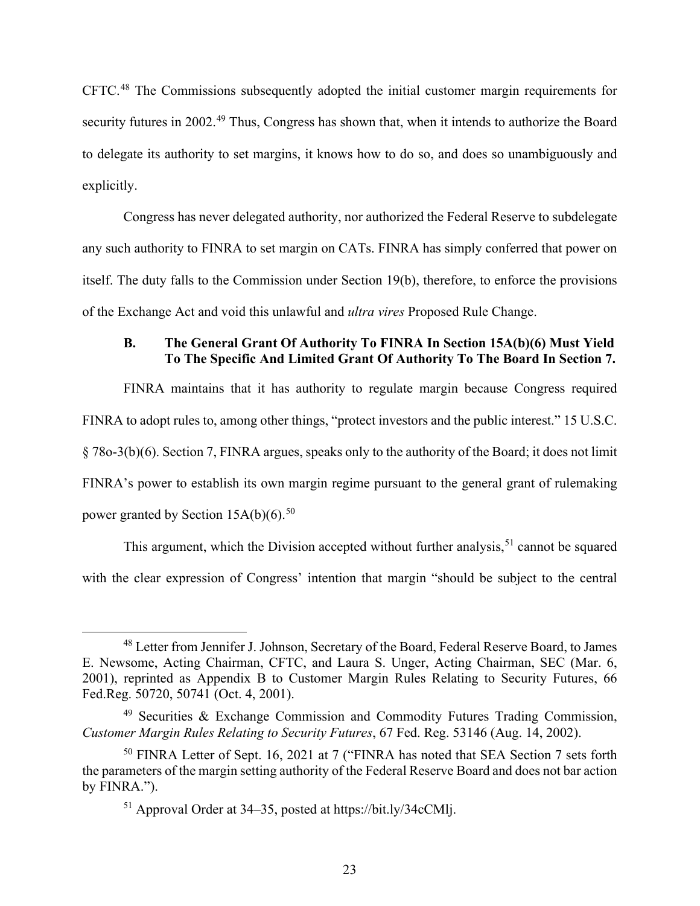CFTC.[48] The Commissions subsequently adopted the initial customer margin requirements for security futures in 2002.[49] Thus, Congress has shown that, when it intends to authorize the Board to delegate its authority to set margins, it knows how to do so, and does so unambiguously and explicitly.

Congress has never delegated authority, nor authorized the Federal Reserve to subdelegate any such authority to FINRA to set margin on CATs. FINRA has simply conferred that power on itself. The duty falls to the Commission under Section 19(b), therefore, to enforce the provisions of the Exchange Act and void this unlawful and *ultra vires* Proposed Rule Change.

### B. The General Grant Of Authority To FINRA In Section 15A(b)(6) Must Yield To The Specific And Limited Grant Of Authority To The Board In Section 7.

FINRA maintains that it has authority to regulate margin because Congress required FINRA to adopt rules to, among other things, "protect investors and the public interest." 15 U.S.C. § 78o-3(b)(6). Section 7, FINRA argues, speaks only to the authority of the Board; it does not limit FINRA's power to establish its own margin regime pursuant to the general grant of rulemaking power granted by Section 15A(b)(6).[50]

This argument, which the Division accepted without further analysis,[51] cannot be squared with the clear expression of Congress' intention that margin "should be subject to the central

---

[48] Letter from Jennifer J. Johnson, Secretary of the Board, Federal Reserve Board, to James E. Newsome, Acting Chairman, CFTC, and Laura S. Unger, Acting Chairman, SEC (Mar. 6, 2001), reprinted as Appendix B to Customer Margin Rules Relating to Security Futures, 66 Fed.Reg. 50720, 50741 (Oct. 4, 2001).

[49] Securities & Exchange Commission and Commodity Futures Trading Commission, *Customer Margin Rules Relating to Security Futures*, 67 Fed. Reg. 53146 (Aug. 14, 2002).

[50] FINRA Letter of Sept. 16, 2021 at 7 ("FINRA has noted that SEA Section 7 sets forth the parameters of the margin setting authority of the Federal Reserve Board and does not bar action by FINRA.").

[51] Approval Order at 34–35, posted at https://bit.ly/34cCMlj.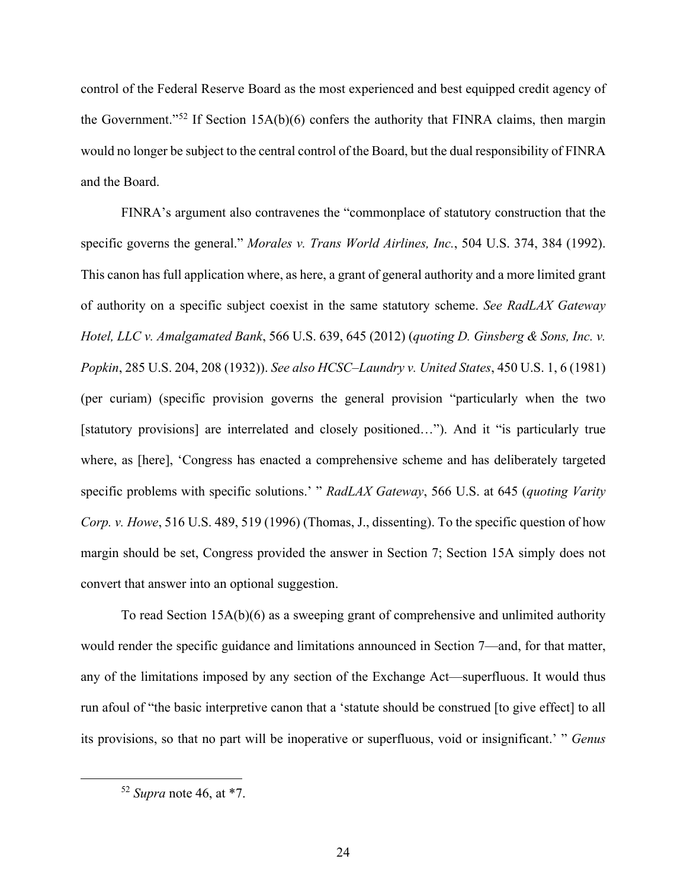control of the Federal Reserve Board as the most experienced and best equipped credit agency of the Government."[52] If Section 15A(b)(6) confers the authority that FINRA claims, then margin would no longer be subject to the central control of the Board, but the dual responsibility of FINRA and the Board.

FINRA's argument also contravenes the "commonplace of statutory construction that the specific governs the general." *Morales v. Trans World Airlines, Inc.*, 504 U.S. 374, 384 (1992). This canon has full application where, as here, a grant of general authority and a more limited grant of authority on a specific subject coexist in the same statutory scheme. *See RadLAX Gateway Hotel, LLC v. Amalgamated Bank*, 566 U.S. 639, 645 (2012) (*quoting D. Ginsberg & Sons, Inc. v. Popkin*, 285 U.S. 204, 208 (1932)). *See also HCSC–Laundry v. United States*, 450 U.S. 1, 6 (1981) (per curiam) (specific provision governs the general provision "particularly when the two [statutory provisions] are interrelated and closely positioned…"). And it "is particularly true where, as [here], 'Congress has enacted a comprehensive scheme and has deliberately targeted specific problems with specific solutions.' " *RadLAX Gateway*, 566 U.S. at 645 (*quoting Varity Corp. v. Howe*, 516 U.S. 489, 519 (1996) (Thomas, J., dissenting). To the specific question of how margin should be set, Congress provided the answer in Section 7; Section 15A simply does not convert that answer into an optional suggestion.

To read Section 15A(b)(6) as a sweeping grant of comprehensive and unlimited authority would render the specific guidance and limitations announced in Section 7—and, for that matter, any of the limitations imposed by any section of the Exchange Act—superfluous. It would thus run afoul of "the basic interpretive canon that a 'statute should be construed [to give effect] to all its provisions, so that no part will be inoperative or superfluous, void or insignificant.' " *Genus*

[52] *Supra* note 46, at *7.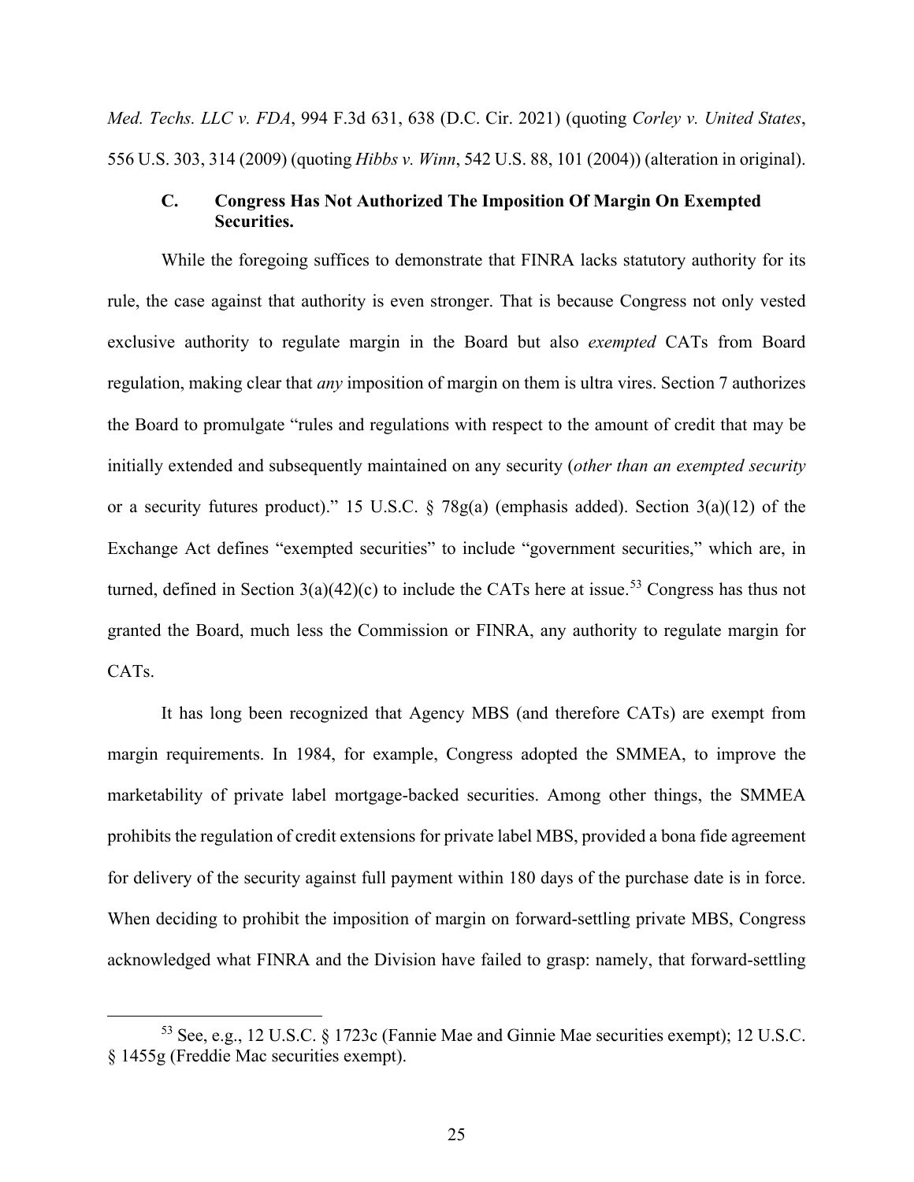*Med. Techs. LLC v. FDA*, 994 F.3d 631, 638 (D.C. Cir. 2021) (quoting *Corley v. United States*, 556 U.S. 303, 314 (2009) (quoting *Hibbs v. Winn*, 542 U.S. 88, 101 (2004)) (alteration in original).

### C. Congress Has Not Authorized The Imposition Of Margin On Exempted Securities.

While the foregoing suffices to demonstrate that FINRA lacks statutory authority for its rule, the case against that authority is even stronger. That is because Congress not only vested exclusive authority to regulate margin in the Board but also *exempted* CATs from Board regulation, making clear that *any* imposition of margin on them is ultra vires. Section 7 authorizes the Board to promulgate "rules and regulations with respect to the amount of credit that may be initially extended and subsequently maintained on any security (*other than an exempted security* or a security futures product)." 15 U.S.C. § 78g(a) (emphasis added). Section 3(a)(12) of the Exchange Act defines "exempted securities" to include "government securities," which are, in turned, defined in Section 3(a)(42)(c) to include the CATs here at issue.[53] Congress has thus not granted the Board, much less the Commission or FINRA, any authority to regulate margin for CATs.

It has long been recognized that Agency MBS (and therefore CATs) are exempt from margin requirements. In 1984, for example, Congress adopted the SMMEA, to improve the marketability of private label mortgage-backed securities. Among other things, the SMMEA prohibits the regulation of credit extensions for private label MBS, provided a bona fide agreement for delivery of the security against full payment within 180 days of the purchase date is in force. When deciding to prohibit the imposition of margin on forward-settling private MBS, Congress acknowledged what FINRA and the Division have failed to grasp: namely, that forward-settling

[53] See, e.g., 12 U.S.C. § 1723c (Fannie Mae and Ginnie Mae securities exempt); 12 U.S.C. § 1455g (Freddie Mac securities exempt).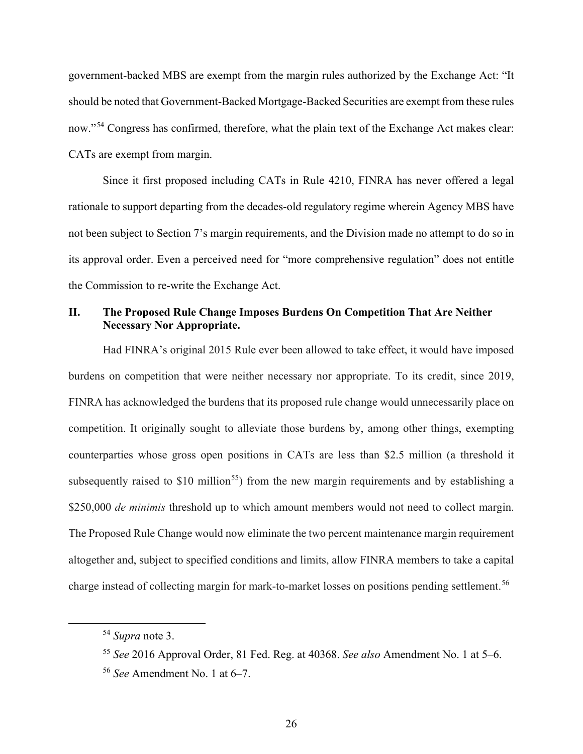government-backed MBS are exempt from the margin rules authorized by the Exchange Act: "It should be noted that Government-Backed Mortgage-Backed Securities are exempt from these rules now."[54] Congress has confirmed, therefore, what the plain text of the Exchange Act makes clear: CATs are exempt from margin.

Since it first proposed including CATs in Rule 4210, FINRA has never offered a legal rationale to support departing from the decades-old regulatory regime wherein Agency MBS have not been subject to Section 7's margin requirements, and the Division made no attempt to do so in its approval order. Even a perceived need for "more comprehensive regulation" does not entitle the Commission to re-write the Exchange Act.

## II. The Proposed Rule Change Imposes Burdens On Competition That Are Neither Necessary Nor Appropriate.

Had FINRA's original 2015 Rule ever been allowed to take effect, it would have imposed burdens on competition that were neither necessary nor appropriate. To its credit, since 2019, FINRA has acknowledged the burdens that its proposed rule change would unnecessarily place on competition. It originally sought to alleviate those burdens by, among other things, exempting counterparties whose gross open positions in CATs are less than $2.5 million (a threshold it subsequently raised to $10 million[55]) from the new margin requirements and by establishing a $250,000 *de minimis* threshold up to which amount members would not need to collect margin. The Proposed Rule Change would now eliminate the two percent maintenance margin requirement altogether and, subject to specified conditions and limits, allow FINRA members to take a capital charge instead of collecting margin for mark-to-market losses on positions pending settlement.[56]

---

[54] *Supra* note 3.

[55] *See* 2016 Approval Order, 81 Fed. Reg. at 40368. *See also* Amendment No. 1 at 5–6.

[56] *See* Amendment No. 1 at 6–7.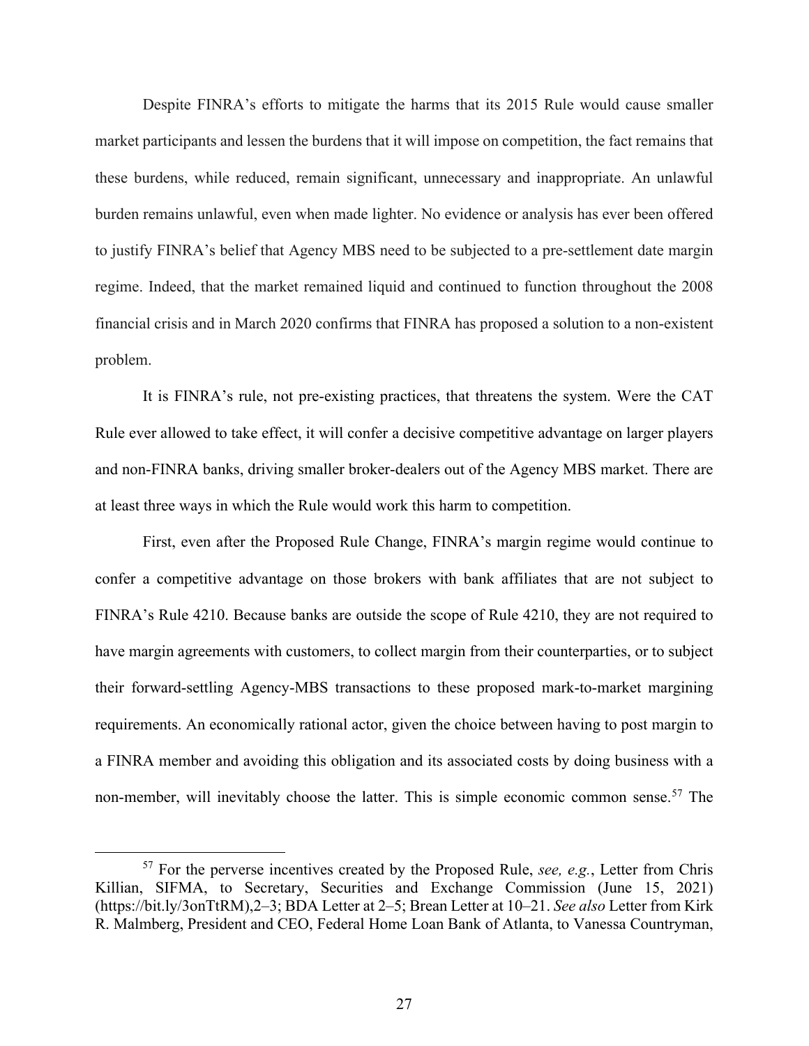Despite FINRA's efforts to mitigate the harms that its 2015 Rule would cause smaller market participants and lessen the burdens that it will impose on competition, the fact remains that these burdens, while reduced, remain significant, unnecessary and inappropriate. An unlawful burden remains unlawful, even when made lighter. No evidence or analysis has ever been offered to justify FINRA's belief that Agency MBS need to be subjected to a pre-settlement date margin regime. Indeed, that the market remained liquid and continued to function throughout the 2008 financial crisis and in March 2020 confirms that FINRA has proposed a solution to a non-existent problem.

It is FINRA's rule, not pre-existing practices, that threatens the system. Were the CAT Rule ever allowed to take effect, it will confer a decisive competitive advantage on larger players and non-FINRA banks, driving smaller broker-dealers out of the Agency MBS market. There are at least three ways in which the Rule would work this harm to competition.

First, even after the Proposed Rule Change, FINRA's margin regime would continue to confer a competitive advantage on those brokers with bank affiliates that are not subject to FINRA's Rule 4210. Because banks are outside the scope of Rule 4210, they are not required to have margin agreements with customers, to collect margin from their counterparties, or to subject their forward-settling Agency-MBS transactions to these proposed mark-to-market margining requirements. An economically rational actor, given the choice between having to post margin to a FINRA member and avoiding this obligation and its associated costs by doing business with a non-member, will inevitably choose the latter. This is simple economic common sense.[57] The

[57] For the perverse incentives created by the Proposed Rule, *see, e.g.*, Letter from Chris Killian, SIFMA, to Secretary, Securities and Exchange Commission (June 15, 2021) (https://bit.ly/3onTtRM),2–3; BDA Letter at 2–5; Brean Letter at 10–21. *See also* Letter from Kirk R. Malmberg, President and CEO, Federal Home Loan Bank of Atlanta, to Vanessa Countryman,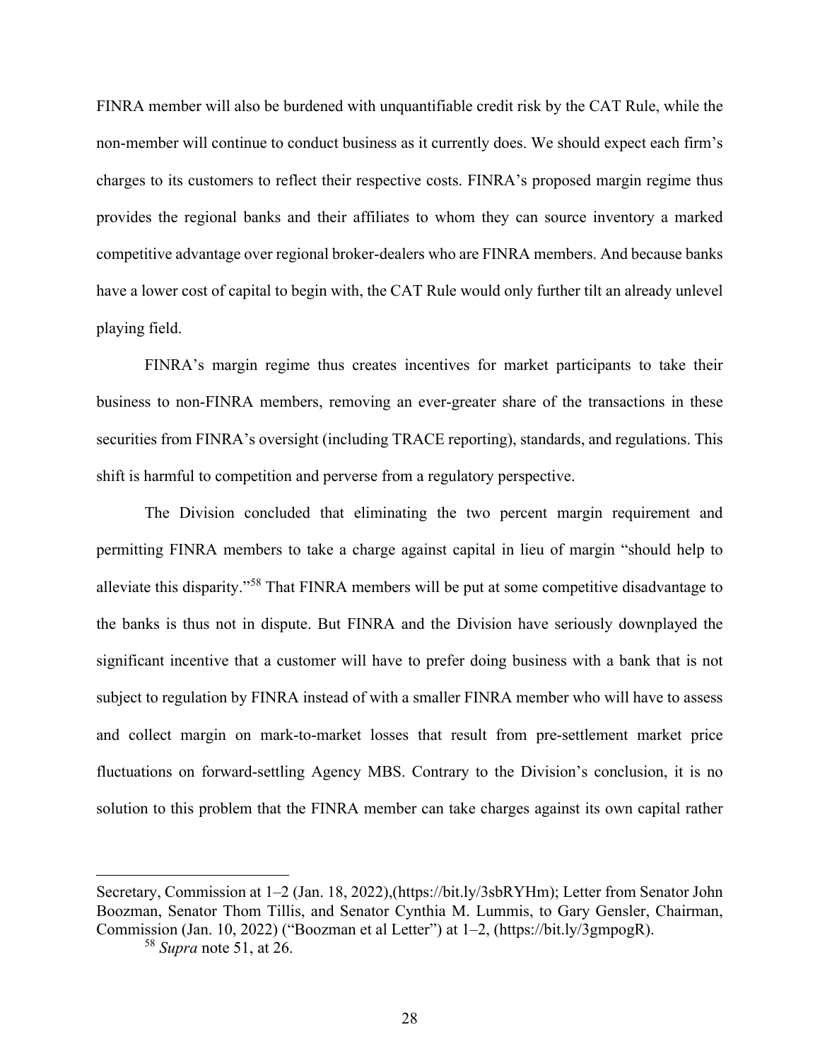FINRA member will also be burdened with unquantifiable credit risk by the CAT Rule, while the non-member will continue to conduct business as it currently does. We should expect each firm's charges to its customers to reflect their respective costs. FINRA's proposed margin regime thus provides the regional banks and their affiliates to whom they can source inventory a marked competitive advantage over regional broker-dealers who are FINRA members. And because banks have a lower cost of capital to begin with, the CAT Rule would only further tilt an already unlevel playing field.

FINRA's margin regime thus creates incentives for market participants to take their business to non-FINRA members, removing an ever-greater share of the transactions in these securities from FINRA's oversight (including TRACE reporting), standards, and regulations. This shift is harmful to competition and perverse from a regulatory perspective.

The Division concluded that eliminating the two percent margin requirement and permitting FINRA members to take a charge against capital in lieu of margin "should help to alleviate this disparity."[58] That FINRA members will be put at some competitive disadvantage to the banks is thus not in dispute. But FINRA and the Division have seriously downplayed the significant incentive that a customer will have to prefer doing business with a bank that is not subject to regulation by FINRA instead of with a smaller FINRA member who will have to assess and collect margin on mark-to-market losses that result from pre-settlement market price fluctuations on forward-settling Agency MBS. Contrary to the Division's conclusion, it is no solution to this problem that the FINRA member can take charges against its own capital rather

---

Secretary, Commission at 1–2 (Jan. 18, 2022),(https://bit.ly/3sbRYHm); Letter from Senator John Boozman, Senator Thom Tillis, and Senator Cynthia M. Lummis, to Gary Gensler, Chairman, Commission (Jan. 10, 2022) ("Boozman et al Letter") at 1–2, (https://bit.ly/3gmpogR).

[58] *Supra* note 51, at 26.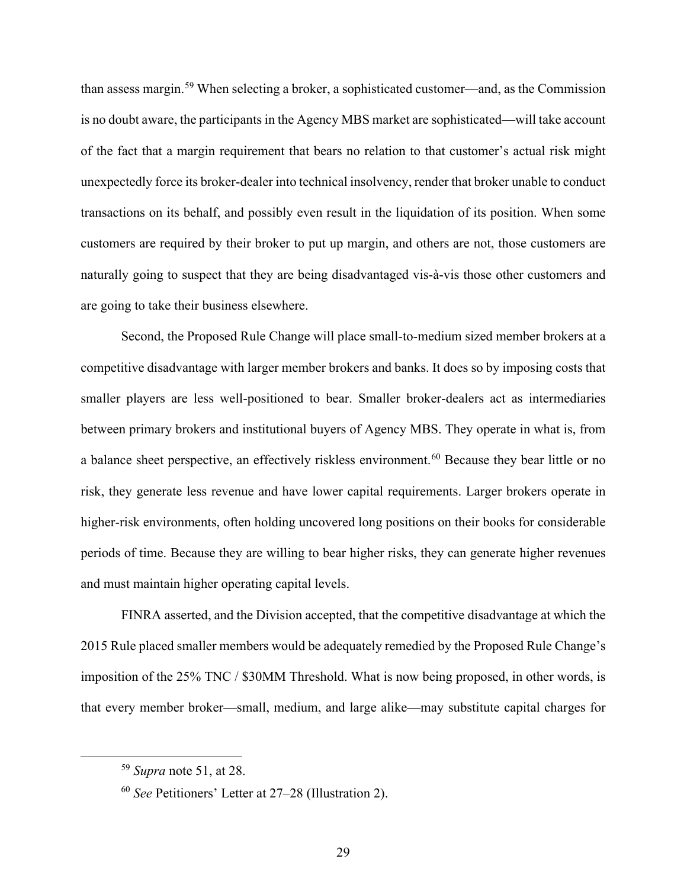than assess margin.[59] When selecting a broker, a sophisticated customer—and, as the Commission is no doubt aware, the participants in the Agency MBS market are sophisticated—will take account of the fact that a margin requirement that bears no relation to that customer's actual risk might unexpectedly force its broker-dealer into technical insolvency, render that broker unable to conduct transactions on its behalf, and possibly even result in the liquidation of its position. When some customers are required by their broker to put up margin, and others are not, those customers are naturally going to suspect that they are being disadvantaged vis-à-vis those other customers and are going to take their business elsewhere.

Second, the Proposed Rule Change will place small-to-medium sized member brokers at a competitive disadvantage with larger member brokers and banks. It does so by imposing costs that smaller players are less well-positioned to bear. Smaller broker-dealers act as intermediaries between primary brokers and institutional buyers of Agency MBS. They operate in what is, from a balance sheet perspective, an effectively riskless environment.[60] Because they bear little or no risk, they generate less revenue and have lower capital requirements. Larger brokers operate in higher-risk environments, often holding uncovered long positions on their books for considerable periods of time. Because they are willing to bear higher risks, they can generate higher revenues and must maintain higher operating capital levels.

FINRA asserted, and the Division accepted, that the competitive disadvantage at which the 2015 Rule placed smaller members would be adequately remedied by the Proposed Rule Change's imposition of the 25% TNC / $30MM Threshold. What is now being proposed, in other words, is that every member broker—small, medium, and large alike—may substitute capital charges for

[59] *Supra* note 51, at 28.

[60] *See* Petitioners' Letter at 27–28 (Illustration 2).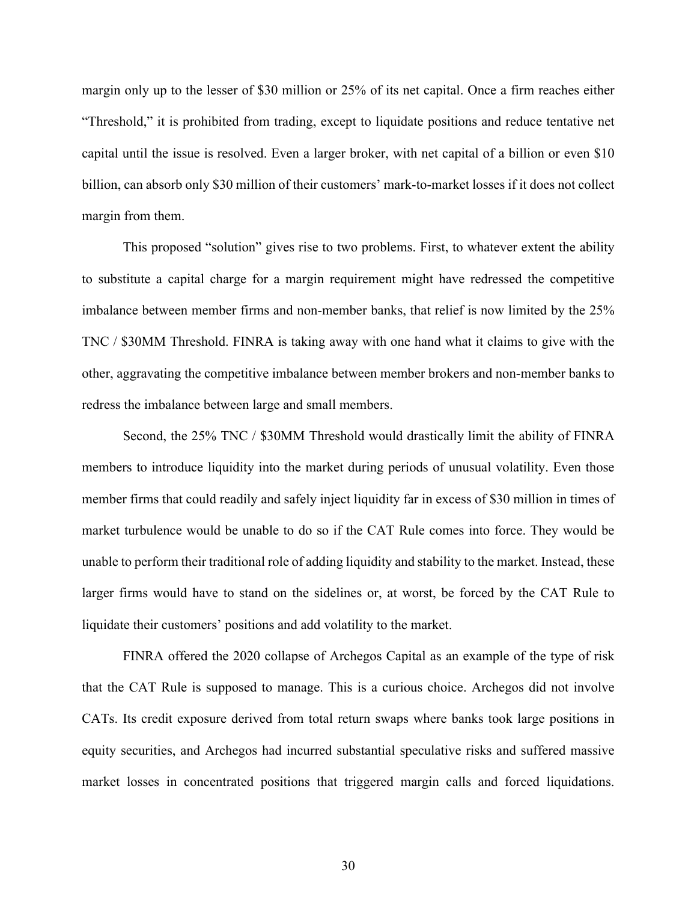margin only up to the lesser of $30 million or 25% of its net capital. Once a firm reaches either "Threshold," it is prohibited from trading, except to liquidate positions and reduce tentative net capital until the issue is resolved. Even a larger broker, with net capital of a billion or even $10 billion, can absorb only $30 million of their customers' mark-to-market losses if it does not collect margin from them.

This proposed "solution" gives rise to two problems. First, to whatever extent the ability to substitute a capital charge for a margin requirement might have redressed the competitive imbalance between member firms and non-member banks, that relief is now limited by the 25% TNC / $30MM Threshold. FINRA is taking away with one hand what it claims to give with the other, aggravating the competitive imbalance between member brokers and non-member banks to redress the imbalance between large and small members.

Second, the 25% TNC / $30MM Threshold would drastically limit the ability of FINRA members to introduce liquidity into the market during periods of unusual volatility. Even those member firms that could readily and safely inject liquidity far in excess of $30 million in times of market turbulence would be unable to do so if the CAT Rule comes into force. They would be unable to perform their traditional role of adding liquidity and stability to the market. Instead, these larger firms would have to stand on the sidelines or, at worst, be forced by the CAT Rule to liquidate their customers' positions and add volatility to the market.

FINRA offered the 2020 collapse of Archegos Capital as an example of the type of risk that the CAT Rule is supposed to manage. This is a curious choice. Archegos did not involve CATs. Its credit exposure derived from total return swaps where banks took large positions in equity securities, and Archegos had incurred substantial speculative risks and suffered massive market losses in concentrated positions that triggered margin calls and forced liquidations.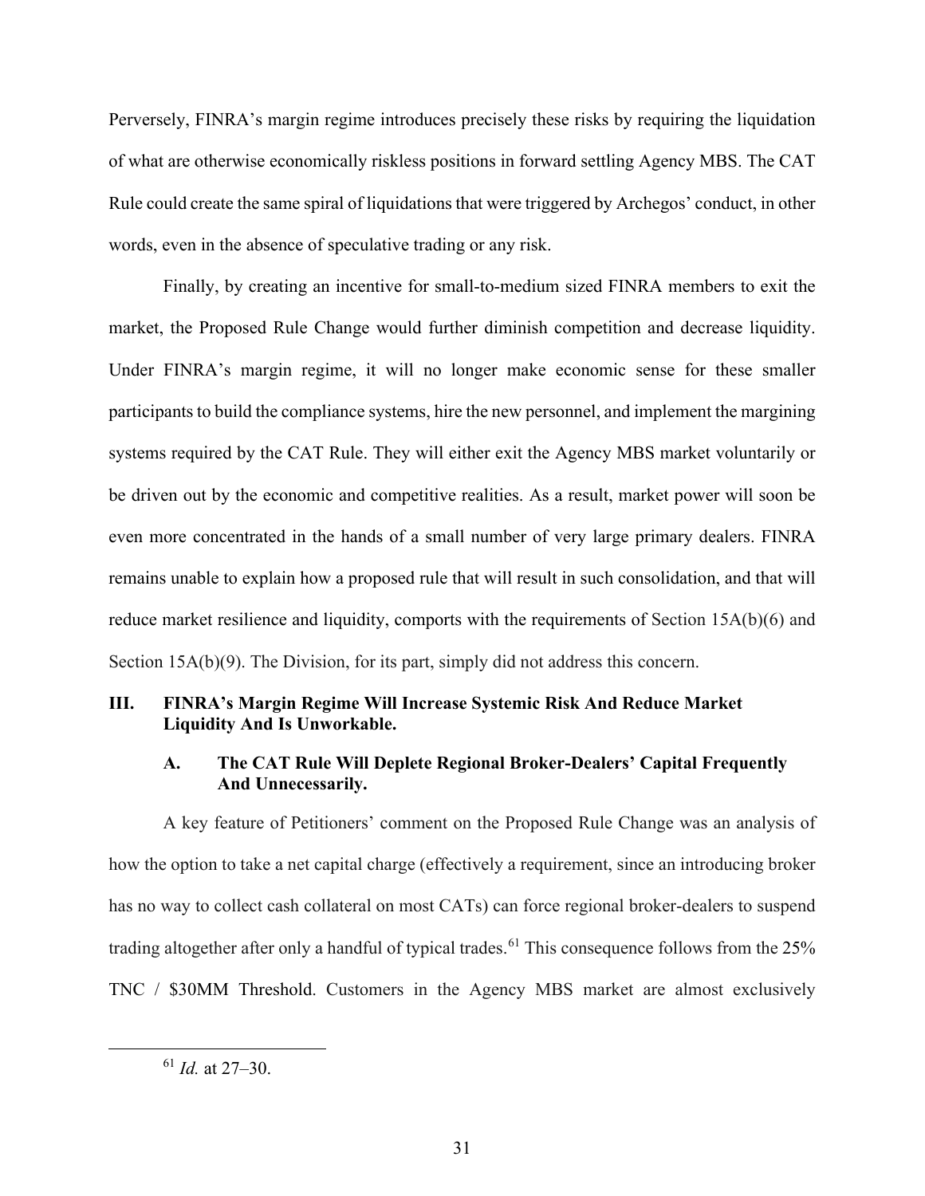Perversely, FINRA's margin regime introduces precisely these risks by requiring the liquidation of what are otherwise economically riskless positions in forward settling Agency MBS. The CAT Rule could create the same spiral of liquidations that were triggered by Archegos' conduct, in other words, even in the absence of speculative trading or any risk.

Finally, by creating an incentive for small-to-medium sized FINRA members to exit the market, the Proposed Rule Change would further diminish competition and decrease liquidity. Under FINRA's margin regime, it will no longer make economic sense for these smaller participants to build the compliance systems, hire the new personnel, and implement the margining systems required by the CAT Rule. They will either exit the Agency MBS market voluntarily or be driven out by the economic and competitive realities. As a result, market power will soon be even more concentrated in the hands of a small number of very large primary dealers. FINRA remains unable to explain how a proposed rule that will result in such consolidation, and that will reduce market resilience and liquidity, comports with the requirements of Section 15A(b)(6) and Section 15A(b)(9). The Division, for its part, simply did not address this concern.

## III. FINRA's Margin Regime Will Increase Systemic Risk And Reduce Market Liquidity And Is Unworkable.

### A. The CAT Rule Will Deplete Regional Broker-Dealers' Capital Frequently And Unnecessarily.

A key feature of Petitioners' comment on the Proposed Rule Change was an analysis of how the option to take a net capital charge (effectively a requirement, since an introducing broker has no way to collect cash collateral on most CATs) can force regional broker-dealers to suspend trading altogether after only a handful of typical trades.[61] This consequence follows from the 25% TNC / $30MM Threshold. Customers in the Agency MBS market are almost exclusively

[61] *Id.* at 27–30.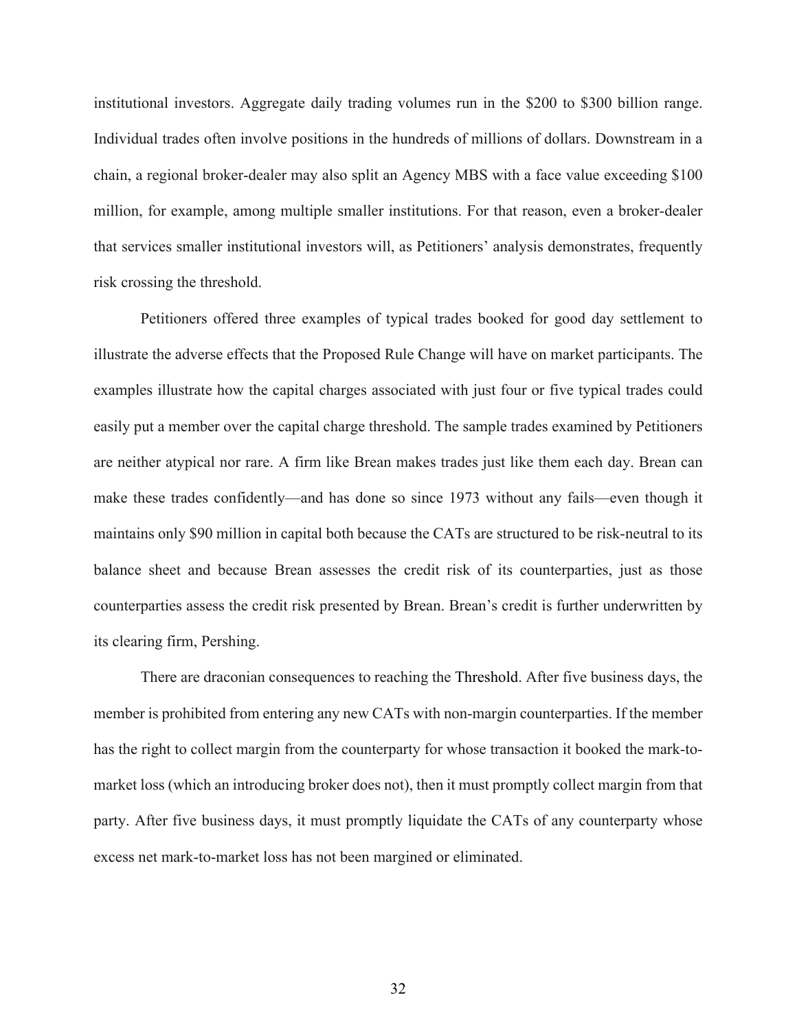institutional investors. Aggregate daily trading volumes run in the $200 to $300 billion range. Individual trades often involve positions in the hundreds of millions of dollars. Downstream in a chain, a regional broker-dealer may also split an Agency MBS with a face value exceeding $100 million, for example, among multiple smaller institutions. For that reason, even a broker-dealer that services smaller institutional investors will, as Petitioners' analysis demonstrates, frequently risk crossing the threshold.

Petitioners offered three examples of typical trades booked for good day settlement to illustrate the adverse effects that the Proposed Rule Change will have on market participants. The examples illustrate how the capital charges associated with just four or five typical trades could easily put a member over the capital charge threshold. The sample trades examined by Petitioners are neither atypical nor rare. A firm like Brean makes trades just like them each day. Brean can make these trades confidently—and has done so since 1973 without any fails—even though it maintains only $90 million in capital both because the CATs are structured to be risk-neutral to its balance sheet and because Brean assesses the credit risk of its counterparties, just as those counterparties assess the credit risk presented by Brean. Brean's credit is further underwritten by its clearing firm, Pershing.

There are draconian consequences to reaching the Threshold. After five business days, the member is prohibited from entering any new CATs with non-margin counterparties. If the member has the right to collect margin from the counterparty for whose transaction it booked the mark-to-market loss (which an introducing broker does not), then it must promptly collect margin from that party. After five business days, it must promptly liquidate the CATs of any counterparty whose excess net mark-to-market loss has not been margined or eliminated.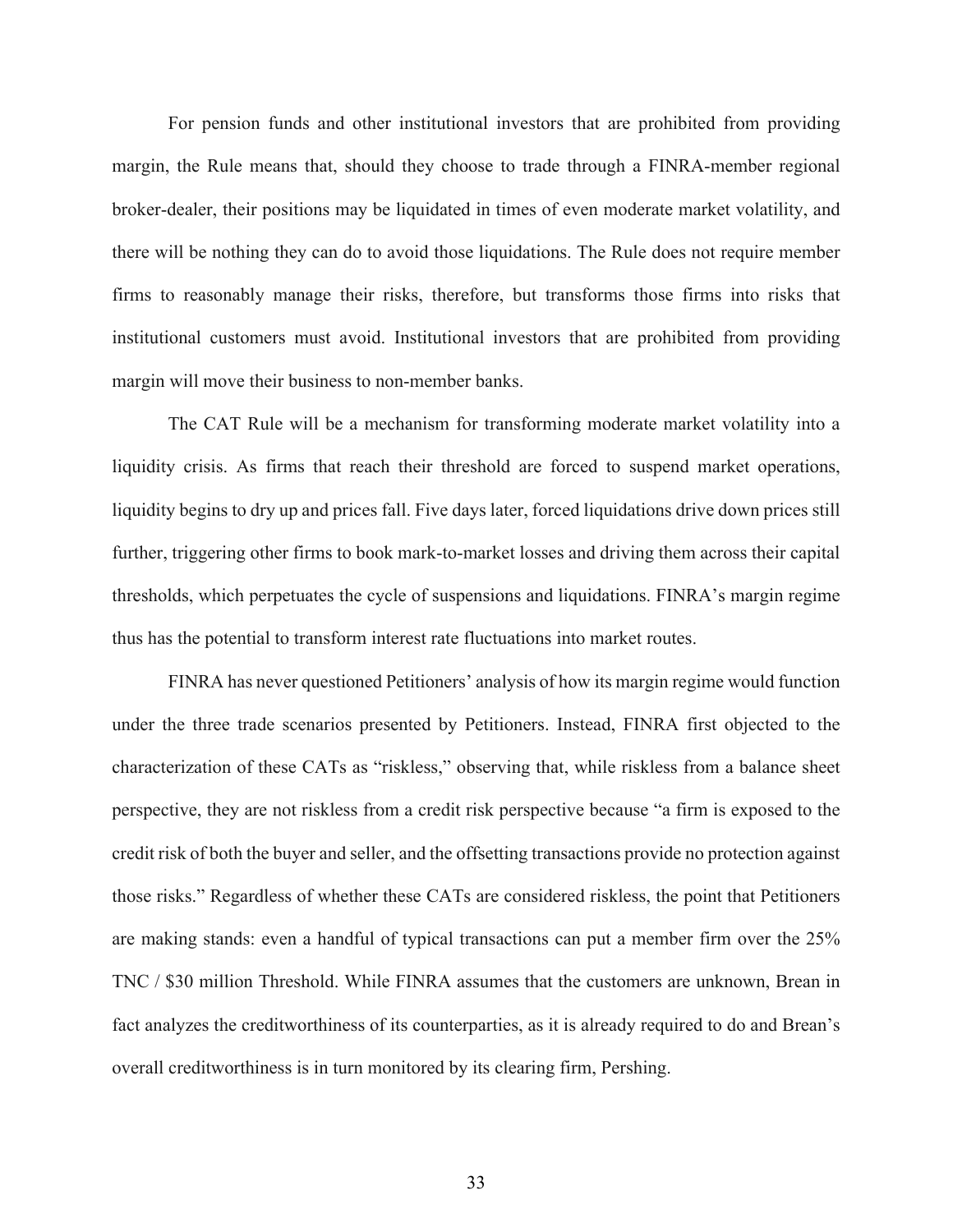For pension funds and other institutional investors that are prohibited from providing margin, the Rule means that, should they choose to trade through a FINRA-member regional broker-dealer, their positions may be liquidated in times of even moderate market volatility, and there will be nothing they can do to avoid those liquidations. The Rule does not require member firms to reasonably manage their risks, therefore, but transforms those firms into risks that institutional customers must avoid. Institutional investors that are prohibited from providing margin will move their business to non-member banks.

The CAT Rule will be a mechanism for transforming moderate market volatility into a liquidity crisis. As firms that reach their threshold are forced to suspend market operations, liquidity begins to dry up and prices fall. Five days later, forced liquidations drive down prices still further, triggering other firms to book mark-to-market losses and driving them across their capital thresholds, which perpetuates the cycle of suspensions and liquidations. FINRA's margin regime thus has the potential to transform interest rate fluctuations into market routes.

FINRA has never questioned Petitioners' analysis of how its margin regime would function under the three trade scenarios presented by Petitioners. Instead, FINRA first objected to the characterization of these CATs as "riskless," observing that, while riskless from a balance sheet perspective, they are not riskless from a credit risk perspective because "a firm is exposed to the credit risk of both the buyer and seller, and the offsetting transactions provide no protection against those risks." Regardless of whether these CATs are considered riskless, the point that Petitioners are making stands: even a handful of typical transactions can put a member firm over the 25% TNC / $30 million Threshold. While FINRA assumes that the customers are unknown, Brean in fact analyzes the creditworthiness of its counterparties, as it is already required to do and Brean's overall creditworthiness is in turn monitored by its clearing firm, Pershing.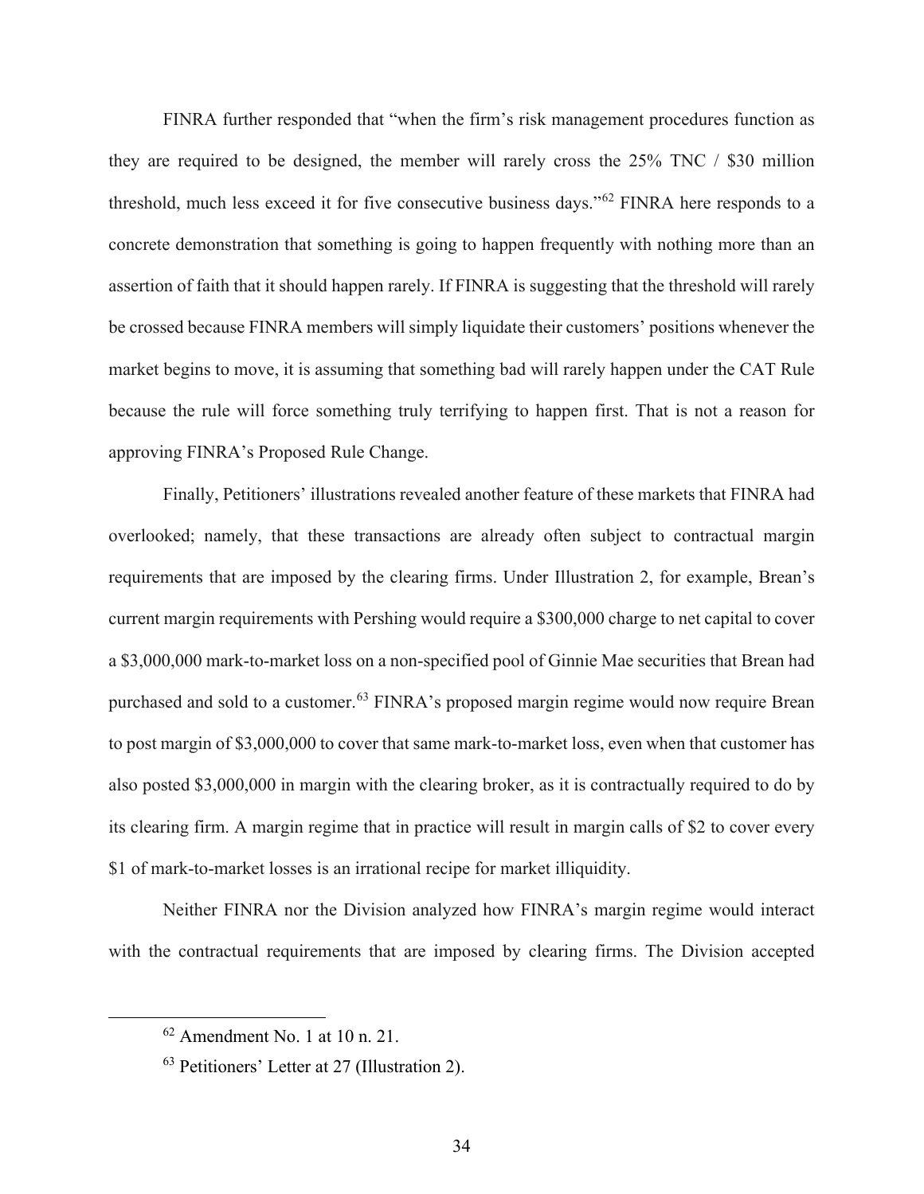FINRA further responded that "when the firm's risk management procedures function as they are required to be designed, the member will rarely cross the 25% TNC / $30 million threshold, much less exceed it for five consecutive business days."[62] FINRA here responds to a concrete demonstration that something is going to happen frequently with nothing more than an assertion of faith that it should happen rarely. If FINRA is suggesting that the threshold will rarely be crossed because FINRA members will simply liquidate their customers' positions whenever the market begins to move, it is assuming that something bad will rarely happen under the CAT Rule because the rule will force something truly terrifying to happen first. That is not a reason for approving FINRA's Proposed Rule Change.

Finally, Petitioners' illustrations revealed another feature of these markets that FINRA had overlooked; namely, that these transactions are already often subject to contractual margin requirements that are imposed by the clearing firms. Under Illustration 2, for example, Brean's current margin requirements with Pershing would require a $300,000 charge to net capital to cover a $3,000,000 mark-to-market loss on a non-specified pool of Ginnie Mae securities that Brean had purchased and sold to a customer.[63] FINRA's proposed margin regime would now require Brean to post margin of $3,000,000 to cover that same mark-to-market loss, even when that customer has also posted $3,000,000 in margin with the clearing broker, as it is contractually required to do by its clearing firm. A margin regime that in practice will result in margin calls of $2 to cover every $1 of mark-to-market losses is an irrational recipe for market illiquidity.

Neither FINRA nor the Division analyzed how FINRA's margin regime would interact with the contractual requirements that are imposed by clearing firms. The Division accepted

---

[62] Amendment No. 1 at 10 n. 21.

[63] Petitioners' Letter at 27 (Illustration 2).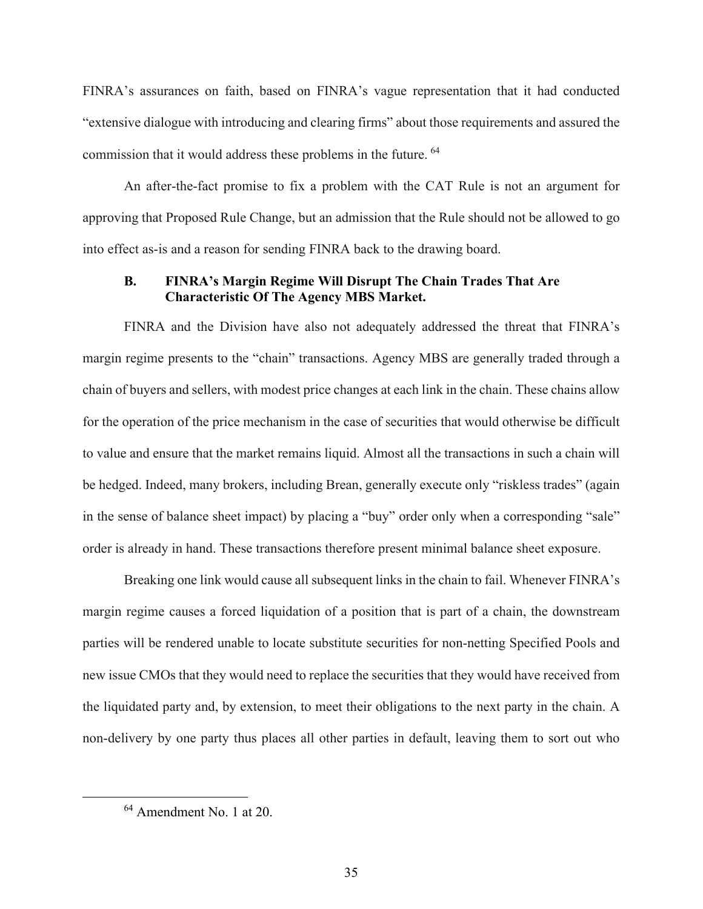FINRA's assurances on faith, based on FINRA's vague representation that it had conducted "extensive dialogue with introducing and clearing firms" about those requirements and assured the commission that it would address these problems in the future. [64]

An after-the-fact promise to fix a problem with the CAT Rule is not an argument for approving that Proposed Rule Change, but an admission that the Rule should not be allowed to go into effect as-is and a reason for sending FINRA back to the drawing board.

### B. FINRA's Margin Regime Will Disrupt The Chain Trades That Are Characteristic Of The Agency MBS Market.

FINRA and the Division have also not adequately addressed the threat that FINRA's margin regime presents to the "chain" transactions. Agency MBS are generally traded through a chain of buyers and sellers, with modest price changes at each link in the chain. These chains allow for the operation of the price mechanism in the case of securities that would otherwise be difficult to value and ensure that the market remains liquid. Almost all the transactions in such a chain will be hedged. Indeed, many brokers, including Brean, generally execute only "riskless trades" (again in the sense of balance sheet impact) by placing a "buy" order only when a corresponding "sale" order is already in hand. These transactions therefore present minimal balance sheet exposure.

Breaking one link would cause all subsequent links in the chain to fail. Whenever FINRA's margin regime causes a forced liquidation of a position that is part of a chain, the downstream parties will be rendered unable to locate substitute securities for non-netting Specified Pools and new issue CMOs that they would need to replace the securities that they would have received from the liquidated party and, by extension, to meet their obligations to the next party in the chain. A non-delivery by one party thus places all other parties in default, leaving them to sort out who

[64] Amendment No. 1 at 20.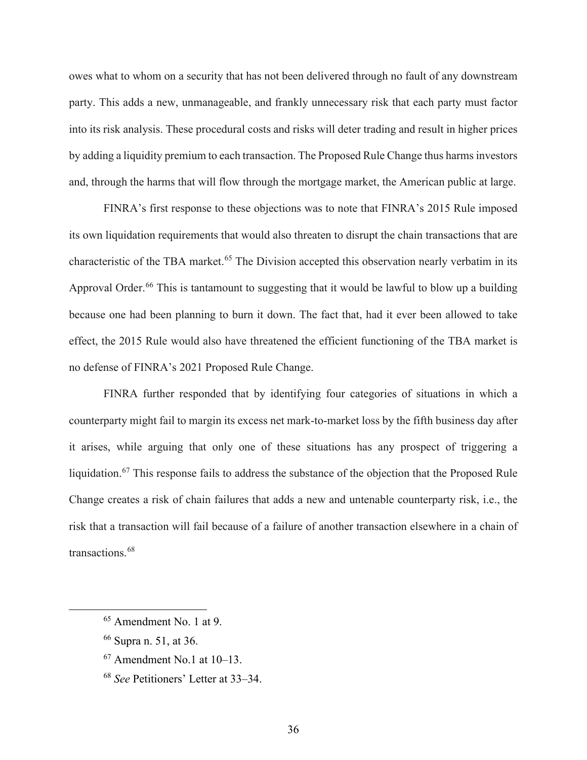owes what to whom on a security that has not been delivered through no fault of any downstream party. This adds a new, unmanageable, and frankly unnecessary risk that each party must factor into its risk analysis. These procedural costs and risks will deter trading and result in higher prices by adding a liquidity premium to each transaction. The Proposed Rule Change thus harms investors and, through the harms that will flow through the mortgage market, the American public at large.

FINRA's first response to these objections was to note that FINRA's 2015 Rule imposed its own liquidation requirements that would also threaten to disrupt the chain transactions that are characteristic of the TBA market.[65] The Division accepted this observation nearly verbatim in its Approval Order.[66] This is tantamount to suggesting that it would be lawful to blow up a building because one had been planning to burn it down. The fact that, had it ever been allowed to take effect, the 2015 Rule would also have threatened the efficient functioning of the TBA market is no defense of FINRA's 2021 Proposed Rule Change.

FINRA further responded that by identifying four categories of situations in which a counterparty might fail to margin its excess net mark-to-market loss by the fifth business day after it arises, while arguing that only one of these situations has any prospect of triggering a liquidation.[67] This response fails to address the substance of the objection that the Proposed Rule Change creates a risk of chain failures that adds a new and untenable counterparty risk, i.e., the risk that a transaction will fail because of a failure of another transaction elsewhere in a chain of transactions.[68]

---

[65] Amendment No. 1 at 9.

[66] Supra n. 51, at 36.

[67] Amendment No.1 at 10–13.

[68] *See* Petitioners' Letter at 33–34.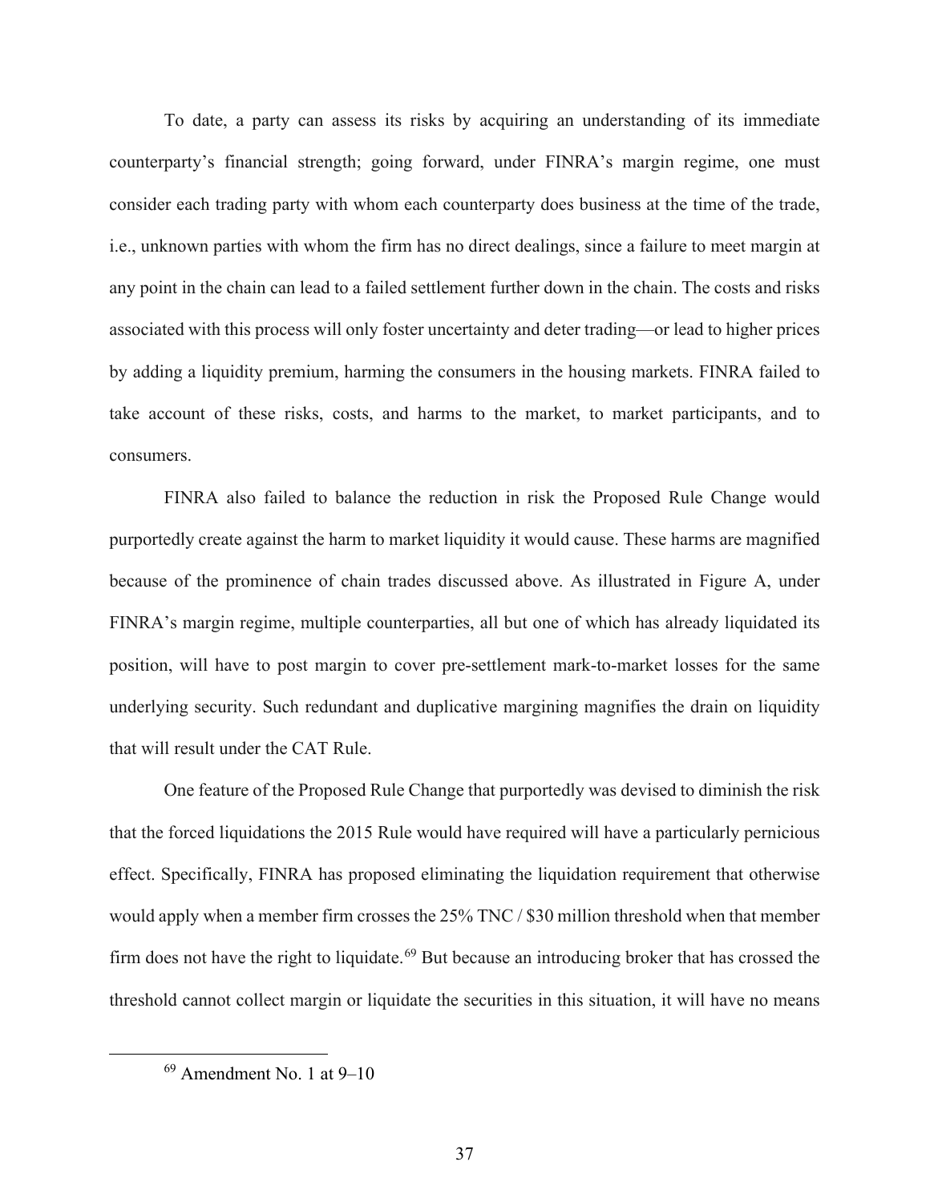To date, a party can assess its risks by acquiring an understanding of its immediate counterparty's financial strength; going forward, under FINRA's margin regime, one must consider each trading party with whom each counterparty does business at the time of the trade, i.e., unknown parties with whom the firm has no direct dealings, since a failure to meet margin at any point in the chain can lead to a failed settlement further down in the chain. The costs and risks associated with this process will only foster uncertainty and deter trading—or lead to higher prices by adding a liquidity premium, harming the consumers in the housing markets. FINRA failed to take account of these risks, costs, and harms to the market, to market participants, and to consumers.

FINRA also failed to balance the reduction in risk the Proposed Rule Change would purportedly create against the harm to market liquidity it would cause. These harms are magnified because of the prominence of chain trades discussed above. As illustrated in Figure A, under FINRA's margin regime, multiple counterparties, all but one of which has already liquidated its position, will have to post margin to cover pre-settlement mark-to-market losses for the same underlying security. Such redundant and duplicative margining magnifies the drain on liquidity that will result under the CAT Rule.

One feature of the Proposed Rule Change that purportedly was devised to diminish the risk that the forced liquidations the 2015 Rule would have required will have a particularly pernicious effect. Specifically, FINRA has proposed eliminating the liquidation requirement that otherwise would apply when a member firm crosses the 25% TNC / $30 million threshold when that member firm does not have the right to liquidate.[69] But because an introducing broker that has crossed the threshold cannot collect margin or liquidate the securities in this situation, it will have no means

[69] Amendment No. 1 at 9–10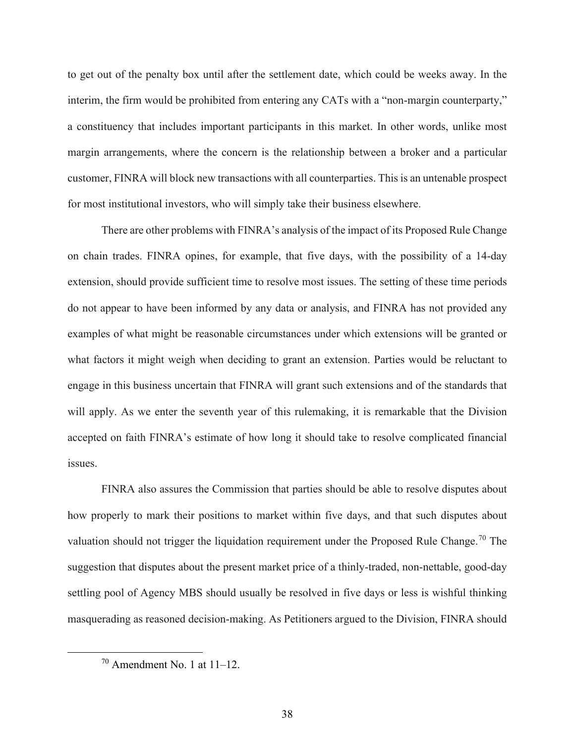to get out of the penalty box until after the settlement date, which could be weeks away. In the interim, the firm would be prohibited from entering any CATs with a "non-margin counterparty," a constituency that includes important participants in this market. In other words, unlike most margin arrangements, where the concern is the relationship between a broker and a particular customer, FINRA will block new transactions with all counterparties. This is an untenable prospect for most institutional investors, who will simply take their business elsewhere.

There are other problems with FINRA's analysis of the impact of its Proposed Rule Change on chain trades. FINRA opines, for example, that five days, with the possibility of a 14-day extension, should provide sufficient time to resolve most issues. The setting of these time periods do not appear to have been informed by any data or analysis, and FINRA has not provided any examples of what might be reasonable circumstances under which extensions will be granted or what factors it might weigh when deciding to grant an extension. Parties would be reluctant to engage in this business uncertain that FINRA will grant such extensions and of the standards that will apply. As we enter the seventh year of this rulemaking, it is remarkable that the Division accepted on faith FINRA's estimate of how long it should take to resolve complicated financial issues.

FINRA also assures the Commission that parties should be able to resolve disputes about how properly to mark their positions to market within five days, and that such disputes about valuation should not trigger the liquidation requirement under the Proposed Rule Change.[70] The suggestion that disputes about the present market price of a thinly-traded, non-nettable, good-day settling pool of Agency MBS should usually be resolved in five days or less is wishful thinking masquerading as reasoned decision-making. As Petitioners argued to the Division, FINRA should

[70] Amendment No. 1 at 11–12.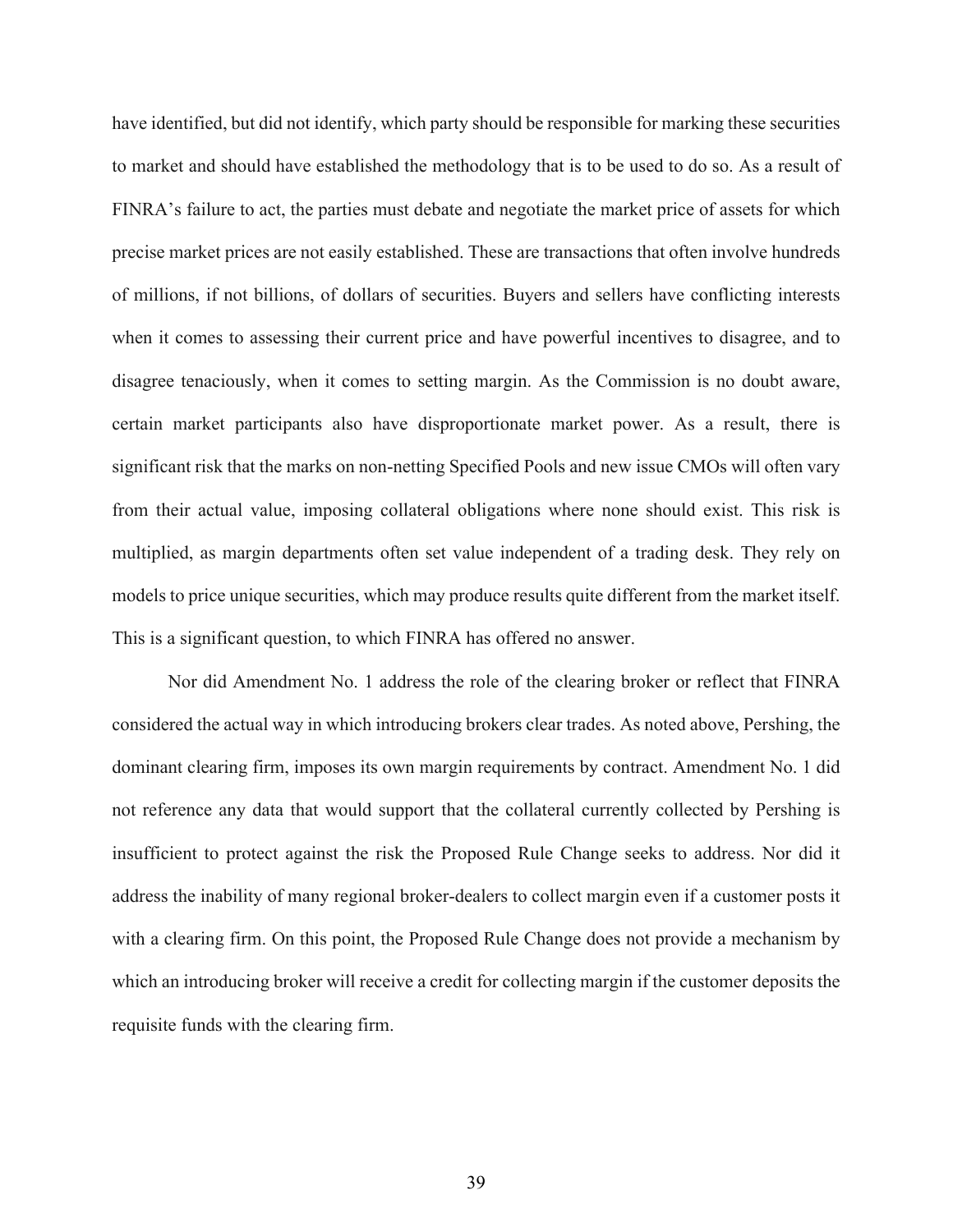have identified, but did not identify, which party should be responsible for marking these securities to market and should have established the methodology that is to be used to do so. As a result of FINRA's failure to act, the parties must debate and negotiate the market price of assets for which precise market prices are not easily established. These are transactions that often involve hundreds of millions, if not billions, of dollars of securities. Buyers and sellers have conflicting interests when it comes to assessing their current price and have powerful incentives to disagree, and to disagree tenaciously, when it comes to setting margin. As the Commission is no doubt aware, certain market participants also have disproportionate market power. As a result, there is significant risk that the marks on non-netting Specified Pools and new issue CMOs will often vary from their actual value, imposing collateral obligations where none should exist. This risk is multiplied, as margin departments often set value independent of a trading desk. They rely on models to price unique securities, which may produce results quite different from the market itself. This is a significant question, to which FINRA has offered no answer.

Nor did Amendment No. 1 address the role of the clearing broker or reflect that FINRA considered the actual way in which introducing brokers clear trades. As noted above, Pershing, the dominant clearing firm, imposes its own margin requirements by contract. Amendment No. 1 did not reference any data that would support that the collateral currently collected by Pershing is insufficient to protect against the risk the Proposed Rule Change seeks to address. Nor did it address the inability of many regional broker-dealers to collect margin even if a customer posts it with a clearing firm. On this point, the Proposed Rule Change does not provide a mechanism by which an introducing broker will receive a credit for collecting margin if the customer deposits the requisite funds with the clearing firm.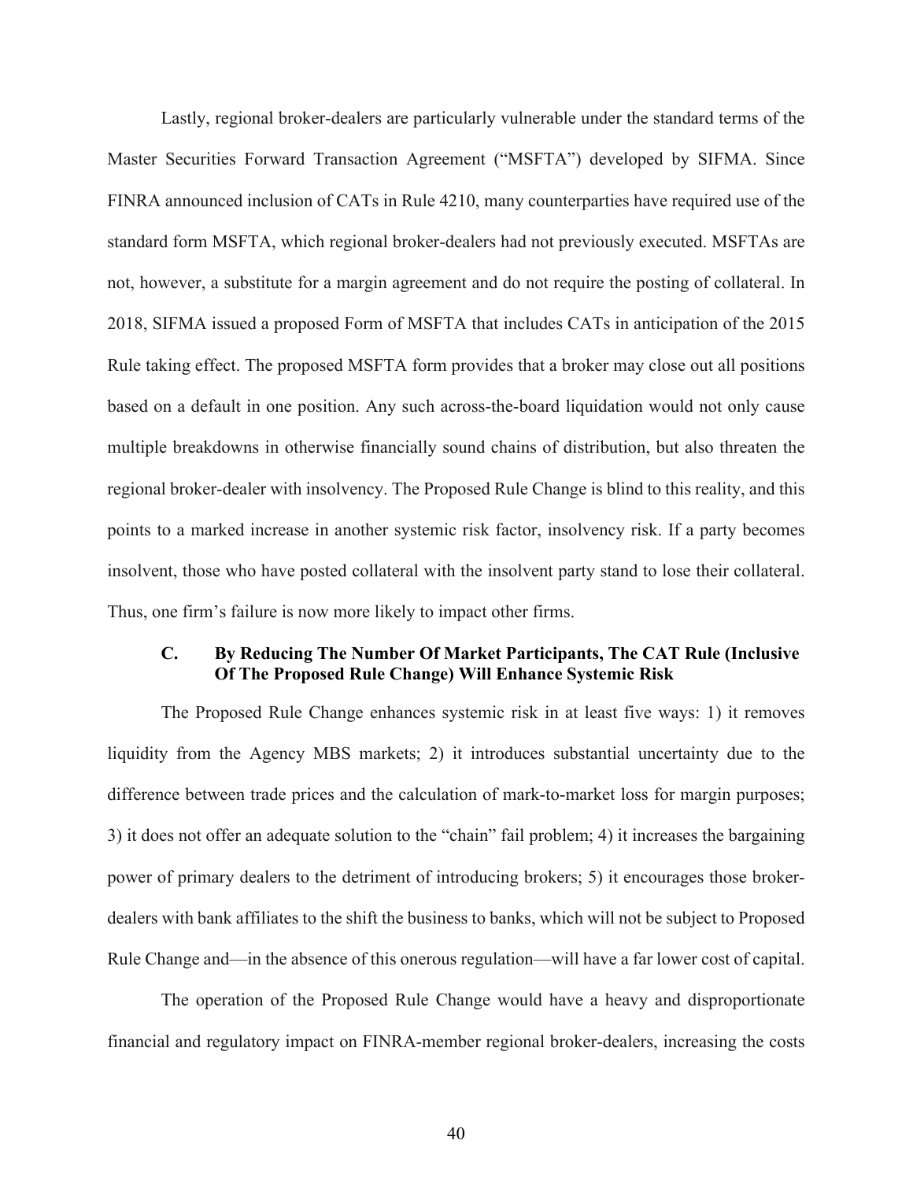Lastly, regional broker-dealers are particularly vulnerable under the standard terms of the Master Securities Forward Transaction Agreement ("MSFTA") developed by SIFMA. Since FINRA announced inclusion of CATs in Rule 4210, many counterparties have required use of the standard form MSFTA, which regional broker-dealers had not previously executed. MSFTAs are not, however, a substitute for a margin agreement and do not require the posting of collateral. In 2018, SIFMA issued a proposed Form of MSFTA that includes CATs in anticipation of the 2015 Rule taking effect. The proposed MSFTA form provides that a broker may close out all positions based on a default in one position. Any such across-the-board liquidation would not only cause multiple breakdowns in otherwise financially sound chains of distribution, but also threaten the regional broker-dealer with insolvency. The Proposed Rule Change is blind to this reality, and this points to a marked increase in another systemic risk factor, insolvency risk. If a party becomes insolvent, those who have posted collateral with the insolvent party stand to lose their collateral. Thus, one firm's failure is now more likely to impact other firms.

### C. By Reducing The Number Of Market Participants, The CAT Rule (Inclusive Of The Proposed Rule Change) Will Enhance Systemic Risk

The Proposed Rule Change enhances systemic risk in at least five ways: 1) it removes liquidity from the Agency MBS markets; 2) it introduces substantial uncertainty due to the difference between trade prices and the calculation of mark-to-market loss for margin purposes; 3) it does not offer an adequate solution to the "chain" fail problem; 4) it increases the bargaining power of primary dealers to the detriment of introducing brokers; 5) it encourages those broker-dealers with bank affiliates to the shift the business to banks, which will not be subject to Proposed Rule Change and—in the absence of this onerous regulation—will have a far lower cost of capital.

The operation of the Proposed Rule Change would have a heavy and disproportionate financial and regulatory impact on FINRA-member regional broker-dealers, increasing the costs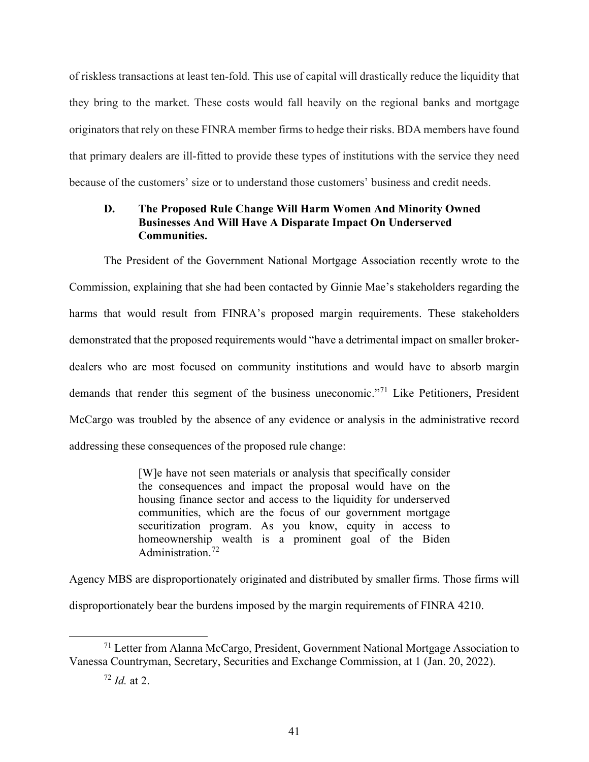of riskless transactions at least ten-fold. This use of capital will drastically reduce the liquidity that they bring to the market. These costs would fall heavily on the regional banks and mortgage originators that rely on these FINRA member firms to hedge their risks. BDA members have found that primary dealers are ill-fitted to provide these types of institutions with the service they need because of the customers' size or to understand those customers' business and credit needs.

### D. The Proposed Rule Change Will Harm Women And Minority Owned Businesses And Will Have A Disparate Impact On Underserved Communities.

The President of the Government National Mortgage Association recently wrote to the Commission, explaining that she had been contacted by Ginnie Mae's stakeholders regarding the harms that would result from FINRA's proposed margin requirements. These stakeholders demonstrated that the proposed requirements would "have a detrimental impact on smaller broker-dealers who are most focused on community institutions and would have to absorb margin demands that render this segment of the business uneconomic."[71] Like Petitioners, President McCargo was troubled by the absence of any evidence or analysis in the administrative record addressing these consequences of the proposed rule change:

> [W]e have not seen materials or analysis that specifically consider the consequences and impact the proposal would have on the housing finance sector and access to the liquidity for underserved communities, which are the focus of our government mortgage securitization program. As you know, equity in access to homeownership wealth is a prominent goal of the Biden Administration.[72]

Agency MBS are disproportionately originated and distributed by smaller firms. Those firms will disproportionately bear the burdens imposed by the margin requirements of FINRA 4210.

---

[71] Letter from Alanna McCargo, President, Government National Mortgage Association to Vanessa Countryman, Secretary, Securities and Exchange Commission, at 1 (Jan. 20, 2022).

[72] *Id.* at 2.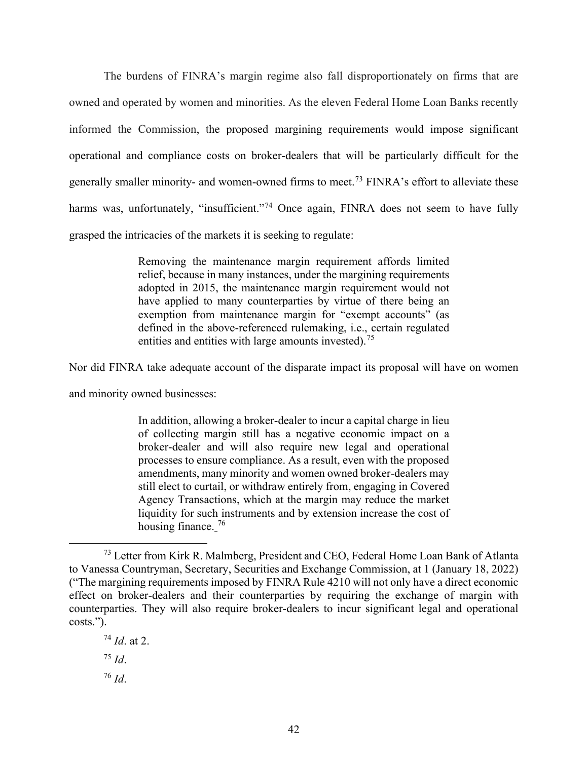The burdens of FINRA's margin regime also fall disproportionately on firms that are owned and operated by women and minorities. As the eleven Federal Home Loan Banks recently informed the Commission, the proposed margining requirements would impose significant operational and compliance costs on broker-dealers that will be particularly difficult for the generally smaller minority- and women-owned firms to meet.[73] FINRA's effort to alleviate these harms was, unfortunately, "insufficient."[74] Once again, FINRA does not seem to have fully grasped the intricacies of the markets it is seeking to regulate:

> Removing the maintenance margin requirement affords limited relief, because in many instances, under the margining requirements adopted in 2015, the maintenance margin requirement would not have applied to many counterparties by virtue of there being an exemption from maintenance margin for "exempt accounts" (as defined in the above-referenced rulemaking, i.e., certain regulated entities and entities with large amounts invested).[75]

Nor did FINRA take adequate account of the disparate impact its proposal will have on women and minority owned businesses:

> In addition, allowing a broker-dealer to incur a capital charge in lieu of collecting margin still has a negative economic impact on a broker-dealer and will also require new legal and operational processes to ensure compliance. As a result, even with the proposed amendments, many minority and women owned broker-dealers may still elect to curtail, or withdraw entirely from, engaging in Covered Agency Transactions, which at the margin may reduce the market liquidity for such instruments and by extension increase the cost of housing finance.[76]

---

[73] Letter from Kirk R. Malmberg, President and CEO, Federal Home Loan Bank of Atlanta to Vanessa Countryman, Secretary, Securities and Exchange Commission, at 1 (January 18, 2022) ("The margining requirements imposed by FINRA Rule 4210 will not only have a direct economic effect on broker-dealers and their counterparties by requiring the exchange of margin with counterparties. They will also require broker-dealers to incur significant legal and operational costs.").

[74] *Id*. at 2.

[75] *Id*.

[76] *Id*.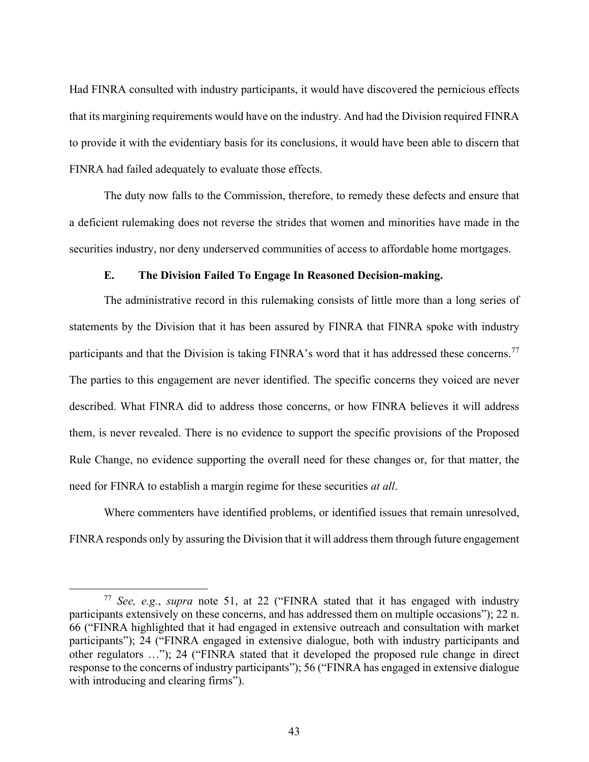Had FINRA consulted with industry participants, it would have discovered the pernicious effects that its margining requirements would have on the industry. And had the Division required FINRA to provide it with the evidentiary basis for its conclusions, it would have been able to discern that FINRA had failed adequately to evaluate those effects.

The duty now falls to the Commission, therefore, to remedy these defects and ensure that a deficient rulemaking does not reverse the strides that women and minorities have made in the securities industry, nor deny underserved communities of access to affordable home mortgages.

### E. The Division Failed To Engage In Reasoned Decision-making.

The administrative record in this rulemaking consists of little more than a long series of statements by the Division that it has been assured by FINRA that FINRA spoke with industry participants and that the Division is taking FINRA's word that it has addressed these concerns.[77] The parties to this engagement are never identified. The specific concerns they voiced are never described. What FINRA did to address those concerns, or how FINRA believes it will address them, is never revealed. There is no evidence to support the specific provisions of the Proposed Rule Change, no evidence supporting the overall need for these changes or, for that matter, the need for FINRA to establish a margin regime for these securities *at all*.

Where commenters have identified problems, or identified issues that remain unresolved, FINRA responds only by assuring the Division that it will address them through future engagement

[77] *See, e.g.*, *supra* note 51, at 22 ("FINRA stated that it has engaged with industry participants extensively on these concerns, and has addressed them on multiple occasions"); 22 n. 66 ("FINRA highlighted that it had engaged in extensive outreach and consultation with market participants"); 24 ("FINRA engaged in extensive dialogue, both with industry participants and other regulators …"); 24 ("FINRA stated that it developed the proposed rule change in direct response to the concerns of industry participants"); 56 ("FINRA has engaged in extensive dialogue with introducing and clearing firms").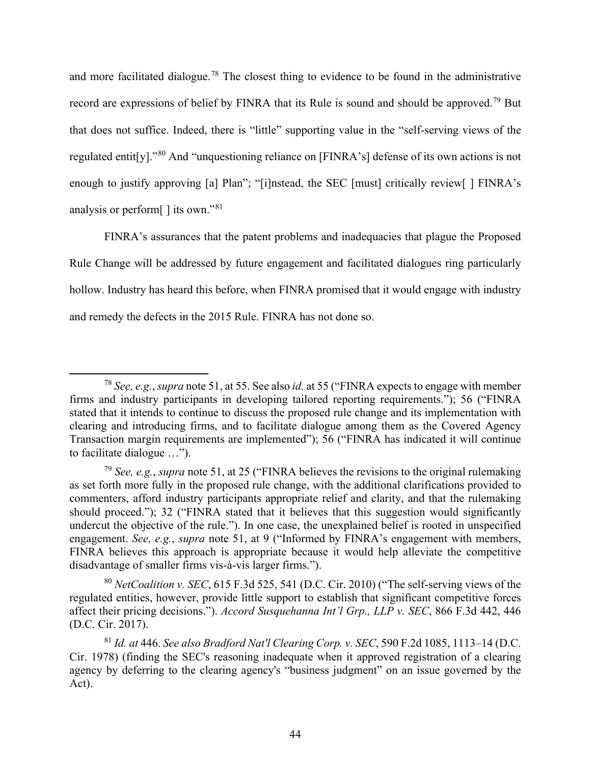and more facilitated dialogue.[78] The closest thing to evidence to be found in the administrative record are expressions of belief by FINRA that its Rule is sound and should be approved.[79] But that does not suffice. Indeed, there is "little" supporting value in the "self-serving views of the regulated entit[y]."[80] And "unquestioning reliance on [FINRA's] defense of its own actions is not enough to justify approving [a] Plan"; "[i]nstead, the SEC [must] critically review[ ] FINRA's analysis or perform[ ] its own."[81]

FINRA's assurances that the patent problems and inadequacies that plague the Proposed Rule Change will be addressed by future engagement and facilitated dialogues ring particularly hollow. Industry has heard this before, when FINRA promised that it would engage with industry and remedy the defects in the 2015 Rule. FINRA has not done so.

---

[78] *See, e.g.*, *supra* note 51, at 55. See also *id.* at 55 ("FINRA expects to engage with member firms and industry participants in developing tailored reporting requirements."); 56 ("FINRA stated that it intends to continue to discuss the proposed rule change and its implementation with clearing and introducing firms, and to facilitate dialogue among them as the Covered Agency Transaction margin requirements are implemented"); 56 ("FINRA has indicated it will continue to facilitate dialogue …").

[79] *See, e.g.*, *supra* note 51, at 25 ("FINRA believes the revisions to the original rulemaking as set forth more fully in the proposed rule change, with the additional clarifications provided to commenters, afford industry participants appropriate relief and clarity, and that the rulemaking should proceed."); 32 ("FINRA stated that it believes that this suggestion would significantly undercut the objective of the rule."). In one case, the unexplained belief is rooted in unspecified engagement. *See, e.g.*, *supra* note 51, at 9 ("Informed by FINRA's engagement with members, FINRA believes this approach is appropriate because it would help alleviate the competitive disadvantage of smaller firms vis-à-vis larger firms.").

[80] *NetCoalition v. SEC*, 615 F.3d 525, 541 (D.C. Cir. 2010) ("The self-serving views of the regulated entities, however, provide little support to establish that significant competitive forces affect their pricing decisions."). *Accord Susquehanna Int'l Grp., LLP v. SEC*, 866 F.3d 442, 446 (D.C. Cir. 2017).

[81] *Id. at* 446. *See also Bradford Nat'l Clearing Corp. v. SEC*, 590 F.2d 1085, 1113–14 (D.C. Cir. 1978) (finding the SEC's reasoning inadequate when it approved registration of a clearing agency by deferring to the clearing agency's "business judgment" on an issue governed by the Act).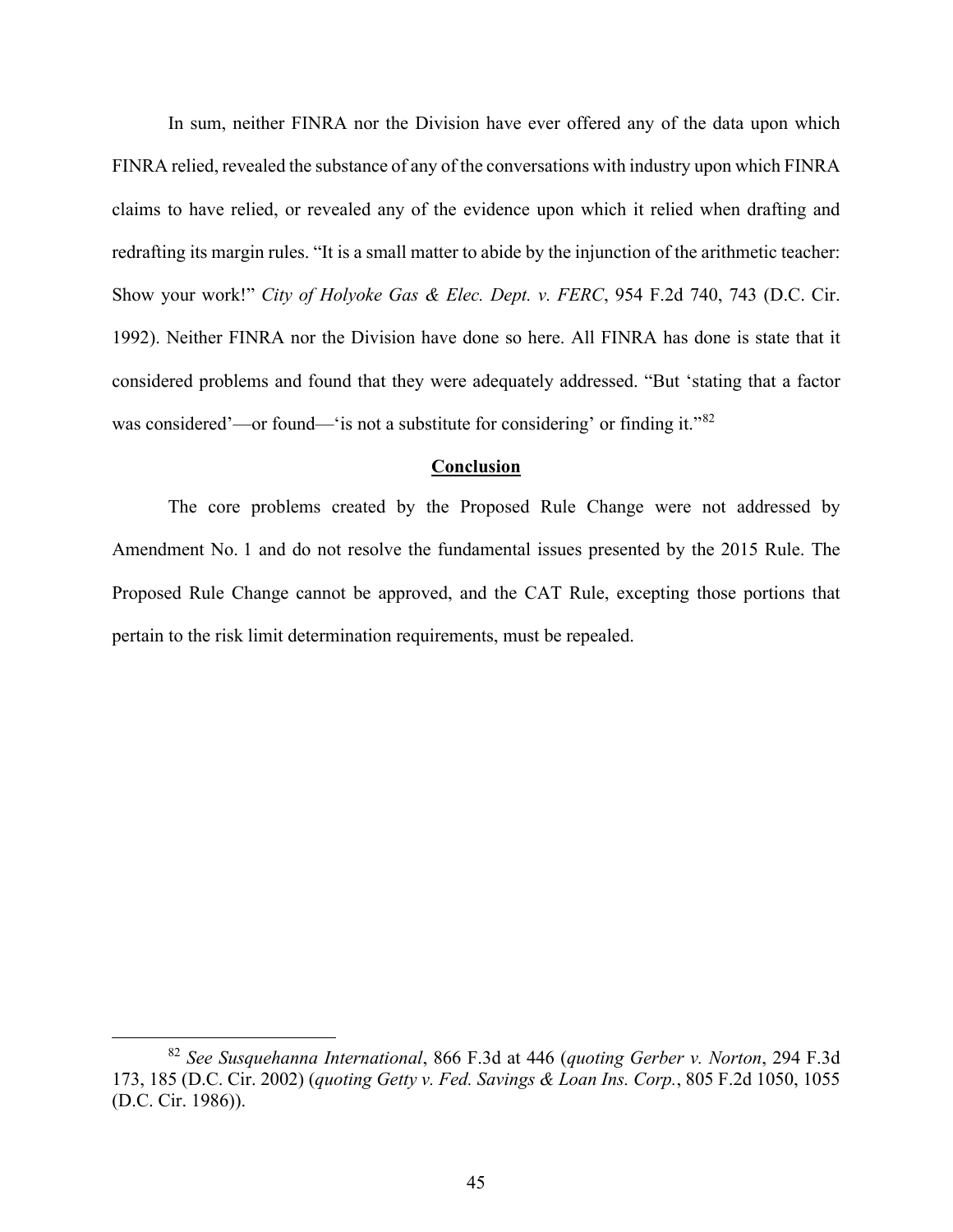In sum, neither FINRA nor the Division have ever offered any of the data upon which FINRA relied, revealed the substance of any of the conversations with industry upon which FINRA claims to have relied, or revealed any of the evidence upon which it relied when drafting and redrafting its margin rules. "It is a small matter to abide by the injunction of the arithmetic teacher: Show your work!" *City of Holyoke Gas & Elec. Dept. v. FERC*, 954 F.2d 740, 743 (D.C. Cir. 1992). Neither FINRA nor the Division have done so here. All FINRA has done is state that it considered problems and found that they were adequately addressed. "But 'stating that a factor was considered'—or found—'is not a substitute for considering' or finding it."[82]

## **Conclusion**

The core problems created by the Proposed Rule Change were not addressed by Amendment No. 1 and do not resolve the fundamental issues presented by the 2015 Rule. The Proposed Rule Change cannot be approved, and the CAT Rule, excepting those portions that pertain to the risk limit determination requirements, must be repealed.

---

[82] *See Susquehanna International*, 866 F.3d at 446 (*quoting Gerber v. Norton*, 294 F.3d 173, 185 (D.C. Cir. 2002) (*quoting Getty v. Fed. Savings & Loan Ins. Corp.*, 805 F.2d 1050, 1055 (D.C. Cir. 1986)).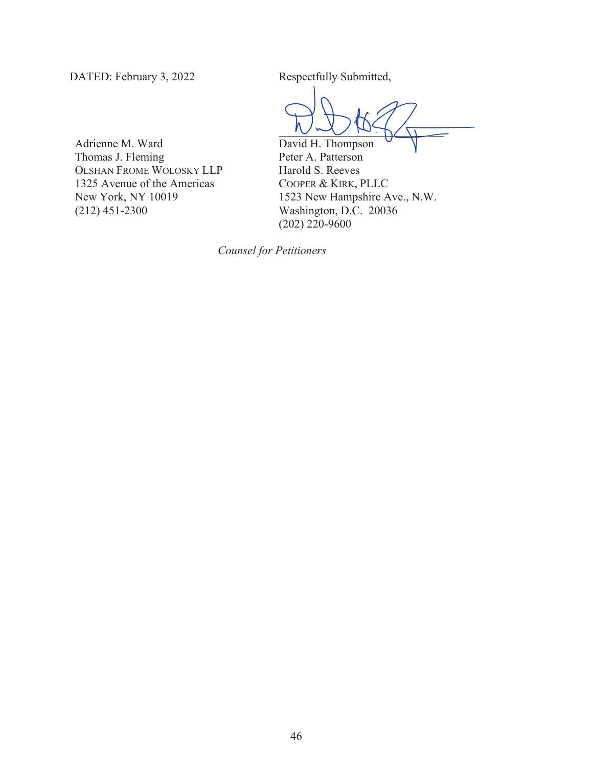DATED: February 3, 2022

Respectfully Submitted,

Adrienne M. Ward
Thomas J. Fleming
OLSHAN FROME WOLOSKY LLP
1325 Avenue of the Americas
New York, NY 10019
(212) 451-2300

David H. Thompson
Peter A. Patterson
Harold S. Reeves
COOPER & KIRK, PLLC
1523 New Hampshire Ave., N.W.
Washington, D.C. 20036
(202) 220-9600

*Counsel for Petitioners*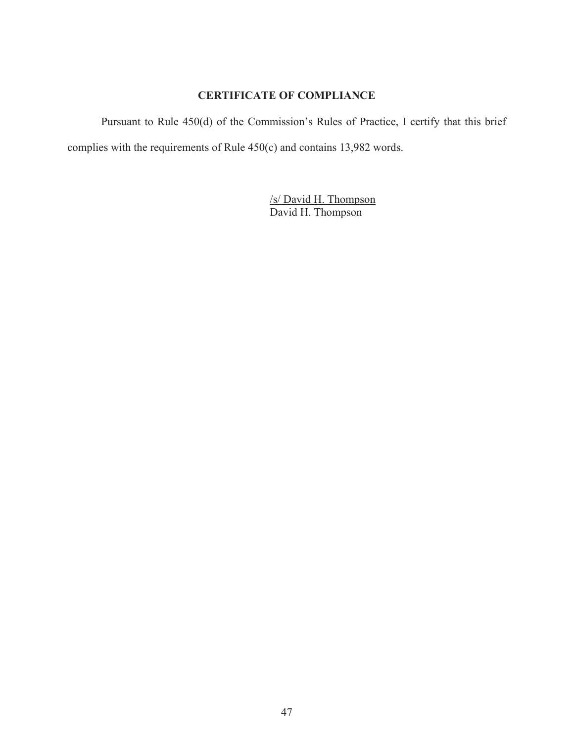## CERTIFICATE OF COMPLIANCE

Pursuant to Rule 450(d) of the Commission's Rules of Practice, I certify that this brief complies with the requirements of Rule 450(c) and contains 13,982 words.

/s/ David H. Thompson
David H. Thompson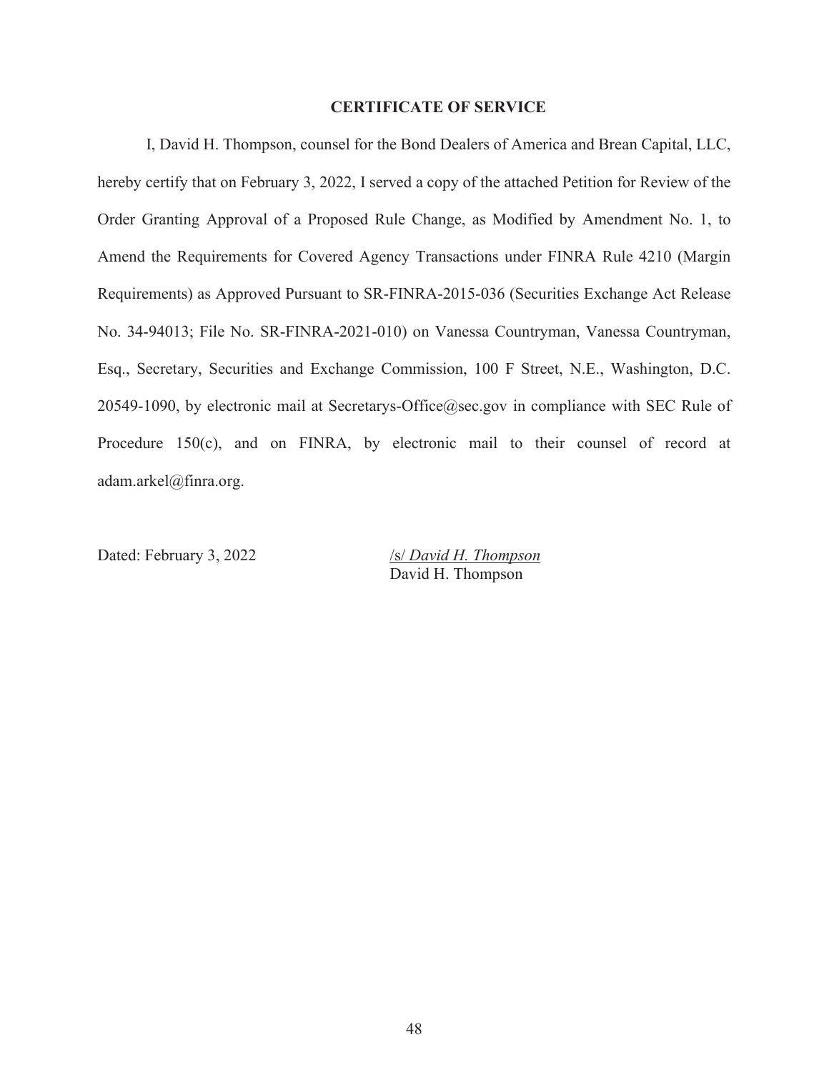## CERTIFICATE OF SERVICE

I, David H. Thompson, counsel for the Bond Dealers of America and Brean Capital, LLC, hereby certify that on February 3, 2022, I served a copy of the attached Petition for Review of the Order Granting Approval of a Proposed Rule Change, as Modified by Amendment No. 1, to Amend the Requirements for Covered Agency Transactions under FINRA Rule 4210 (Margin Requirements) as Approved Pursuant to SR-FINRA-2015-036 (Securities Exchange Act Release No. 34-94013; File No. SR-FINRA-2021-010) on Vanessa Countryman, Vanessa Countryman, Esq., Secretary, Securities and Exchange Commission, 100 F Street, N.E., Washington, D.C. 20549-1090, by electronic mail at Secretarys-Office@sec.gov in compliance with SEC Rule of Procedure 150(c), and on FINRA, by electronic mail to their counsel of record at adam.arkel@finra.org.

Dated: February 3, 2022

/s/ *David H. Thompson*
David H. Thompson